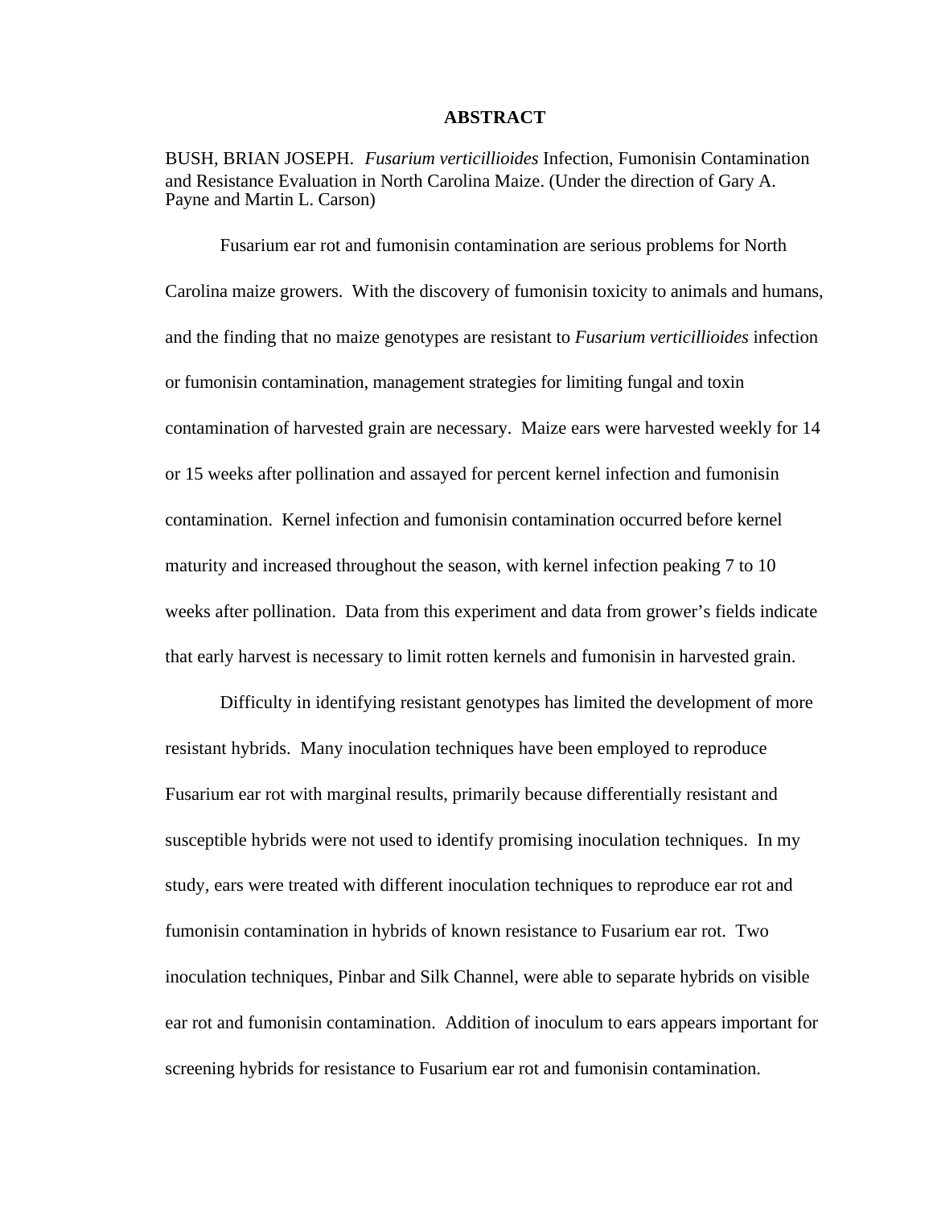# ABSTRACT

BUSH, BRIAN JOSEPH. *Fusarium verticillioides* Infection, Fumonisin Contamination and Resistance Evaluation in North Carolina Maize. (Under the direction of Gary A. Payne and Martin L. Carson)

Fusarium ear rot and fumonisin contamination are serious problems for North Carolina maize growers. With the discovery of fumonisin toxicity to animals and humans, and the finding that no maize genotypes are resistant to *Fusarium verticillioides* infection or fumonisin contamination, management strategies for limiting fungal and toxin contamination of harvested grain are necessary. Maize ears were harvested weekly for 14 or 15 weeks after pollination and assayed for percent kernel infection and fumonisin contamination. Kernel infection and fumonisin contamination occurred before kernel maturity and increased throughout the season, with kernel infection peaking 7 to 10 weeks after pollination. Data from this experiment and data from grower's fields indicate that early harvest is necessary to limit rotten kernels and fumonisin in harvested grain.

Difficulty in identifying resistant genotypes has limited the development of more resistant hybrids. Many inoculation techniques have been employed to reproduce Fusarium ear rot with marginal results, primarily because differentially resistant and susceptible hybrids were not used to identify promising inoculation techniques. In my study, ears were treated with different inoculation techniques to reproduce ear rot and fumonisin contamination in hybrids of known resistance to Fusarium ear rot. Two inoculation techniques, Pinbar and Silk Channel, were able to separate hybrids on visible ear rot and fumonisin contamination. Addition of inoculum to ears appears important for screening hybrids for resistance to Fusarium ear rot and fumonisin contamination.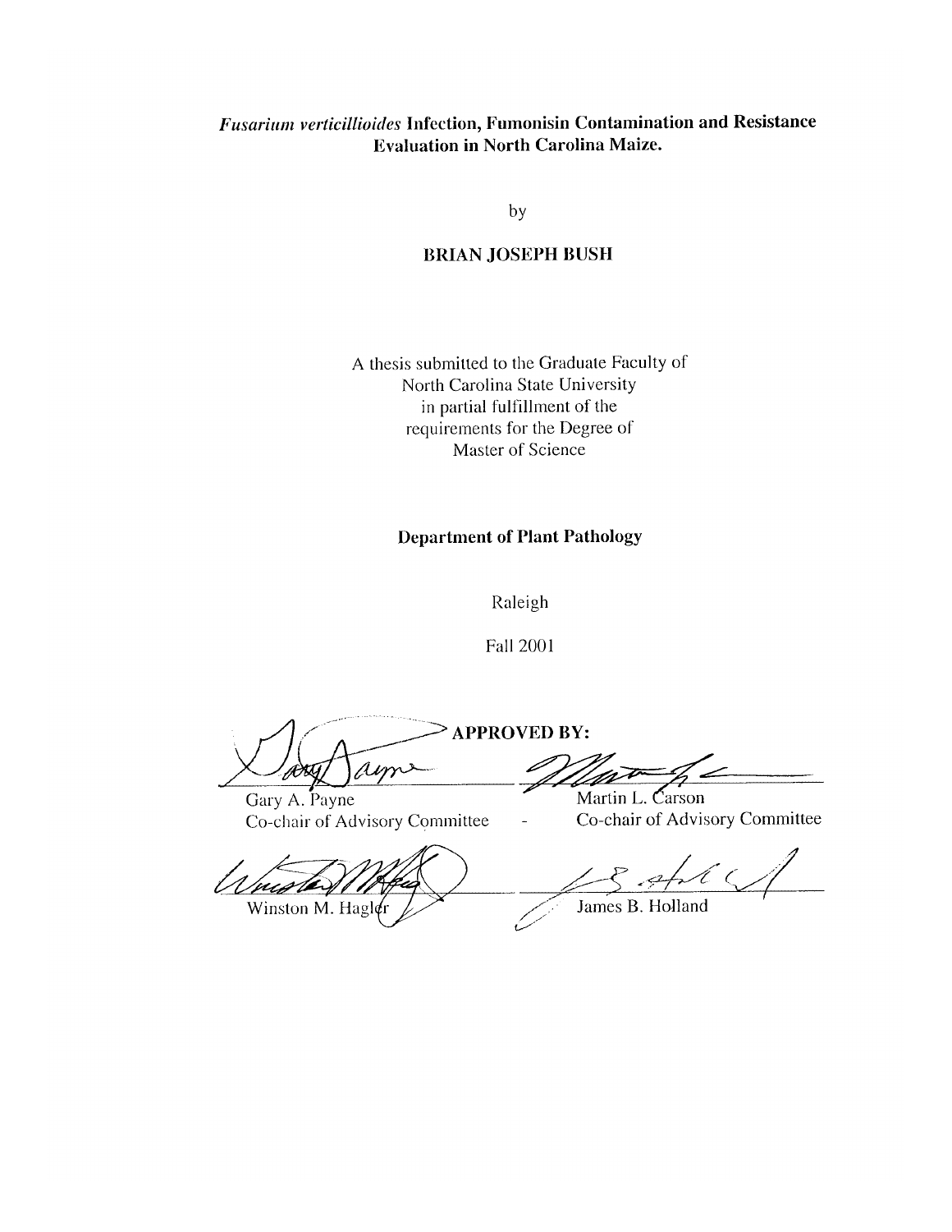# *Fusarium verticillioides* Infection, Fumonisin Contamination and Resistance Evaluation in North Carolina Maize.

by

**BRIAN JOSEPH BUSH**

A thesis submitted to the Graduate Faculty of
North Carolina State University
in partial fulfillment of the
requirements for the Degree of
Master of Science

**Department of Plant Pathology**

Raleigh

Fall 2001

**APPROVED BY:**

| | |
|---|---|
| Gary A. Payne<br>Co-chair of Advisory Committee | Martin L. Carson<br>Co-chair of Advisory Committee |
| Winston M. Hagler | James B. Holland |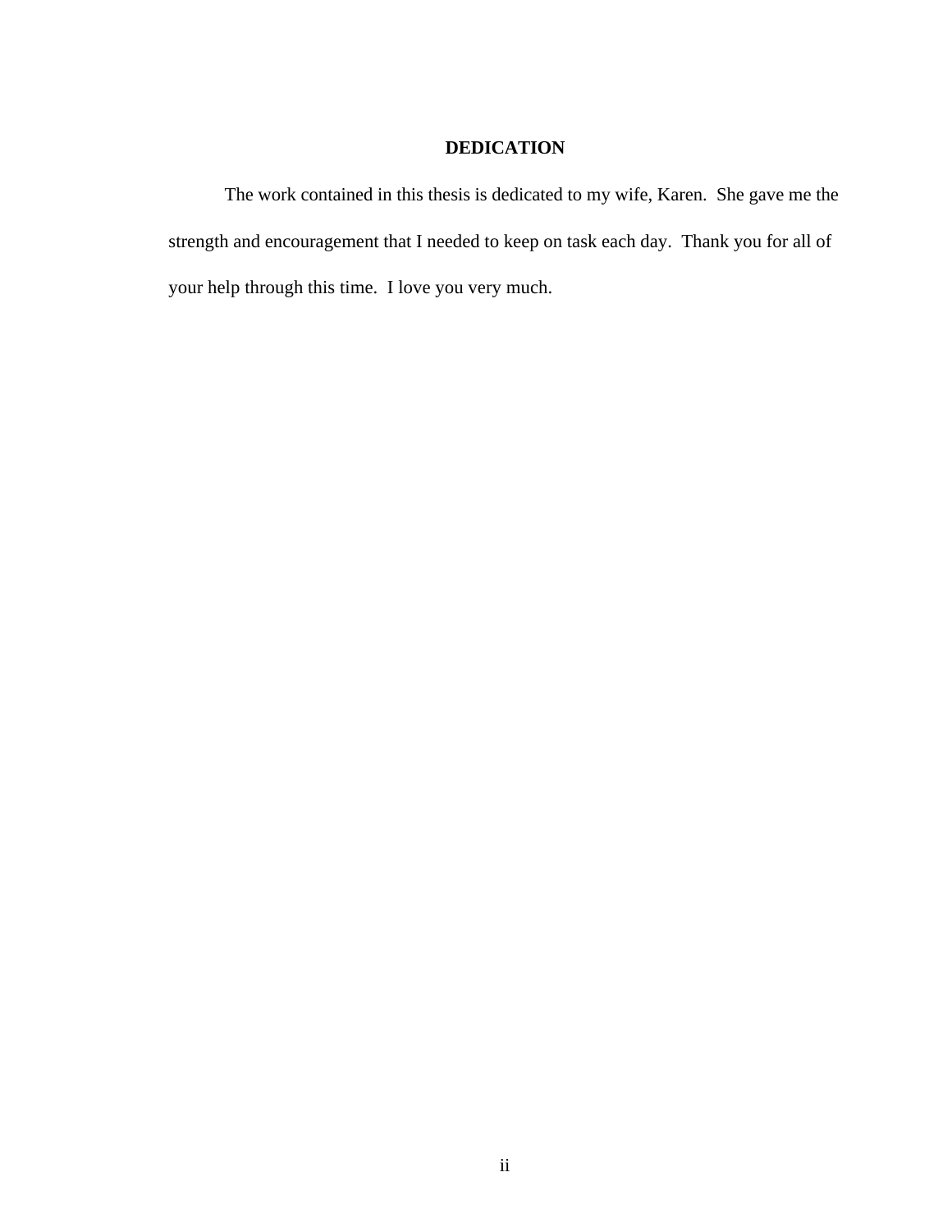# DEDICATION

The work contained in this thesis is dedicated to my wife, Karen. She gave me the strength and encouragement that I needed to keep on task each day. Thank you for all of your help through this time. I love you very much.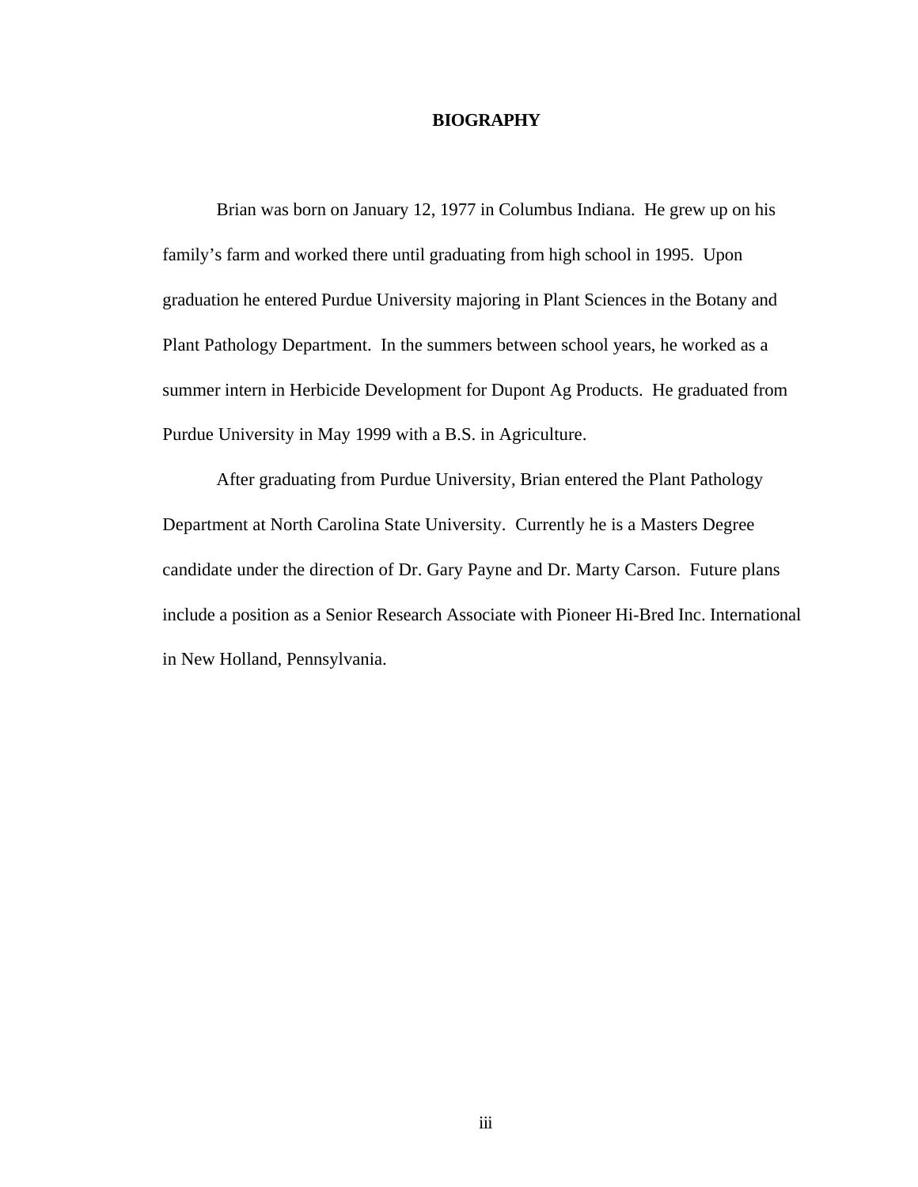# BIOGRAPHY

Brian was born on January 12, 1977 in Columbus Indiana. He grew up on his family's farm and worked there until graduating from high school in 1995. Upon graduation he entered Purdue University majoring in Plant Sciences in the Botany and Plant Pathology Department. In the summers between school years, he worked as a summer intern in Herbicide Development for Dupont Ag Products. He graduated from Purdue University in May 1999 with a B.S. in Agriculture.

After graduating from Purdue University, Brian entered the Plant Pathology Department at North Carolina State University. Currently he is a Masters Degree candidate under the direction of Dr. Gary Payne and Dr. Marty Carson. Future plans include a position as a Senior Research Associate with Pioneer Hi-Bred Inc. International in New Holland, Pennsylvania.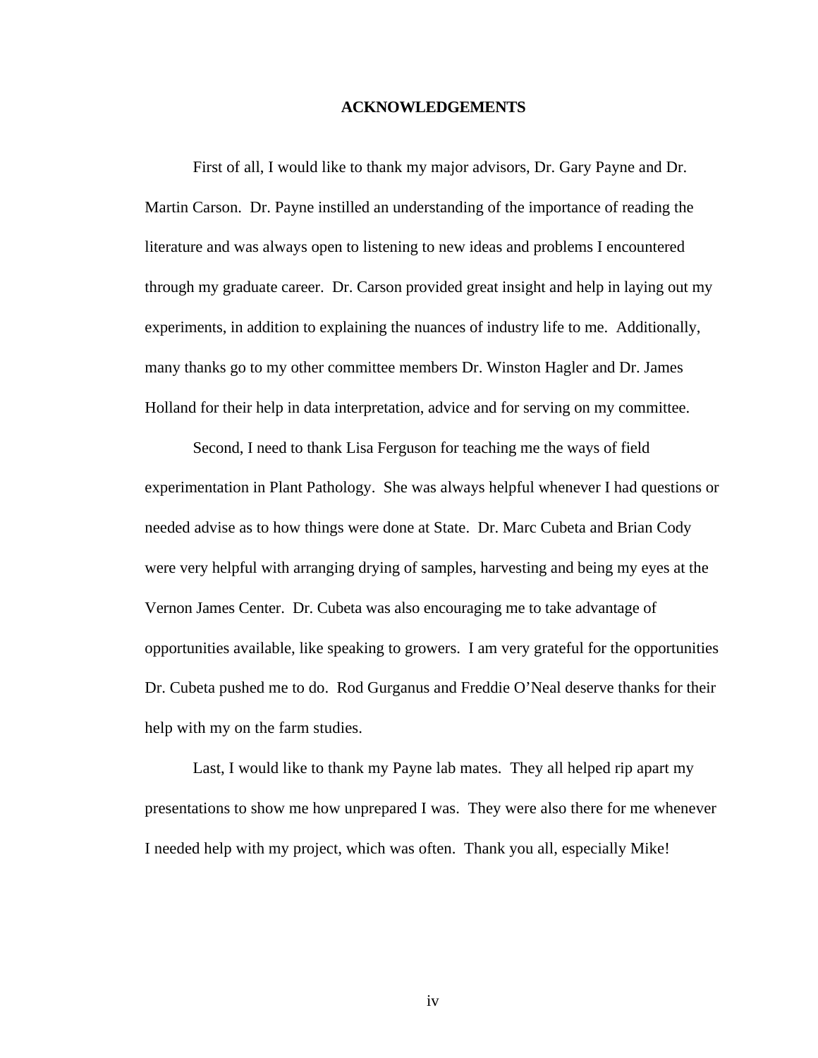# ACKNOWLEDGEMENTS

First of all, I would like to thank my major advisors, Dr. Gary Payne and Dr. Martin Carson. Dr. Payne instilled an understanding of the importance of reading the literature and was always open to listening to new ideas and problems I encountered through my graduate career. Dr. Carson provided great insight and help in laying out my experiments, in addition to explaining the nuances of industry life to me. Additionally, many thanks go to my other committee members Dr. Winston Hagler and Dr. James Holland for their help in data interpretation, advice and for serving on my committee.

Second, I need to thank Lisa Ferguson for teaching me the ways of field experimentation in Plant Pathology. She was always helpful whenever I had questions or needed advise as to how things were done at State. Dr. Marc Cubeta and Brian Cody were very helpful with arranging drying of samples, harvesting and being my eyes at the Vernon James Center. Dr. Cubeta was also encouraging me to take advantage of opportunities available, like speaking to growers. I am very grateful for the opportunities Dr. Cubeta pushed me to do. Rod Gurganus and Freddie O'Neal deserve thanks for their help with my on the farm studies.

Last, I would like to thank my Payne lab mates. They all helped rip apart my presentations to show me how unprepared I was. They were also there for me whenever I needed help with my project, which was often. Thank you all, especially Mike!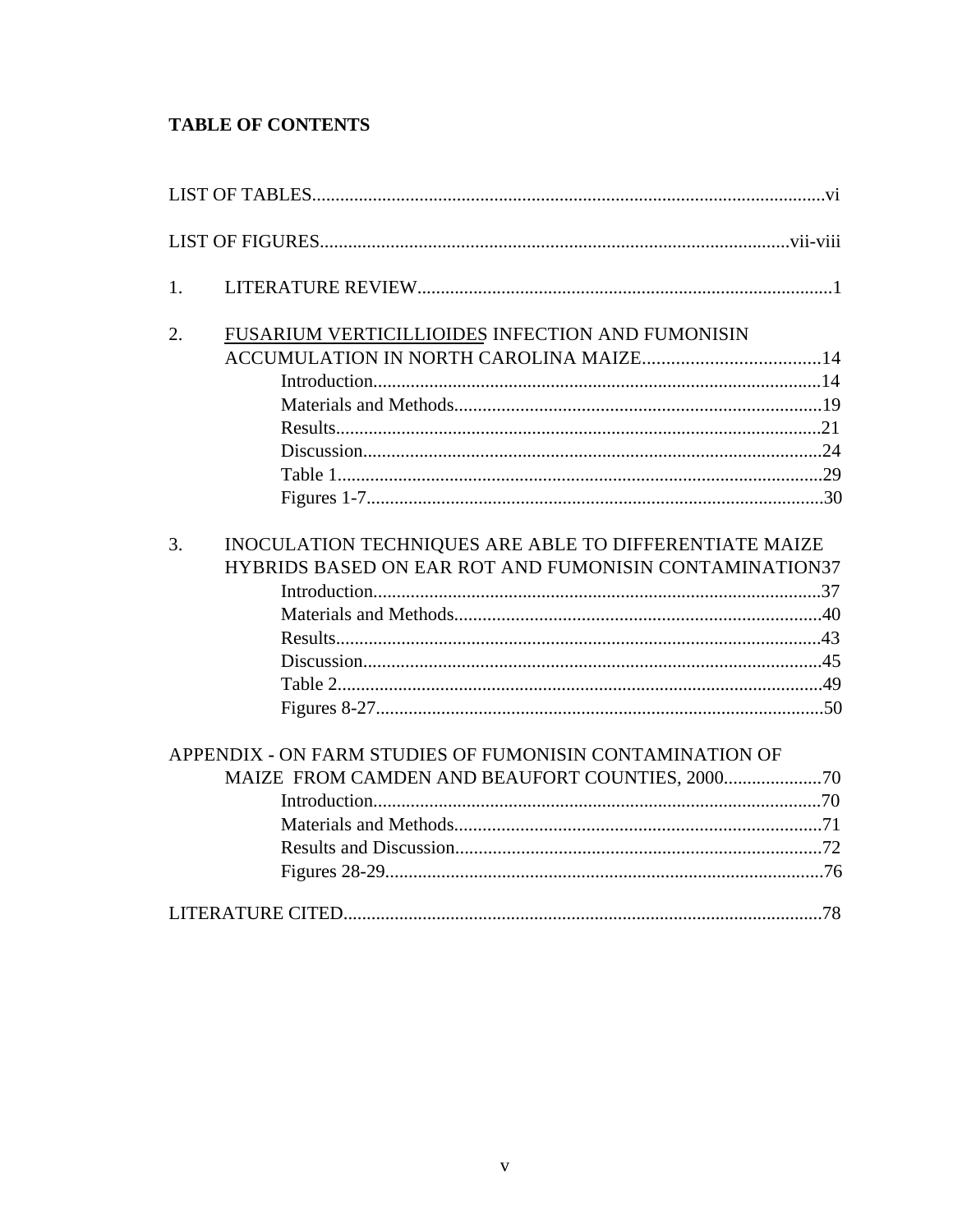**TABLE OF CONTENTS**

LIST OF TABLES............................................................................................................vi

LIST OF FIGURES..................................................................................................vii-viii

1. LITERATURE REVIEW........................................................................................1

2. FUSARIUM VERTICILLIOIDES INFECTION AND FUMONISIN ACCUMULATION IN NORTH CAROLINA MAIZE.....................................14
   - Introduction...............................................................................................14
   - Materials and Methods.............................................................................19
   - Results.......................................................................................................21
   - Discussion.................................................................................................24
   - Table 1.......................................................................................................29
   - Figures 1-7.................................................................................................30

3. INOCULATION TECHNIQUES ARE ABLE TO DIFFERENTIATE MAIZE HYBRIDS BASED ON EAR ROT AND FUMONISIN CONTAMINATION37
   - Introduction...............................................................................................37
   - Materials and Methods.............................................................................40
   - Results.......................................................................................................43
   - Discussion.................................................................................................45
   - Table 2.......................................................................................................49
   - Figures 8-27...............................................................................................50

APPENDIX - ON FARM STUDIES OF FUMONISIN CONTAMINATION OF MAIZE FROM CAMDEN AND BEAUFORT COUNTIES, 2000....................70
   - Introduction...............................................................................................70
   - Materials and Methods.............................................................................71
   - Results and Discussion.............................................................................72
   - Figures 28-29.............................................................................................76

LITERATURE CITED.....................................................................................................78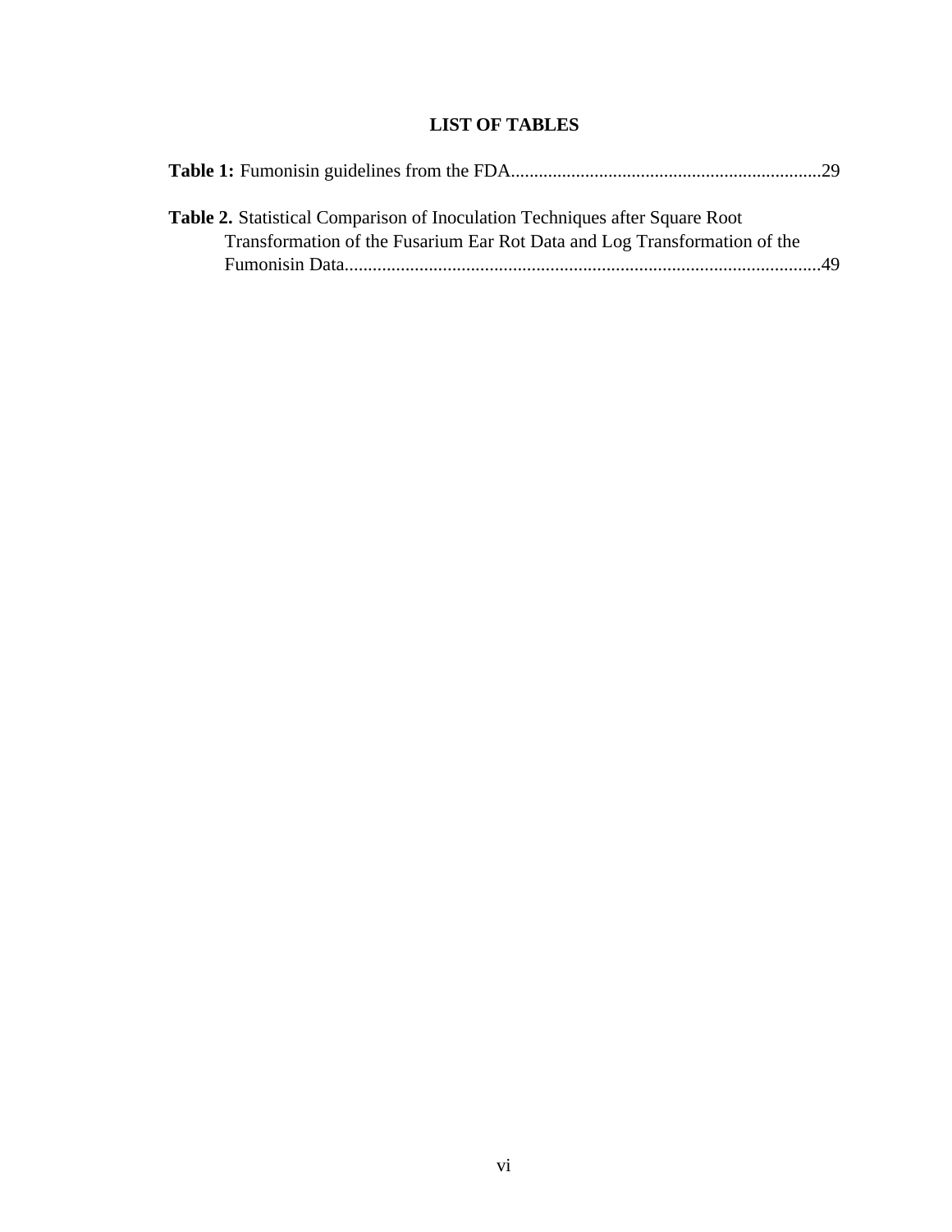# LIST OF TABLES

**Table 1:** Fumonisin guidelines from the FDA..................................................................29

**Table 2.** Statistical Comparison of Inoculation Techniques after Square Root Transformation of the Fusarium Ear Rot Data and Log Transformation of the Fumonisin Data.....................................................................................................49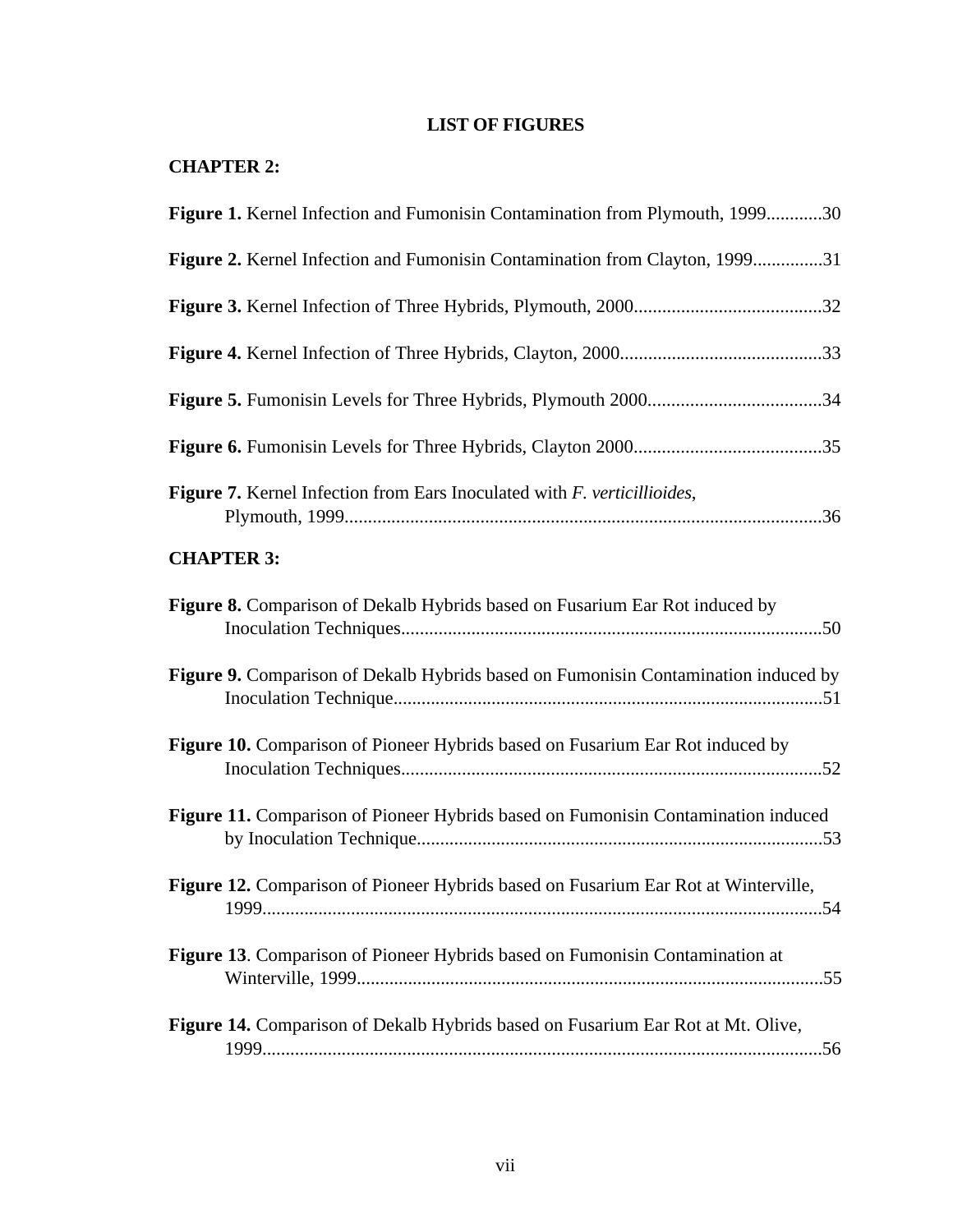# LIST OF FIGURES

## CHAPTER 2:

**Figure 1.** Kernel Infection and Fumonisin Contamination from Plymouth, 1999............30

**Figure 2.** Kernel Infection and Fumonisin Contamination from Clayton, 1999...............31

**Figure 3.** Kernel Infection of Three Hybrids, Plymouth, 2000........................................32

**Figure 4.** Kernel Infection of Three Hybrids, Clayton, 2000...........................................33

**Figure 5.** Fumonisin Levels for Three Hybrids, Plymouth 2000.....................................34

**Figure 6.** Fumonisin Levels for Three Hybrids, Clayton 2000........................................35

**Figure 7.** Kernel Infection from Ears Inoculated with *F. verticillioides*, Plymouth, 1999......................................................................................................36

## CHAPTER 3:

**Figure 8.** Comparison of Dekalb Hybrids based on Fusarium Ear Rot induced by Inoculation Techniques..........................................................................................50

**Figure 9.** Comparison of Dekalb Hybrids based on Fumonisin Contamination induced by Inoculation Technique...........................................................................................51

**Figure 10.** Comparison of Pioneer Hybrids based on Fusarium Ear Rot induced by Inoculation Techniques..........................................................................................52

**Figure 11.** Comparison of Pioneer Hybrids based on Fumonisin Contamination induced by Inoculation Technique......................................................................................53

**Figure 12.** Comparison of Pioneer Hybrids based on Fusarium Ear Rot at Winterville, 1999.......................................................................................................................54

**Figure 13**. Comparison of Pioneer Hybrids based on Fumonisin Contamination at Winterville, 1999...................................................................................................55

**Figure 14.** Comparison of Dekalb Hybrids based on Fusarium Ear Rot at Mt. Olive, 1999.......................................................................................................................56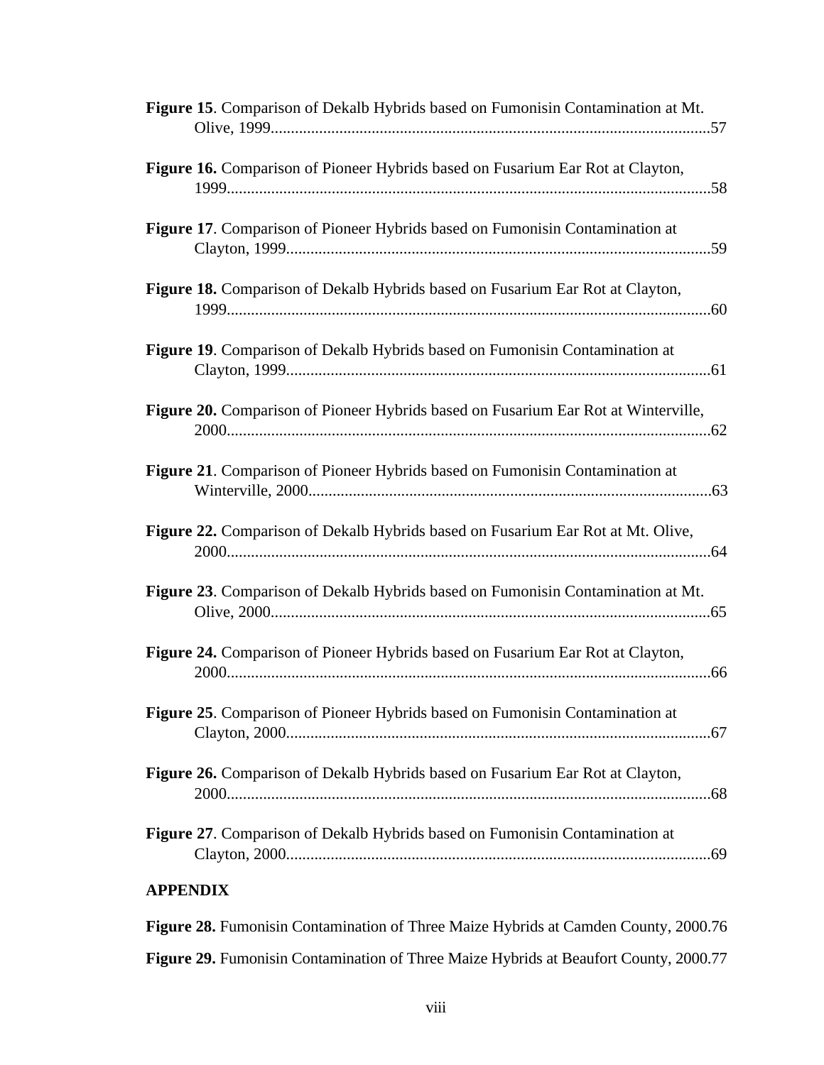**Figure 15**. Comparison of Dekalb Hybrids based on Fumonisin Contamination at Mt. Olive, 1999............................................................................................................57

**Figure 16.** Comparison of Pioneer Hybrids based on Fusarium Ear Rot at Clayton, 1999.......................................................................................................................58

**Figure 17**. Comparison of Pioneer Hybrids based on Fumonisin Contamination at Clayton, 1999.........................................................................................................59

**Figure 18.** Comparison of Dekalb Hybrids based on Fusarium Ear Rot at Clayton, 1999.......................................................................................................................60

**Figure 19**. Comparison of Dekalb Hybrids based on Fumonisin Contamination at Clayton, 1999.........................................................................................................61

**Figure 20.** Comparison of Pioneer Hybrids based on Fusarium Ear Rot at Winterville, 2000.......................................................................................................................62

**Figure 21**. Comparison of Pioneer Hybrids based on Fumonisin Contamination at Winterville, 2000...................................................................................................63

**Figure 22.** Comparison of Dekalb Hybrids based on Fusarium Ear Rot at Mt. Olive, 2000.......................................................................................................................64

**Figure 23**. Comparison of Dekalb Hybrids based on Fumonisin Contamination at Mt. Olive, 2000............................................................................................................65

**Figure 24.** Comparison of Pioneer Hybrids based on Fusarium Ear Rot at Clayton, 2000.......................................................................................................................66

**Figure 25**. Comparison of Pioneer Hybrids based on Fumonisin Contamination at Clayton, 2000.........................................................................................................67

**Figure 26.** Comparison of Dekalb Hybrids based on Fusarium Ear Rot at Clayton, 2000.......................................................................................................................68

**Figure 27**. Comparison of Dekalb Hybrids based on Fumonisin Contamination at Clayton, 2000.........................................................................................................69

**APPENDIX**

**Figure 28.** Fumonisin Contamination of Three Maize Hybrids at Camden County, 2000.76

**Figure 29.** Fumonisin Contamination of Three Maize Hybrids at Beaufort County, 2000.77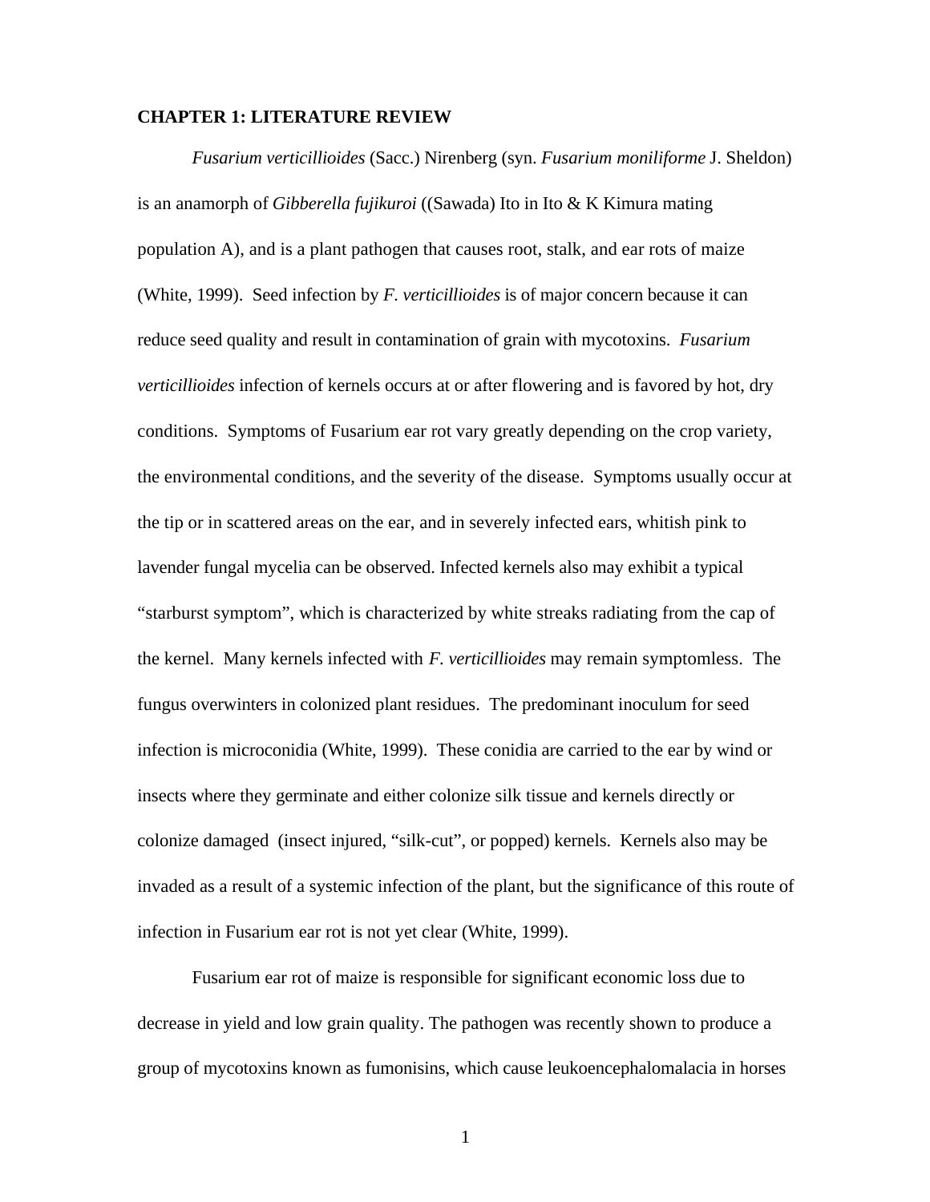# CHAPTER 1: LITERATURE REVIEW

*Fusarium verticillioides* (Sacc.) Nirenberg (syn. *Fusarium moniliforme* J. Sheldon) is an anamorph of *Gibberella fujikuroi* ((Sawada) Ito in Ito & K Kimura mating population A), and is a plant pathogen that causes root, stalk, and ear rots of maize (White, 1999). Seed infection by *F. verticillioides* is of major concern because it can reduce seed quality and result in contamination of grain with mycotoxins. *Fusarium verticillioides* infection of kernels occurs at or after flowering and is favored by hot, dry conditions. Symptoms of Fusarium ear rot vary greatly depending on the crop variety, the environmental conditions, and the severity of the disease. Symptoms usually occur at the tip or in scattered areas on the ear, and in severely infected ears, whitish pink to lavender fungal mycelia can be observed. Infected kernels also may exhibit a typical "starburst symptom", which is characterized by white streaks radiating from the cap of the kernel. Many kernels infected with *F. verticillioides* may remain symptomless. The fungus overwinters in colonized plant residues. The predominant inoculum for seed infection is microconidia (White, 1999). These conidia are carried to the ear by wind or insects where they germinate and either colonize silk tissue and kernels directly or colonize damaged (insect injured, "silk-cut", or popped) kernels. Kernels also may be invaded as a result of a systemic infection of the plant, but the significance of this route of infection in Fusarium ear rot is not yet clear (White, 1999).

Fusarium ear rot of maize is responsible for significant economic loss due to decrease in yield and low grain quality. The pathogen was recently shown to produce a group of mycotoxins known as fumonisins, which cause leukoencephalomalacia in horses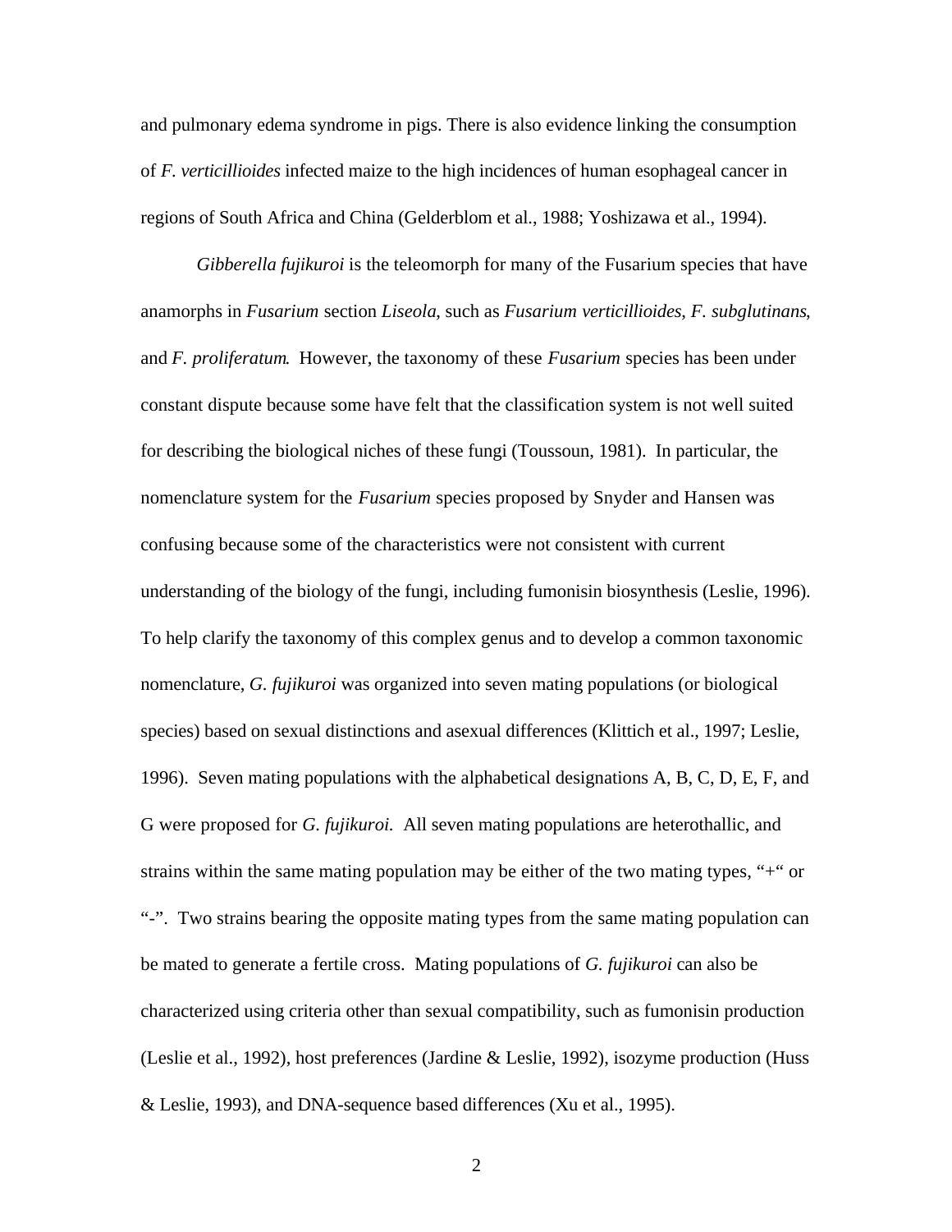and pulmonary edema syndrome in pigs. There is also evidence linking the consumption of *F. verticillioides* infected maize to the high incidences of human esophageal cancer in regions of South Africa and China (Gelderblom et al., 1988; Yoshizawa et al., 1994).

*Gibberella fujikuroi* is the teleomorph for many of the Fusarium species that have anamorphs in *Fusarium* section *Liseola*, such as *Fusarium verticillioides*, *F. subglutinans*, and *F. proliferatum*. However, the taxonomy of these *Fusarium* species has been under constant dispute because some have felt that the classification system is not well suited for describing the biological niches of these fungi (Toussoun, 1981). In particular, the nomenclature system for the *Fusarium* species proposed by Snyder and Hansen was confusing because some of the characteristics were not consistent with current understanding of the biology of the fungi, including fumonisin biosynthesis (Leslie, 1996). To help clarify the taxonomy of this complex genus and to develop a common taxonomic nomenclature, *G. fujikuroi* was organized into seven mating populations (or biological species) based on sexual distinctions and asexual differences (Klittich et al., 1997; Leslie, 1996). Seven mating populations with the alphabetical designations A, B, C, D, E, F, and G were proposed for *G. fujikuroi.* All seven mating populations are heterothallic, and strains within the same mating population may be either of the two mating types, "+" or "-". Two strains bearing the opposite mating types from the same mating population can be mated to generate a fertile cross. Mating populations of *G. fujikuroi* can also be characterized using criteria other than sexual compatibility, such as fumonisin production (Leslie et al., 1992), host preferences (Jardine & Leslie, 1992), isozyme production (Huss & Leslie, 1993), and DNA-sequence based differences (Xu et al., 1995).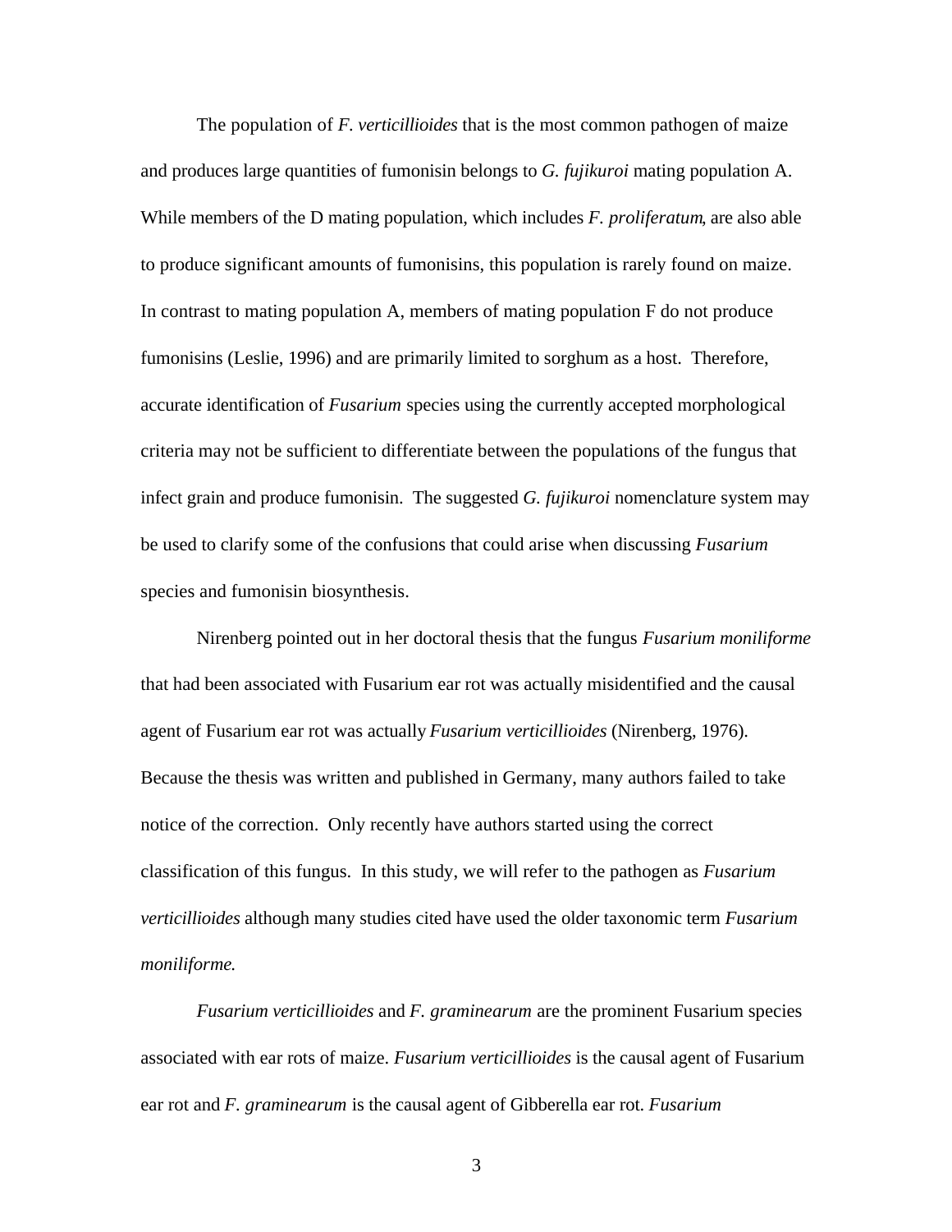The population of *F. verticillioides* that is the most common pathogen of maize and produces large quantities of fumonisin belongs to *G. fujikuroi* mating population A. While members of the D mating population, which includes *F. proliferatum*, are also able to produce significant amounts of fumonisins, this population is rarely found on maize. In contrast to mating population A, members of mating population F do not produce fumonisins (Leslie, 1996) and are primarily limited to sorghum as a host. Therefore, accurate identification of *Fusarium* species using the currently accepted morphological criteria may not be sufficient to differentiate between the populations of the fungus that infect grain and produce fumonisin. The suggested *G. fujikuroi* nomenclature system may be used to clarify some of the confusions that could arise when discussing *Fusarium* species and fumonisin biosynthesis.

Nirenberg pointed out in her doctoral thesis that the fungus *Fusarium moniliforme* that had been associated with Fusarium ear rot was actually misidentified and the causal agent of Fusarium ear rot was actually *Fusarium verticillioides* (Nirenberg, 1976). Because the thesis was written and published in Germany, many authors failed to take notice of the correction. Only recently have authors started using the correct classification of this fungus. In this study, we will refer to the pathogen as *Fusarium verticillioides* although many studies cited have used the older taxonomic term *Fusarium moniliforme.*

*Fusarium verticillioides* and *F. graminearum* are the prominent Fusarium species associated with ear rots of maize. *Fusarium verticillioides* is the causal agent of Fusarium ear rot and *F. graminearum* is the causal agent of Gibberella ear rot. *Fusarium*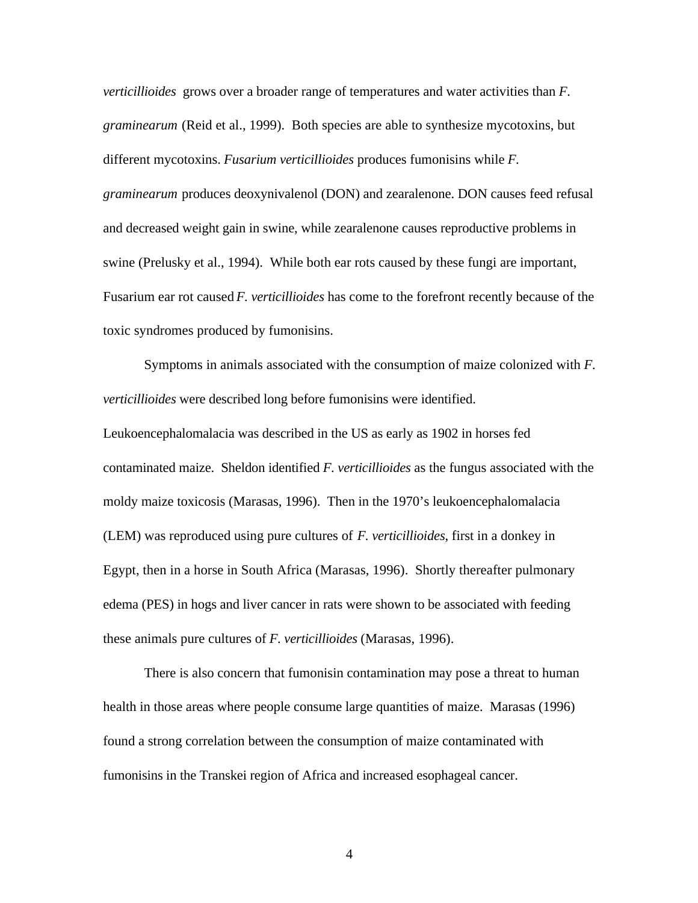*verticillioides* grows over a broader range of temperatures and water activities than *F. graminearum* (Reid et al., 1999). Both species are able to synthesize mycotoxins, but different mycotoxins. *Fusarium verticillioides* produces fumonisins while *F. graminearum* produces deoxynivalenol (DON) and zearalenone. DON causes feed refusal and decreased weight gain in swine, while zearalenone causes reproductive problems in swine (Prelusky et al., 1994). While both ear rots caused by these fungi are important, Fusarium ear rot caused *F. verticillioides* has come to the forefront recently because of the toxic syndromes produced by fumonisins.

Symptoms in animals associated with the consumption of maize colonized with *F. verticillioides* were described long before fumonisins were identified. Leukoencephalomalacia was described in the US as early as 1902 in horses fed contaminated maize. Sheldon identified *F. verticillioides* as the fungus associated with the moldy maize toxicosis (Marasas, 1996). Then in the 1970's leukoencephalomalacia (LEM) was reproduced using pure cultures of *F. verticillioides*, first in a donkey in Egypt, then in a horse in South Africa (Marasas, 1996). Shortly thereafter pulmonary edema (PES) in hogs and liver cancer in rats were shown to be associated with feeding these animals pure cultures of *F. verticillioides* (Marasas, 1996).

There is also concern that fumonisin contamination may pose a threat to human health in those areas where people consume large quantities of maize. Marasas (1996) found a strong correlation between the consumption of maize contaminated with fumonisins in the Transkei region of Africa and increased esophageal cancer.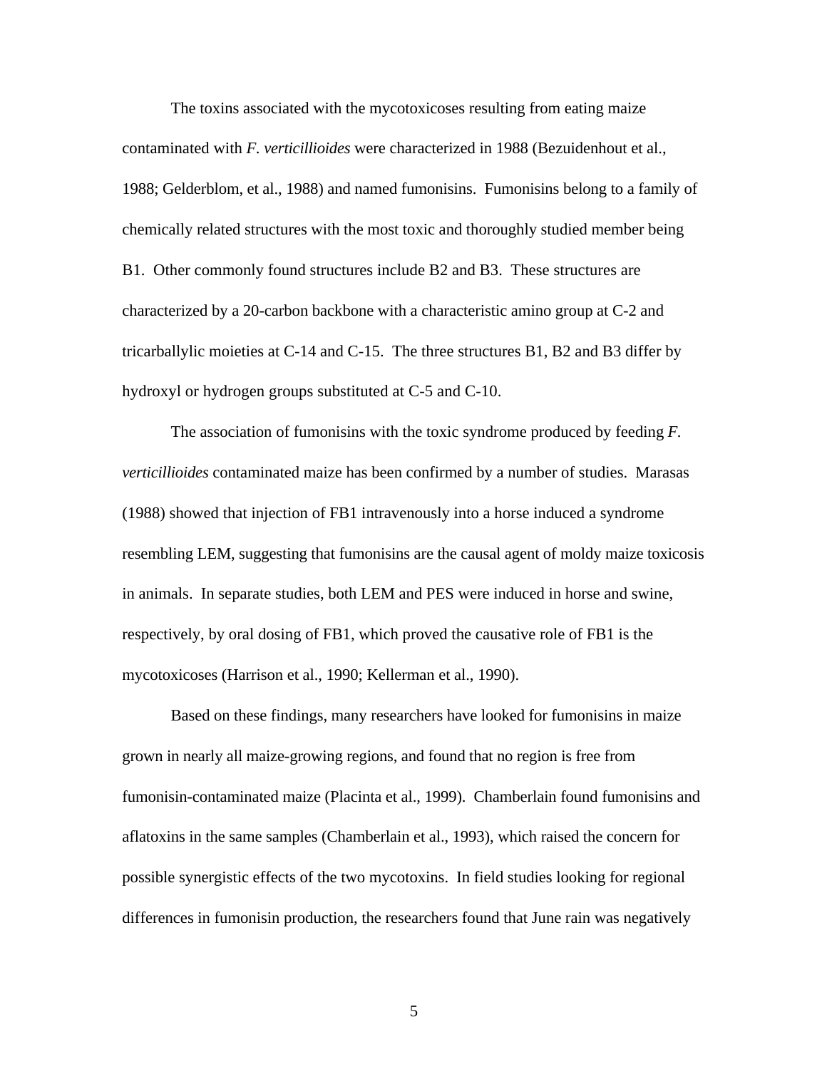The toxins associated with the mycotoxicoses resulting from eating maize contaminated with *F. verticillioides* were characterized in 1988 (Bezuidenhout et al., 1988; Gelderblom, et al., 1988) and named fumonisins. Fumonisins belong to a family of chemically related structures with the most toxic and thoroughly studied member being B1. Other commonly found structures include B2 and B3. These structures are characterized by a 20-carbon backbone with a characteristic amino group at C-2 and tricarballylic moieties at C-14 and C-15. The three structures B1, B2 and B3 differ by hydroxyl or hydrogen groups substituted at C-5 and C-10.

The association of fumonisins with the toxic syndrome produced by feeding *F. verticillioides* contaminated maize has been confirmed by a number of studies. Marasas (1988) showed that injection of FB1 intravenously into a horse induced a syndrome resembling LEM, suggesting that fumonisins are the causal agent of moldy maize toxicosis in animals. In separate studies, both LEM and PES were induced in horse and swine, respectively, by oral dosing of FB1, which proved the causative role of FB1 is the mycotoxicoses (Harrison et al., 1990; Kellerman et al., 1990).

Based on these findings, many researchers have looked for fumonisins in maize grown in nearly all maize-growing regions, and found that no region is free from fumonisin-contaminated maize (Placinta et al., 1999). Chamberlain found fumonisins and aflatoxins in the same samples (Chamberlain et al., 1993), which raised the concern for possible synergistic effects of the two mycotoxins. In field studies looking for regional differences in fumonisin production, the researchers found that June rain was negatively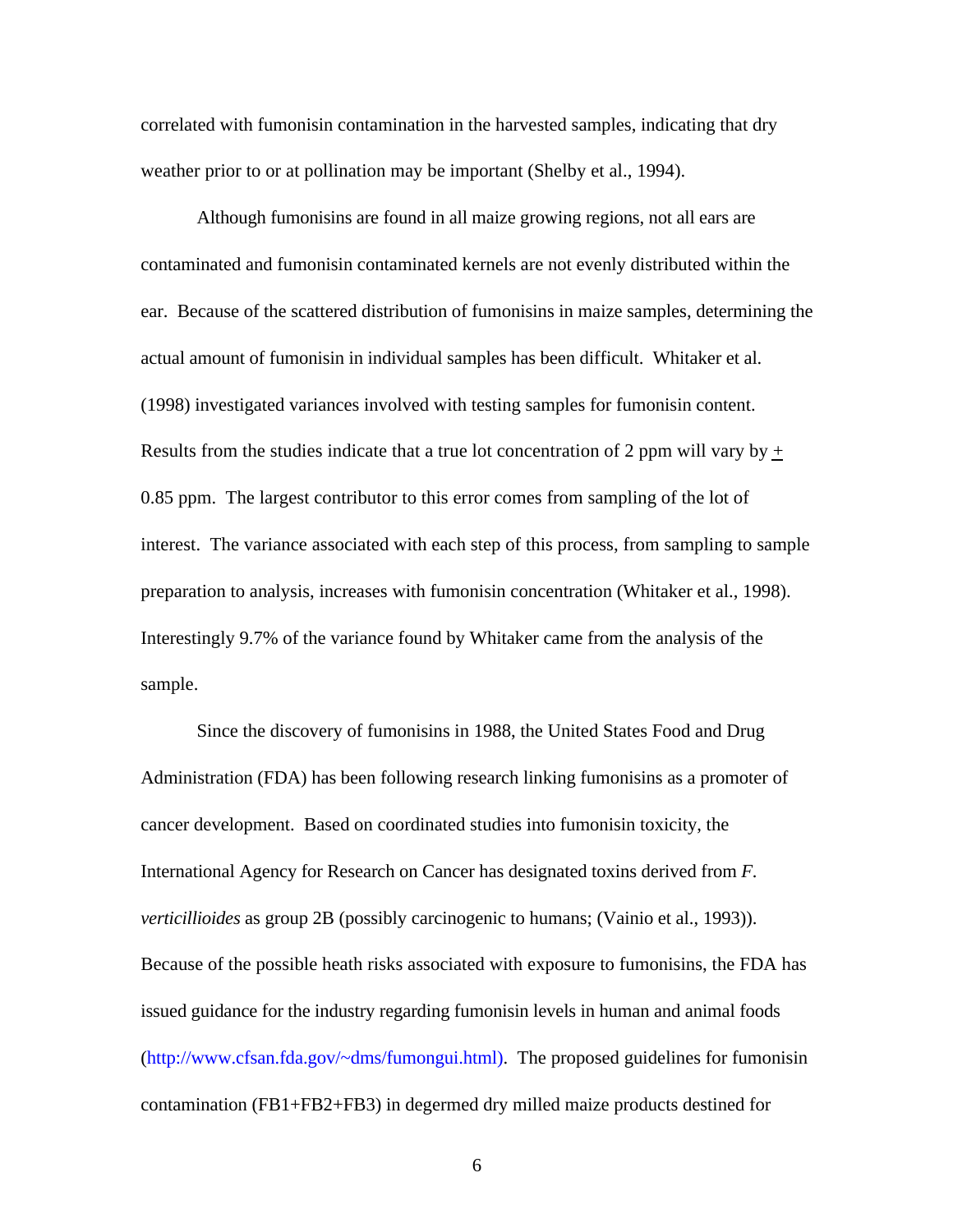correlated with fumonisin contamination in the harvested samples, indicating that dry weather prior to or at pollination may be important (Shelby et al., 1994).

Although fumonisins are found in all maize growing regions, not all ears are contaminated and fumonisin contaminated kernels are not evenly distributed within the ear. Because of the scattered distribution of fumonisins in maize samples, determining the actual amount of fumonisin in individual samples has been difficult. Whitaker et al. (1998) investigated variances involved with testing samples for fumonisin content. Results from the studies indicate that a true lot concentration of 2 ppm will vary by $\pm$ 0.85 ppm. The largest contributor to this error comes from sampling of the lot of interest. The variance associated with each step of this process, from sampling to sample preparation to analysis, increases with fumonisin concentration (Whitaker et al., 1998). Interestingly 9.7% of the variance found by Whitaker came from the analysis of the sample.

Since the discovery of fumonisins in 1988, the United States Food and Drug Administration (FDA) has been following research linking fumonisins as a promoter of cancer development. Based on coordinated studies into fumonisin toxicity, the International Agency for Research on Cancer has designated toxins derived from *F. verticillioides* as group 2B (possibly carcinogenic to humans; (Vainio et al., 1993)). Because of the possible heath risks associated with exposure to fumonisins, the FDA has issued guidance for the industry regarding fumonisin levels in human and animal foods (http://www.cfsan.fda.gov/~dms/fumongui.html). The proposed guidelines for fumonisin contamination (FB1+FB2+FB3) in degermed dry milled maize products destined for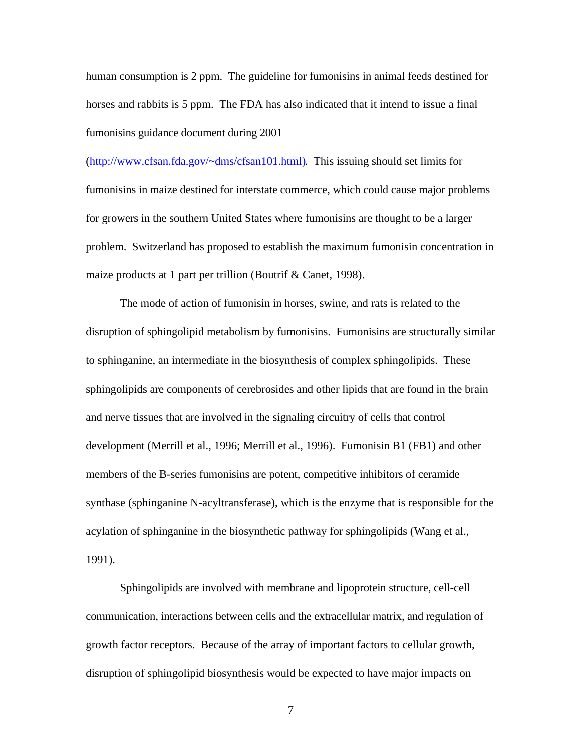human consumption is 2 ppm. The guideline for fumonisins in animal feeds destined for horses and rabbits is 5 ppm. The FDA has also indicated that it intend to issue a final fumonisins guidance document during 2001 (http://www.cfsan.fda.gov/~dms/cfsan101.html). This issuing should set limits for fumonisins in maize destined for interstate commerce, which could cause major problems for growers in the southern United States where fumonisins are thought to be a larger problem. Switzerland has proposed to establish the maximum fumonisin concentration in maize products at 1 part per trillion (Boutrif & Canet, 1998).

The mode of action of fumonisin in horses, swine, and rats is related to the disruption of sphingolipid metabolism by fumonisins. Fumonisins are structurally similar to sphinganine, an intermediate in the biosynthesis of complex sphingolipids. These sphingolipids are components of cerebrosides and other lipids that are found in the brain and nerve tissues that are involved in the signaling circuitry of cells that control development (Merrill et al., 1996; Merrill et al., 1996). Fumonisin B1 (FB1) and other members of the B-series fumonisins are potent, competitive inhibitors of ceramide synthase (sphinganine N-acyltransferase), which is the enzyme that is responsible for the acylation of sphinganine in the biosynthetic pathway for sphingolipids (Wang et al., 1991).

Sphingolipids are involved with membrane and lipoprotein structure, cell-cell communication, interactions between cells and the extracellular matrix, and regulation of growth factor receptors. Because of the array of important factors to cellular growth, disruption of sphingolipid biosynthesis would be expected to have major impacts on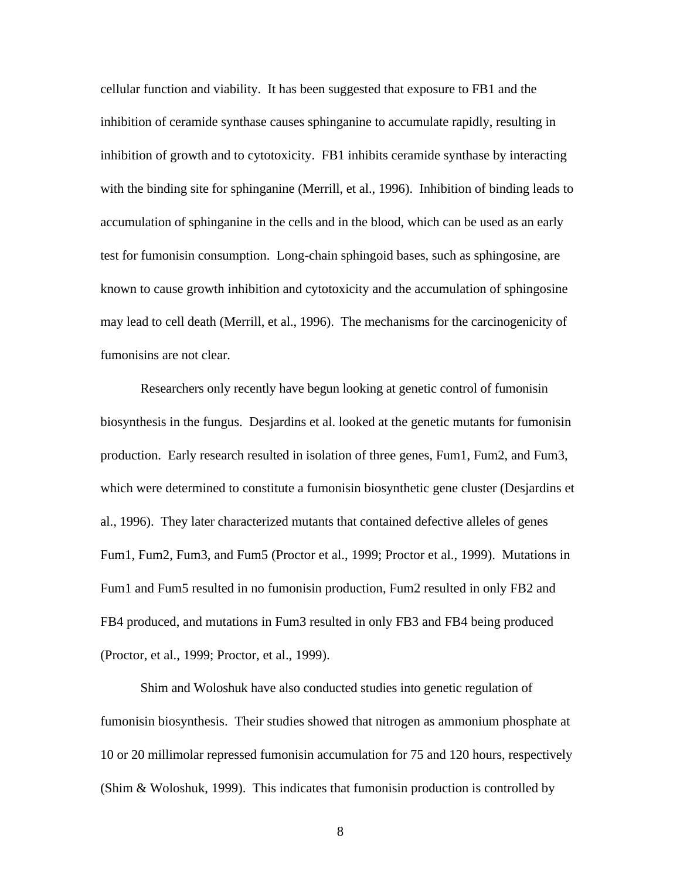cellular function and viability. It has been suggested that exposure to FB1 and the inhibition of ceramide synthase causes sphinganine to accumulate rapidly, resulting in inhibition of growth and to cytotoxicity. FB1 inhibits ceramide synthase by interacting with the binding site for sphinganine (Merrill, et al., 1996). Inhibition of binding leads to accumulation of sphinganine in the cells and in the blood, which can be used as an early test for fumonisin consumption. Long-chain sphingoid bases, such as sphingosine, are known to cause growth inhibition and cytotoxicity and the accumulation of sphingosine may lead to cell death (Merrill, et al., 1996). The mechanisms for the carcinogenicity of fumonisins are not clear.

Researchers only recently have begun looking at genetic control of fumonisin biosynthesis in the fungus. Desjardins et al. looked at the genetic mutants for fumonisin production. Early research resulted in isolation of three genes, Fum1, Fum2, and Fum3, which were determined to constitute a fumonisin biosynthetic gene cluster (Desjardins et al., 1996). They later characterized mutants that contained defective alleles of genes Fum1, Fum2, Fum3, and Fum5 (Proctor et al., 1999; Proctor et al., 1999). Mutations in Fum1 and Fum5 resulted in no fumonisin production, Fum2 resulted in only FB2 and FB4 produced, and mutations in Fum3 resulted in only FB3 and FB4 being produced (Proctor, et al., 1999; Proctor, et al., 1999).

Shim and Woloshuk have also conducted studies into genetic regulation of fumonisin biosynthesis. Their studies showed that nitrogen as ammonium phosphate at 10 or 20 millimolar repressed fumonisin accumulation for 75 and 120 hours, respectively (Shim & Woloshuk, 1999). This indicates that fumonisin production is controlled by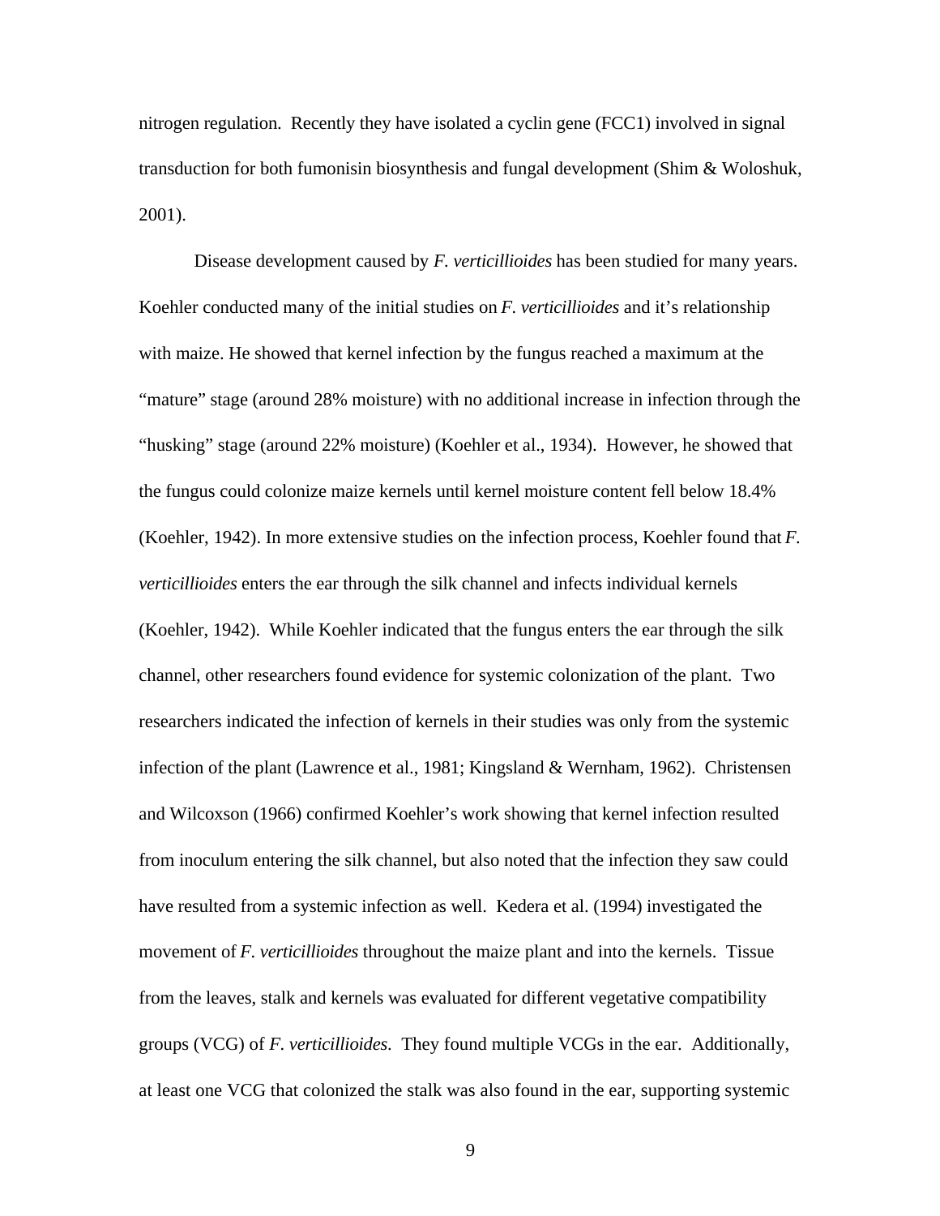nitrogen regulation. Recently they have isolated a cyclin gene (FCC1) involved in signal transduction for both fumonisin biosynthesis and fungal development (Shim & Woloshuk, 2001).

Disease development caused by *F. verticillioides* has been studied for many years. Koehler conducted many of the initial studies on *F. verticillioides* and it's relationship with maize. He showed that kernel infection by the fungus reached a maximum at the "mature" stage (around 28% moisture) with no additional increase in infection through the "husking" stage (around 22% moisture) (Koehler et al., 1934). However, he showed that the fungus could colonize maize kernels until kernel moisture content fell below 18.4% (Koehler, 1942). In more extensive studies on the infection process, Koehler found that *F. verticillioides* enters the ear through the silk channel and infects individual kernels (Koehler, 1942). While Koehler indicated that the fungus enters the ear through the silk channel, other researchers found evidence for systemic colonization of the plant. Two researchers indicated the infection of kernels in their studies was only from the systemic infection of the plant (Lawrence et al., 1981; Kingsland & Wernham, 1962). Christensen and Wilcoxson (1966) confirmed Koehler's work showing that kernel infection resulted from inoculum entering the silk channel, but also noted that the infection they saw could have resulted from a systemic infection as well. Kedera et al. (1994) investigated the movement of *F. verticillioides* throughout the maize plant and into the kernels. Tissue from the leaves, stalk and kernels was evaluated for different vegetative compatibility groups (VCG) of *F. verticillioides.* They found multiple VCGs in the ear. Additionally, at least one VCG that colonized the stalk was also found in the ear, supporting systemic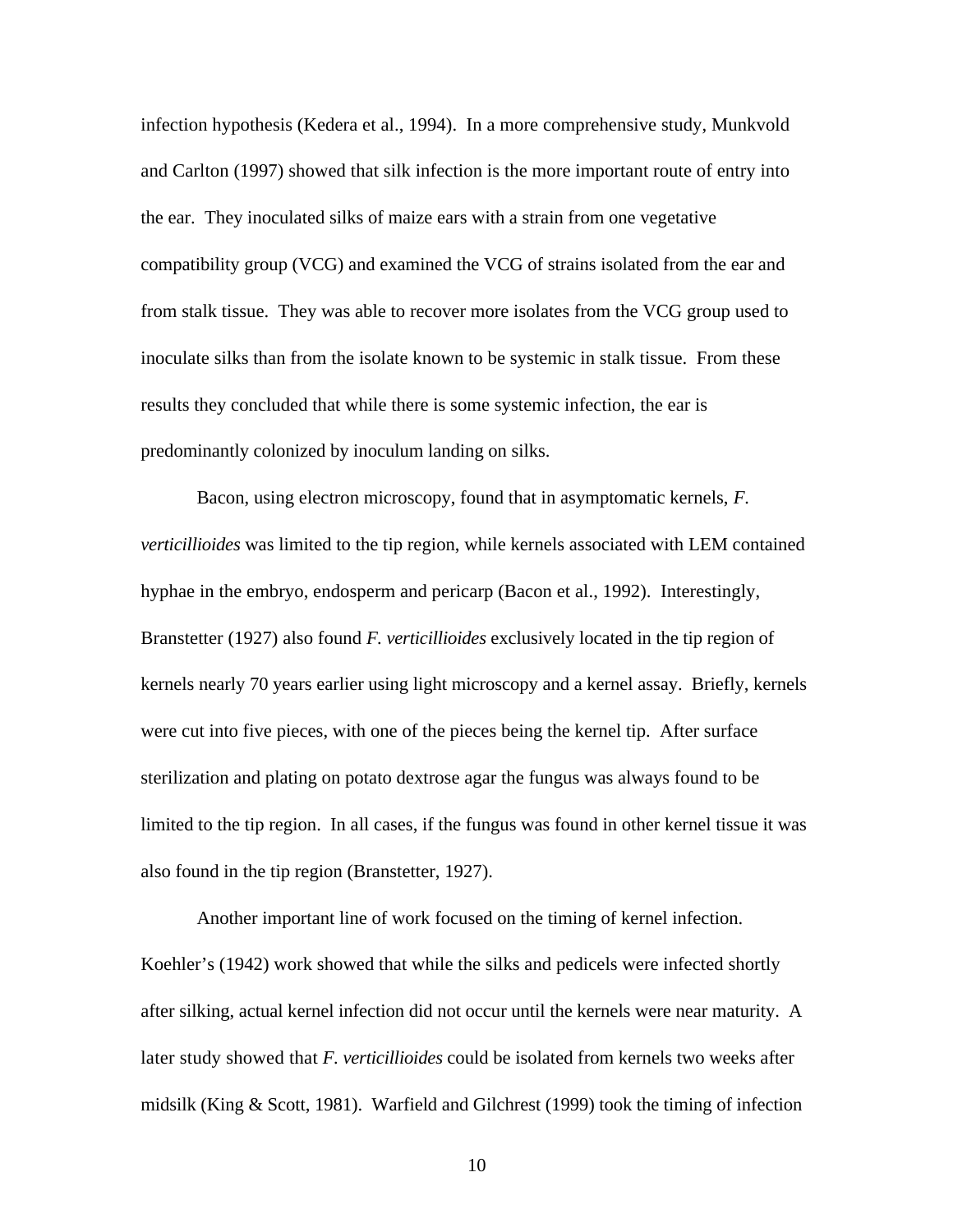infection hypothesis (Kedera et al., 1994). In a more comprehensive study, Munkvold and Carlton (1997) showed that silk infection is the more important route of entry into the ear. They inoculated silks of maize ears with a strain from one vegetative compatibility group (VCG) and examined the VCG of strains isolated from the ear and from stalk tissue. They was able to recover more isolates from the VCG group used to inoculate silks than from the isolate known to be systemic in stalk tissue. From these results they concluded that while there is some systemic infection, the ear is predominantly colonized by inoculum landing on silks.

Bacon, using electron microscopy, found that in asymptomatic kernels, *F. verticillioides* was limited to the tip region, while kernels associated with LEM contained hyphae in the embryo, endosperm and pericarp (Bacon et al., 1992). Interestingly, Branstetter (1927) also found *F. verticillioides* exclusively located in the tip region of kernels nearly 70 years earlier using light microscopy and a kernel assay. Briefly, kernels were cut into five pieces, with one of the pieces being the kernel tip. After surface sterilization and plating on potato dextrose agar the fungus was always found to be limited to the tip region. In all cases, if the fungus was found in other kernel tissue it was also found in the tip region (Branstetter, 1927).

Another important line of work focused on the timing of kernel infection. Koehler's (1942) work showed that while the silks and pedicels were infected shortly after silking, actual kernel infection did not occur until the kernels were near maturity. A later study showed that *F. verticillioides* could be isolated from kernels two weeks after midsilk (King & Scott, 1981). Warfield and Gilchrest (1999) took the timing of infection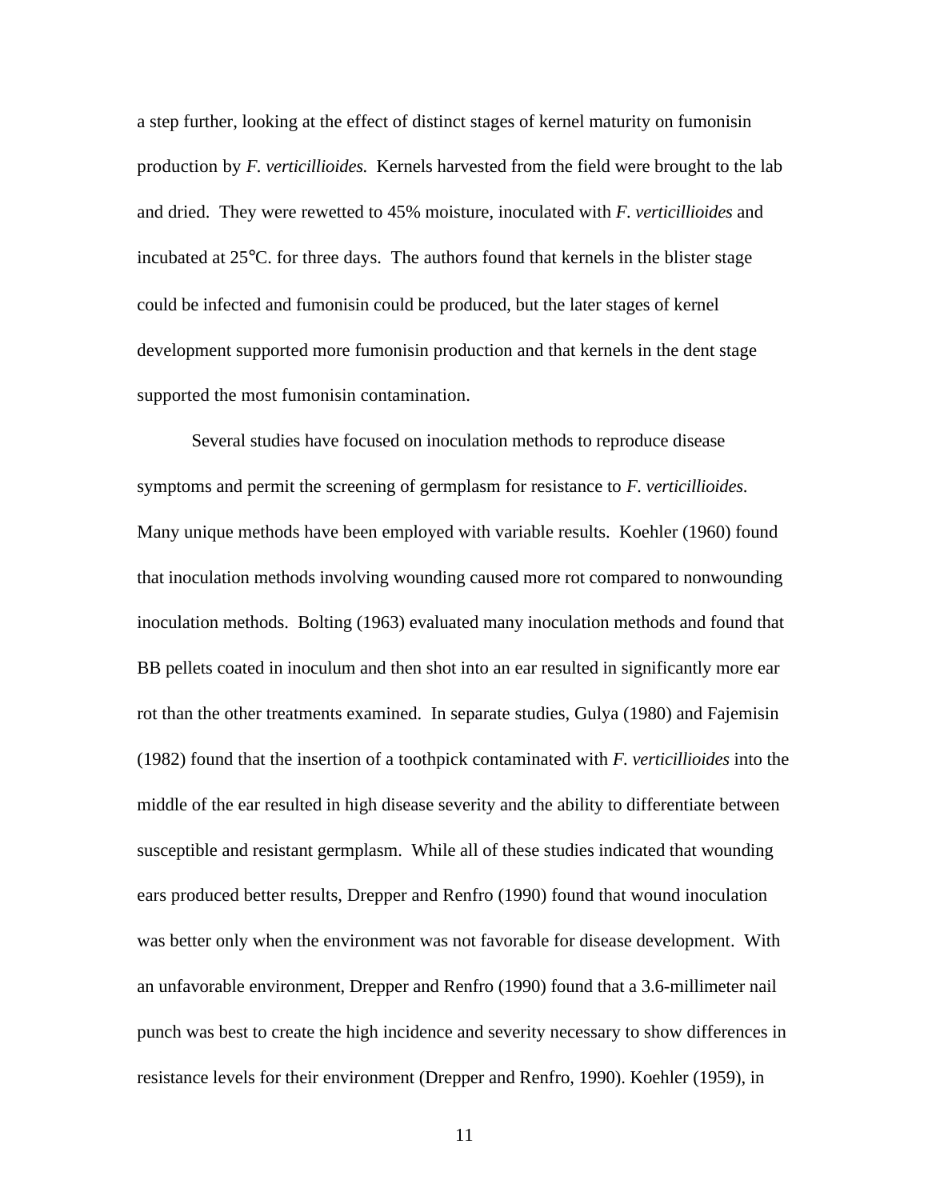a step further, looking at the effect of distinct stages of kernel maturity on fumonisin production by *F. verticillioides.* Kernels harvested from the field were brought to the lab and dried. They were rewetted to 45% moisture, inoculated with *F. verticillioides* and incubated at 25°C. for three days. The authors found that kernels in the blister stage could be infected and fumonisin could be produced, but the later stages of kernel development supported more fumonisin production and that kernels in the dent stage supported the most fumonisin contamination.

Several studies have focused on inoculation methods to reproduce disease symptoms and permit the screening of germplasm for resistance to *F. verticillioides.* Many unique methods have been employed with variable results. Koehler (1960) found that inoculation methods involving wounding caused more rot compared to nonwounding inoculation methods. Bolting (1963) evaluated many inoculation methods and found that BB pellets coated in inoculum and then shot into an ear resulted in significantly more ear rot than the other treatments examined. In separate studies, Gulya (1980) and Fajemisin (1982) found that the insertion of a toothpick contaminated with *F. verticillioides* into the middle of the ear resulted in high disease severity and the ability to differentiate between susceptible and resistant germplasm. While all of these studies indicated that wounding ears produced better results, Drepper and Renfro (1990) found that wound inoculation was better only when the environment was not favorable for disease development. With an unfavorable environment, Drepper and Renfro (1990) found that a 3.6-millimeter nail punch was best to create the high incidence and severity necessary to show differences in resistance levels for their environment (Drepper and Renfro, 1990). Koehler (1959), in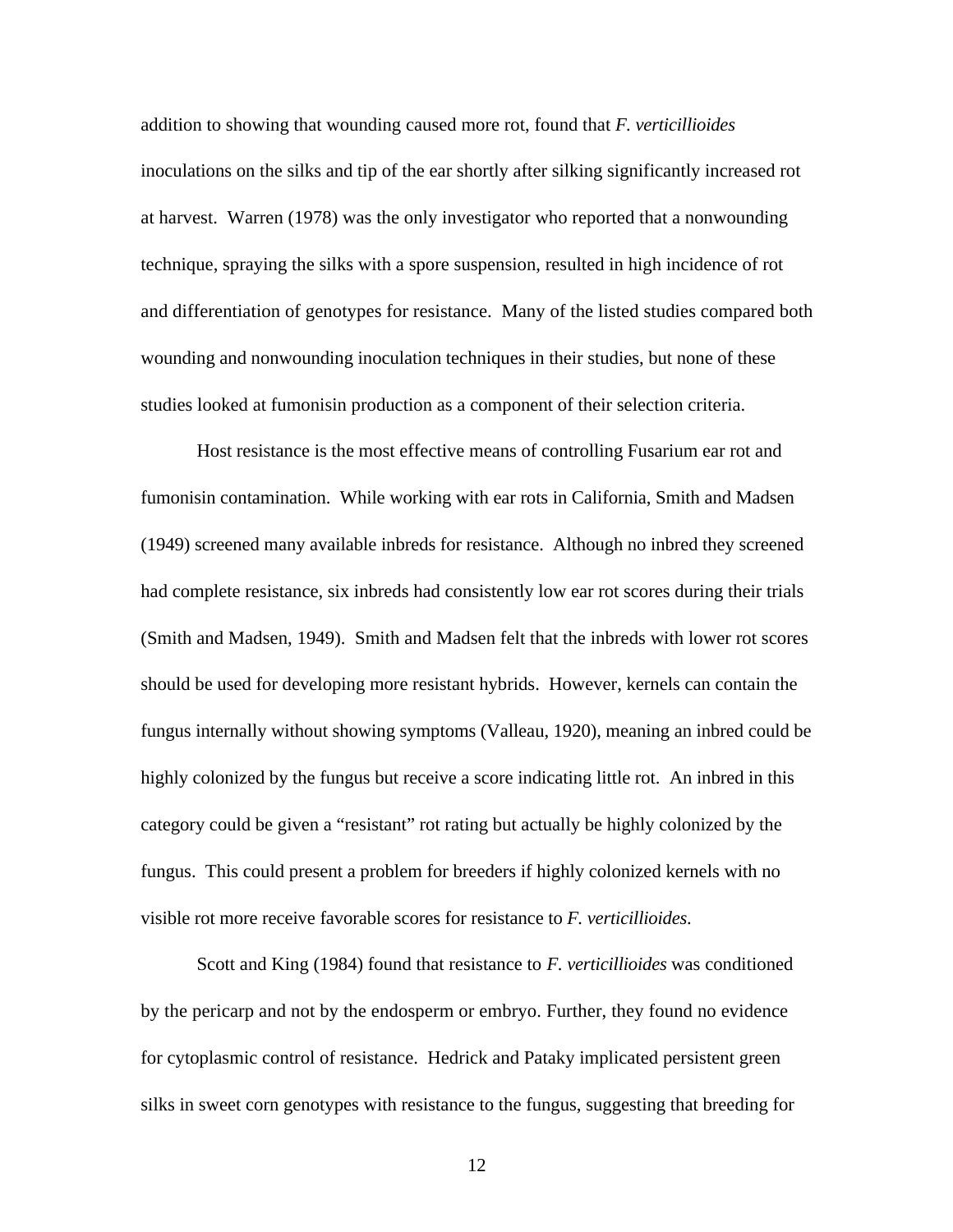addition to showing that wounding caused more rot, found that *F. verticillioides* inoculations on the silks and tip of the ear shortly after silking significantly increased rot at harvest. Warren (1978) was the only investigator who reported that a nonwounding technique, spraying the silks with a spore suspension, resulted in high incidence of rot and differentiation of genotypes for resistance. Many of the listed studies compared both wounding and nonwounding inoculation techniques in their studies, but none of these studies looked at fumonisin production as a component of their selection criteria.

Host resistance is the most effective means of controlling Fusarium ear rot and fumonisin contamination. While working with ear rots in California, Smith and Madsen (1949) screened many available inbreds for resistance. Although no inbred they screened had complete resistance, six inbreds had consistently low ear rot scores during their trials (Smith and Madsen, 1949). Smith and Madsen felt that the inbreds with lower rot scores should be used for developing more resistant hybrids. However, kernels can contain the fungus internally without showing symptoms (Valleau, 1920), meaning an inbred could be highly colonized by the fungus but receive a score indicating little rot. An inbred in this category could be given a "resistant" rot rating but actually be highly colonized by the fungus. This could present a problem for breeders if highly colonized kernels with no visible rot more receive favorable scores for resistance to *F. verticillioides.*

Scott and King (1984) found that resistance to *F. verticillioides* was conditioned by the pericarp and not by the endosperm or embryo. Further, they found no evidence for cytoplasmic control of resistance. Hedrick and Pataky implicated persistent green silks in sweet corn genotypes with resistance to the fungus, suggesting that breeding for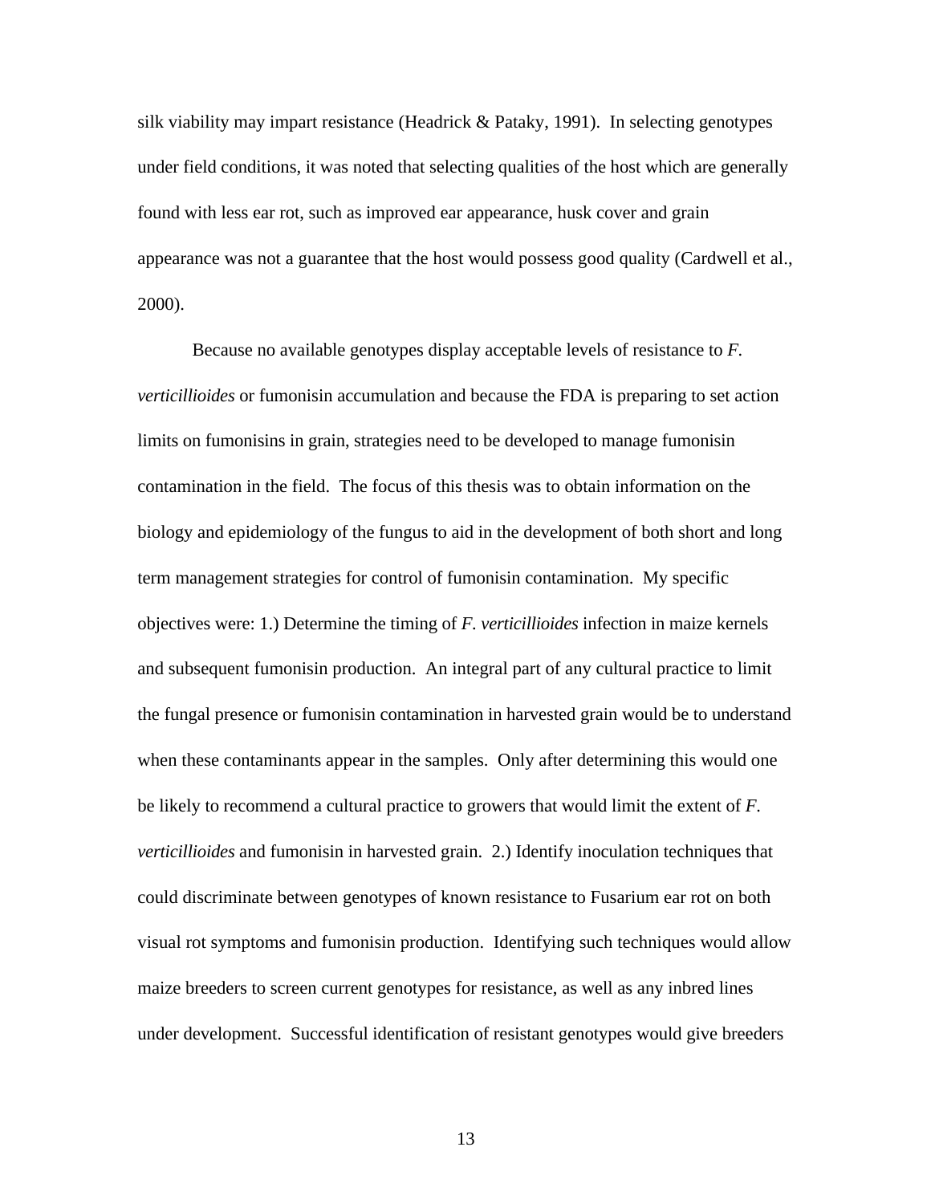silk viability may impart resistance (Headrick & Pataky, 1991). In selecting genotypes under field conditions, it was noted that selecting qualities of the host which are generally found with less ear rot, such as improved ear appearance, husk cover and grain appearance was not a guarantee that the host would possess good quality (Cardwell et al., 2000).

Because no available genotypes display acceptable levels of resistance to *F. verticillioides* or fumonisin accumulation and because the FDA is preparing to set action limits on fumonisins in grain, strategies need to be developed to manage fumonisin contamination in the field. The focus of this thesis was to obtain information on the biology and epidemiology of the fungus to aid in the development of both short and long term management strategies for control of fumonisin contamination. My specific objectives were: 1.) Determine the timing of *F. verticillioides* infection in maize kernels and subsequent fumonisin production. An integral part of any cultural practice to limit the fungal presence or fumonisin contamination in harvested grain would be to understand when these contaminants appear in the samples. Only after determining this would one be likely to recommend a cultural practice to growers that would limit the extent of *F. verticillioides* and fumonisin in harvested grain. 2.) Identify inoculation techniques that could discriminate between genotypes of known resistance to Fusarium ear rot on both visual rot symptoms and fumonisin production. Identifying such techniques would allow maize breeders to screen current genotypes for resistance, as well as any inbred lines under development. Successful identification of resistant genotypes would give breeders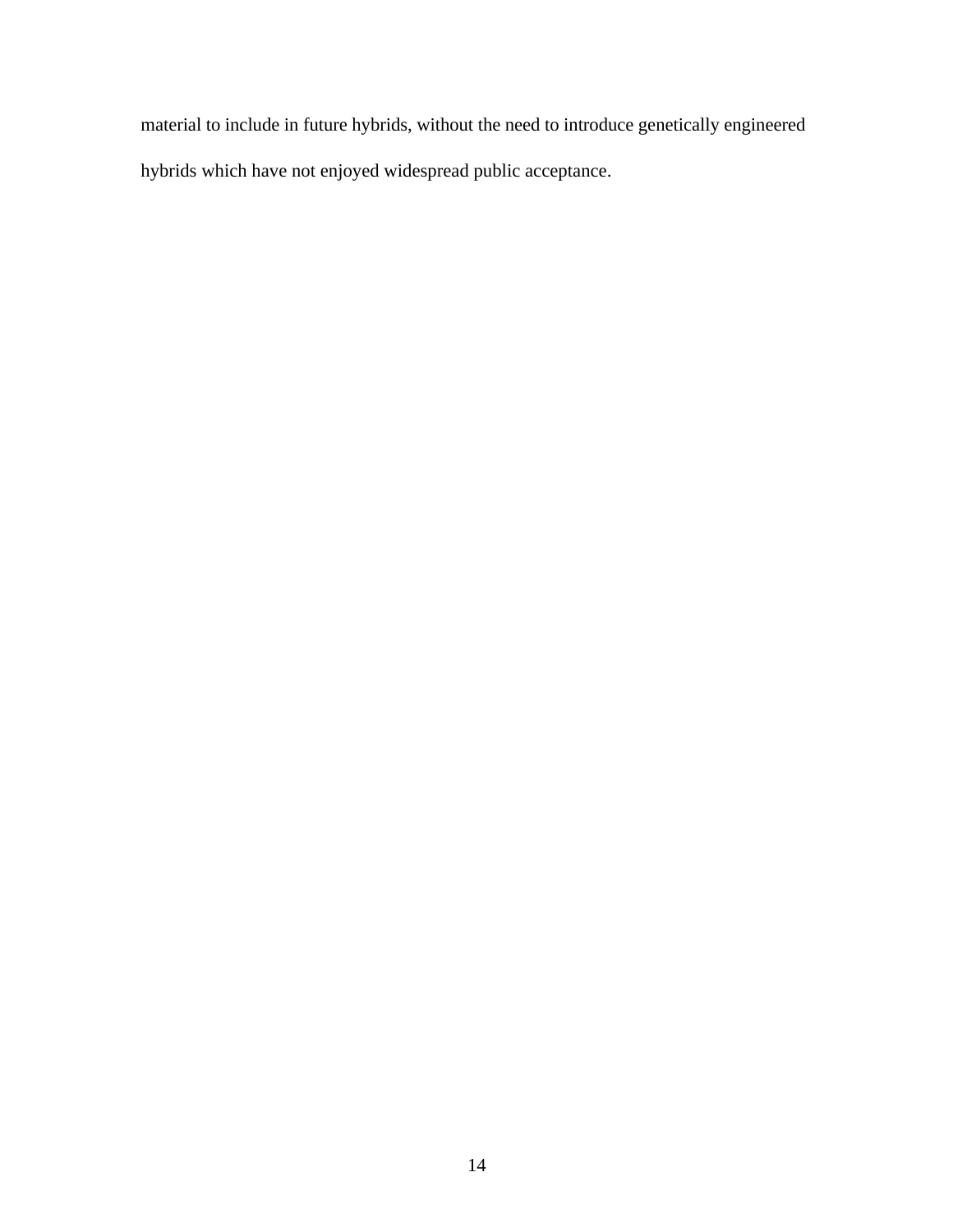material to include in future hybrids, without the need to introduce genetically engineered hybrids which have not enjoyed widespread public acceptance.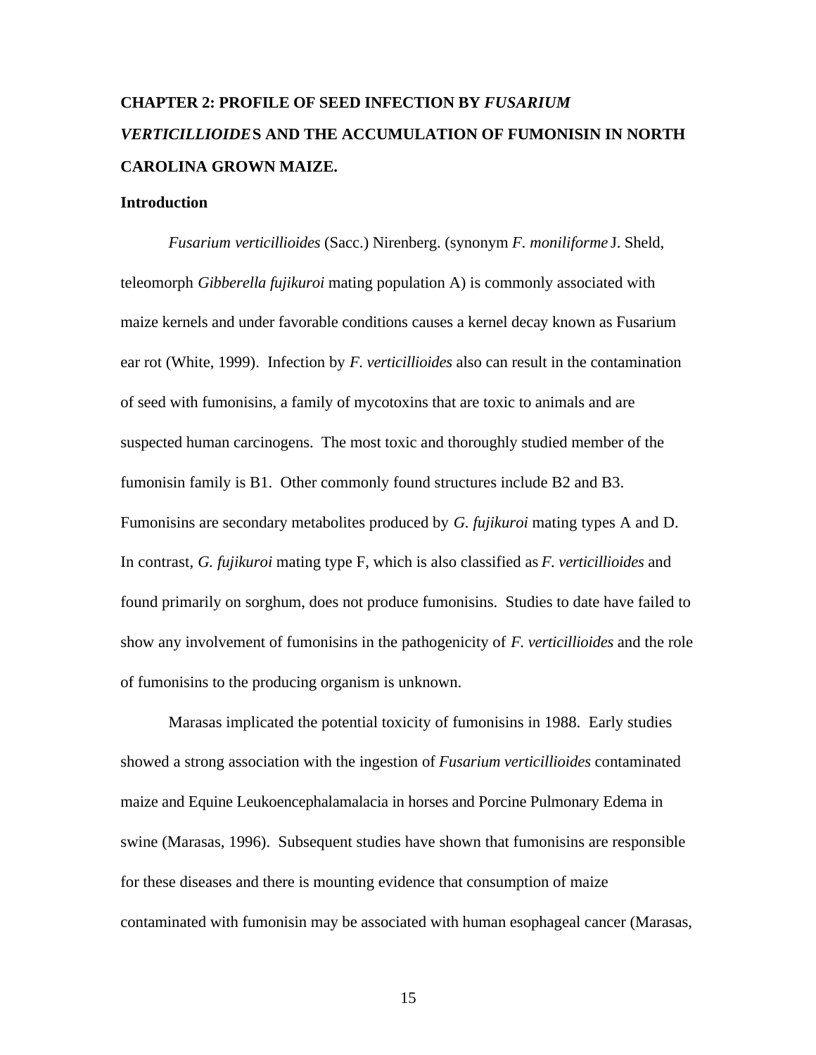## CHAPTER 2: PROFILE OF SEED INFECTION BY *FUSARIUM VERTICILLIOIDES* AND THE ACCUMULATION OF FUMONISIN IN NORTH CAROLINA GROWN MAIZE.

### Introduction

*Fusarium verticillioides* (Sacc.) Nirenberg. (synonym *F. moniliforme* J. Sheld, teleomorph *Gibberella fujikuroi* mating population A) is commonly associated with maize kernels and under favorable conditions causes a kernel decay known as Fusarium ear rot (White, 1999). Infection by *F. verticillioides* also can result in the contamination of seed with fumonisins, a family of mycotoxins that are toxic to animals and are suspected human carcinogens. The most toxic and thoroughly studied member of the fumonisin family is B1. Other commonly found structures include B2 and B3. Fumonisins are secondary metabolites produced by *G. fujikuroi* mating types A and D. In contrast, *G. fujikuroi* mating type F, which is also classified as *F. verticillioides* and found primarily on sorghum, does not produce fumonisins. Studies to date have failed to show any involvement of fumonisins in the pathogenicity of *F. verticillioides* and the role of fumonisins to the producing organism is unknown.

Marasas implicated the potential toxicity of fumonisins in 1988. Early studies showed a strong association with the ingestion of *Fusarium verticillioides* contaminated maize and Equine Leukoencephalamalacia in horses and Porcine Pulmonary Edema in swine (Marasas, 1996). Subsequent studies have shown that fumonisins are responsible for these diseases and there is mounting evidence that consumption of maize contaminated with fumonisin may be associated with human esophageal cancer (Marasas,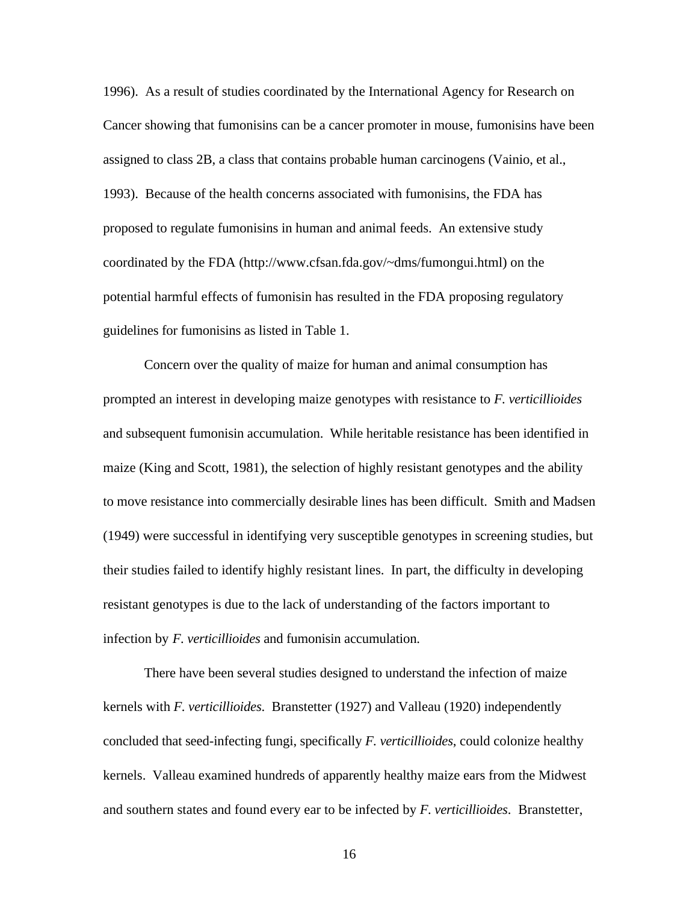1996). As a result of studies coordinated by the International Agency for Research on Cancer showing that fumonisins can be a cancer promoter in mouse, fumonisins have been assigned to class 2B, a class that contains probable human carcinogens (Vainio, et al., 1993). Because of the health concerns associated with fumonisins, the FDA has proposed to regulate fumonisins in human and animal feeds. An extensive study coordinated by the FDA (http://www.cfsan.fda.gov/~dms/fumongui.html) on the potential harmful effects of fumonisin has resulted in the FDA proposing regulatory guidelines for fumonisins as listed in Table 1.

Concern over the quality of maize for human and animal consumption has prompted an interest in developing maize genotypes with resistance to *F. verticillioides* and subsequent fumonisin accumulation. While heritable resistance has been identified in maize (King and Scott, 1981), the selection of highly resistant genotypes and the ability to move resistance into commercially desirable lines has been difficult. Smith and Madsen (1949) were successful in identifying very susceptible genotypes in screening studies, but their studies failed to identify highly resistant lines. In part, the difficulty in developing resistant genotypes is due to the lack of understanding of the factors important to infection by *F. verticillioides* and fumonisin accumulation.

There have been several studies designed to understand the infection of maize kernels with *F. verticillioides*. Branstetter (1927) and Valleau (1920) independently concluded that seed-infecting fungi, specifically *F. verticillioides*, could colonize healthy kernels. Valleau examined hundreds of apparently healthy maize ears from the Midwest and southern states and found every ear to be infected by *F. verticillioides*. Branstetter,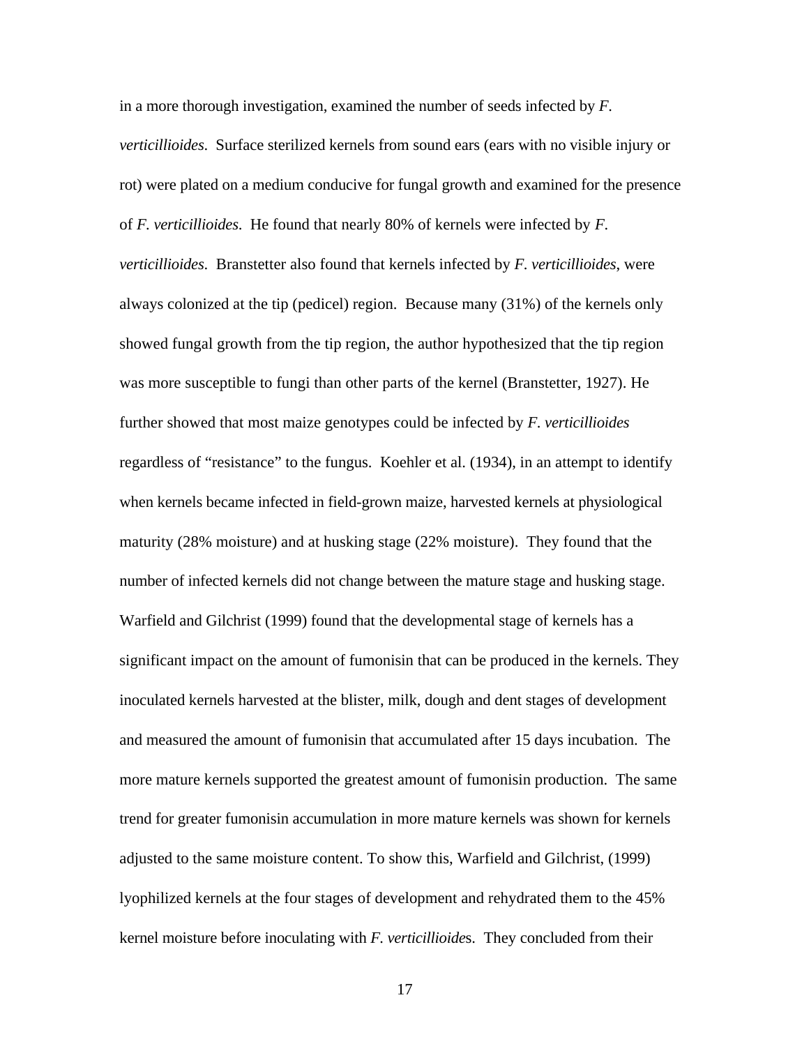in a more thorough investigation, examined the number of seeds infected by *F. verticillioides*. Surface sterilized kernels from sound ears (ears with no visible injury or rot) were plated on a medium conducive for fungal growth and examined for the presence of *F. verticillioides*. He found that nearly 80% of kernels were infected by *F. verticillioides*. Branstetter also found that kernels infected by *F. verticillioides*, were always colonized at the tip (pedicel) region. Because many (31%) of the kernels only showed fungal growth from the tip region, the author hypothesized that the tip region was more susceptible to fungi than other parts of the kernel (Branstetter, 1927). He further showed that most maize genotypes could be infected by *F. verticillioides* regardless of "resistance" to the fungus. Koehler et al. (1934), in an attempt to identify when kernels became infected in field-grown maize, harvested kernels at physiological maturity (28% moisture) and at husking stage (22% moisture). They found that the number of infected kernels did not change between the mature stage and husking stage. Warfield and Gilchrist (1999) found that the developmental stage of kernels has a significant impact on the amount of fumonisin that can be produced in the kernels. They inoculated kernels harvested at the blister, milk, dough and dent stages of development and measured the amount of fumonisin that accumulated after 15 days incubation. The more mature kernels supported the greatest amount of fumonisin production. The same trend for greater fumonisin accumulation in more mature kernels was shown for kernels adjusted to the same moisture content. To show this, Warfield and Gilchrist, (1999) lyophilized kernels at the four stages of development and rehydrated them to the 45% kernel moisture before inoculating with *F. verticillioides*. They concluded from their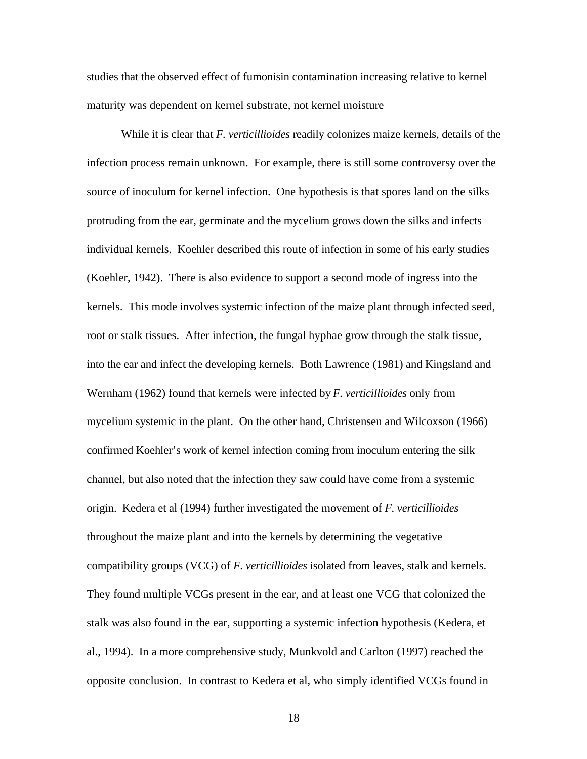studies that the observed effect of fumonisin contamination increasing relative to kernel maturity was dependent on kernel substrate, not kernel moisture

While it is clear that *F. verticillioides* readily colonizes maize kernels, details of the infection process remain unknown. For example, there is still some controversy over the source of inoculum for kernel infection. One hypothesis is that spores land on the silks protruding from the ear, germinate and the mycelium grows down the silks and infects individual kernels. Koehler described this route of infection in some of his early studies (Koehler, 1942). There is also evidence to support a second mode of ingress into the kernels. This mode involves systemic infection of the maize plant through infected seed, root or stalk tissues. After infection, the fungal hyphae grow through the stalk tissue, into the ear and infect the developing kernels. Both Lawrence (1981) and Kingsland and Wernham (1962) found that kernels were infected by *F. verticillioides* only from mycelium systemic in the plant. On the other hand, Christensen and Wilcoxson (1966) confirmed Koehler's work of kernel infection coming from inoculum entering the silk channel, but also noted that the infection they saw could have come from a systemic origin. Kedera et al (1994) further investigated the movement of *F. verticillioides* throughout the maize plant and into the kernels by determining the vegetative compatibility groups (VCG) of *F. verticillioides* isolated from leaves, stalk and kernels. They found multiple VCGs present in the ear, and at least one VCG that colonized the stalk was also found in the ear, supporting a systemic infection hypothesis (Kedera, et al., 1994). In a more comprehensive study, Munkvold and Carlton (1997) reached the opposite conclusion. In contrast to Kedera et al, who simply identified VCGs found in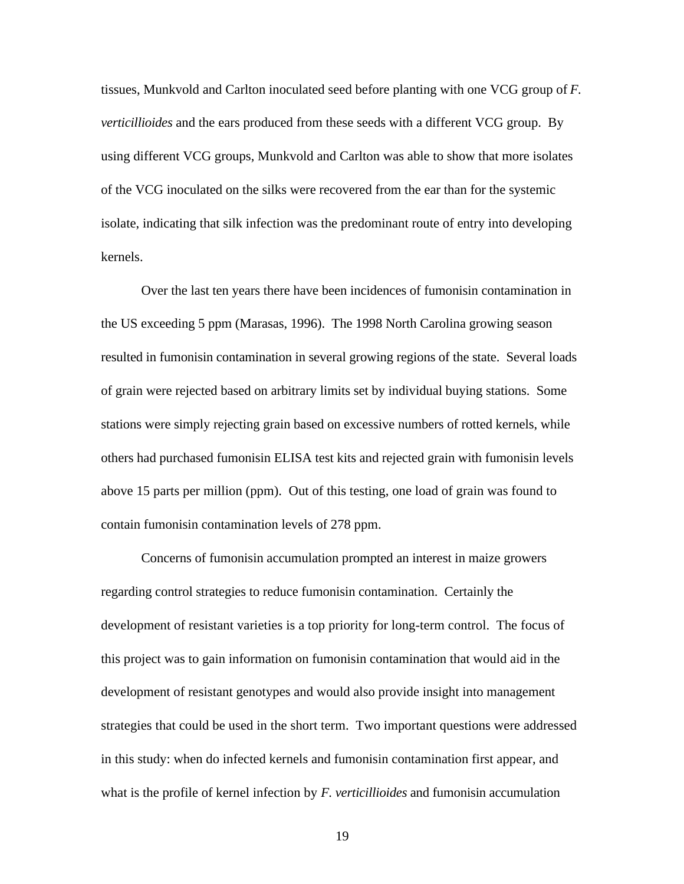tissues, Munkvold and Carlton inoculated seed before planting with one VCG group of *F. verticillioides* and the ears produced from these seeds with a different VCG group. By using different VCG groups, Munkvold and Carlton was able to show that more isolates of the VCG inoculated on the silks were recovered from the ear than for the systemic isolate, indicating that silk infection was the predominant route of entry into developing kernels.

Over the last ten years there have been incidences of fumonisin contamination in the US exceeding 5 ppm (Marasas, 1996). The 1998 North Carolina growing season resulted in fumonisin contamination in several growing regions of the state. Several loads of grain were rejected based on arbitrary limits set by individual buying stations. Some stations were simply rejecting grain based on excessive numbers of rotted kernels, while others had purchased fumonisin ELISA test kits and rejected grain with fumonisin levels above 15 parts per million (ppm). Out of this testing, one load of grain was found to contain fumonisin contamination levels of 278 ppm.

Concerns of fumonisin accumulation prompted an interest in maize growers regarding control strategies to reduce fumonisin contamination. Certainly the development of resistant varieties is a top priority for long-term control. The focus of this project was to gain information on fumonisin contamination that would aid in the development of resistant genotypes and would also provide insight into management strategies that could be used in the short term. Two important questions were addressed in this study: when do infected kernels and fumonisin contamination first appear, and what is the profile of kernel infection by *F. verticillioides* and fumonisin accumulation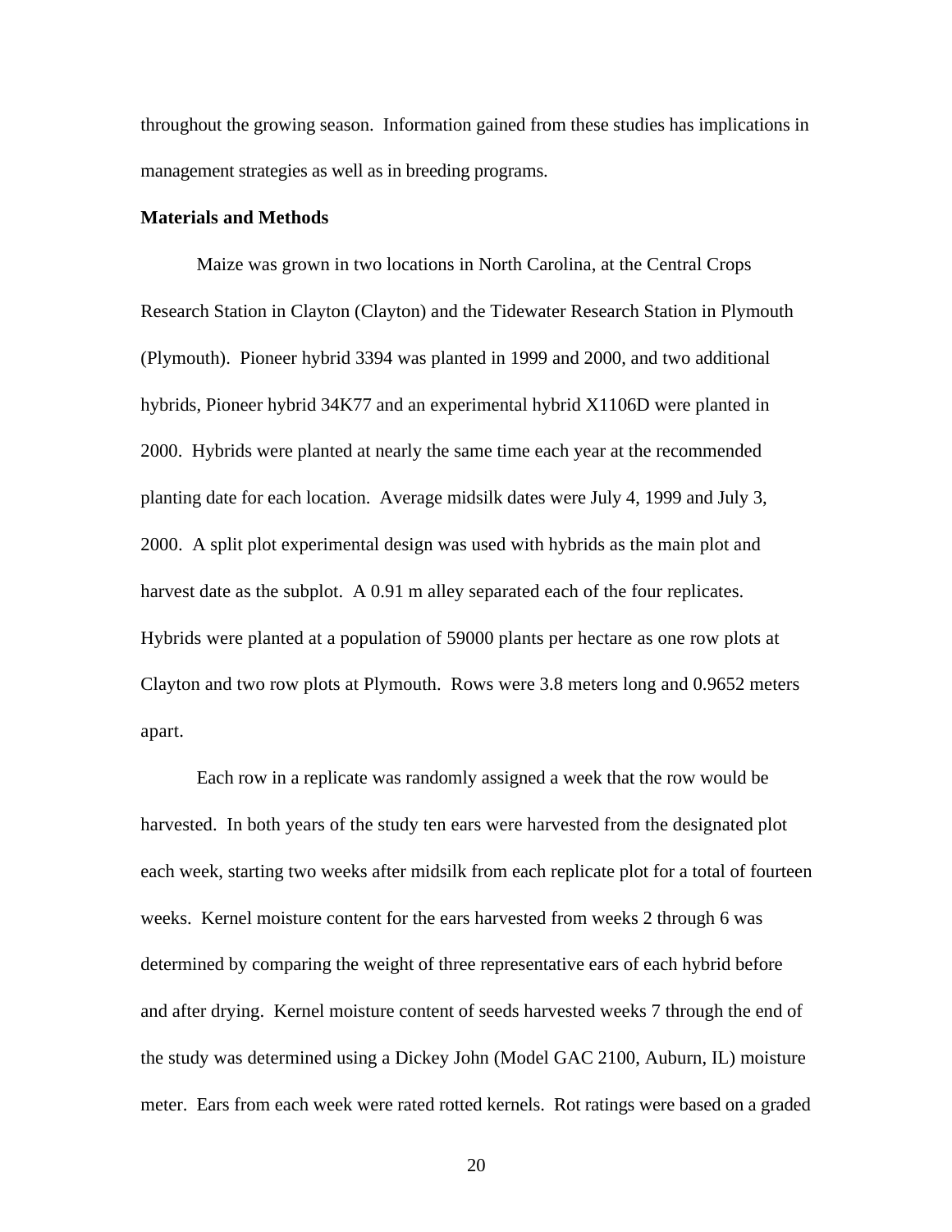throughout the growing season. Information gained from these studies has implications in management strategies as well as in breeding programs.

**Materials and Methods**

Maize was grown in two locations in North Carolina, at the Central Crops Research Station in Clayton (Clayton) and the Tidewater Research Station in Plymouth (Plymouth). Pioneer hybrid 3394 was planted in 1999 and 2000, and two additional hybrids, Pioneer hybrid 34K77 and an experimental hybrid X1106D were planted in 2000. Hybrids were planted at nearly the same time each year at the recommended planting date for each location. Average midsilk dates were July 4, 1999 and July 3, 2000. A split plot experimental design was used with hybrids as the main plot and harvest date as the subplot. A 0.91 m alley separated each of the four replicates. Hybrids were planted at a population of 59000 plants per hectare as one row plots at Clayton and two row plots at Plymouth. Rows were 3.8 meters long and 0.9652 meters apart.

Each row in a replicate was randomly assigned a week that the row would be harvested. In both years of the study ten ears were harvested from the designated plot each week, starting two weeks after midsilk from each replicate plot for a total of fourteen weeks. Kernel moisture content for the ears harvested from weeks 2 through 6 was determined by comparing the weight of three representative ears of each hybrid before and after drying. Kernel moisture content of seeds harvested weeks 7 through the end of the study was determined using a Dickey John (Model GAC 2100, Auburn, IL) moisture meter. Ears from each week were rated rotted kernels. Rot ratings were based on a graded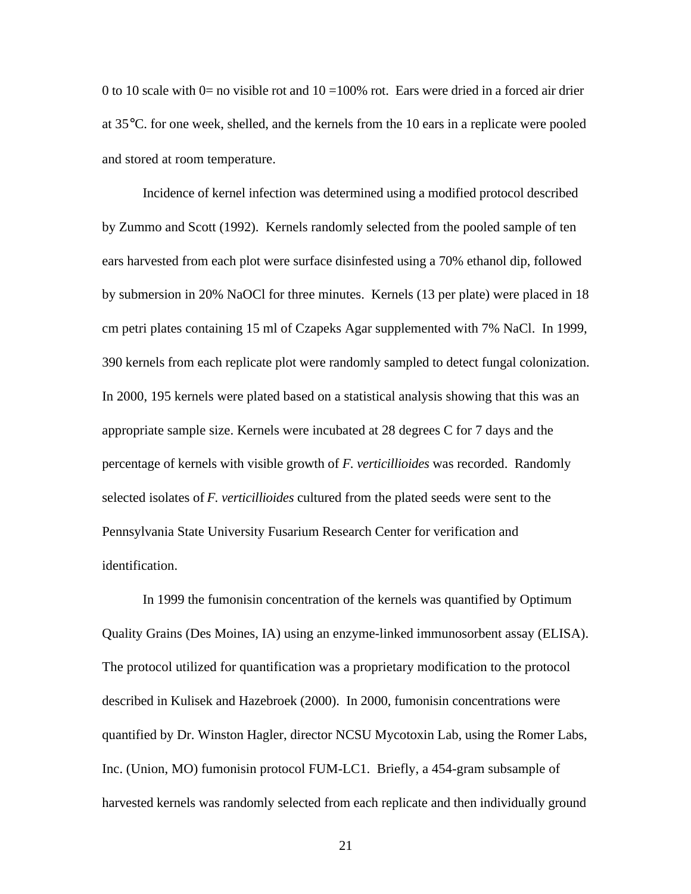0 to 10 scale with 0= no visible rot and 10 =100% rot. Ears were dried in a forced air drier at 35°C. for one week, shelled, and the kernels from the 10 ears in a replicate were pooled and stored at room temperature.

Incidence of kernel infection was determined using a modified protocol described by Zummo and Scott (1992). Kernels randomly selected from the pooled sample of ten ears harvested from each plot were surface disinfested using a 70% ethanol dip, followed by submersion in 20% NaOCl for three minutes. Kernels (13 per plate) were placed in 18 cm petri plates containing 15 ml of Czapeks Agar supplemented with 7% NaCl. In 1999, 390 kernels from each replicate plot were randomly sampled to detect fungal colonization. In 2000, 195 kernels were plated based on a statistical analysis showing that this was an appropriate sample size. Kernels were incubated at 28 degrees C for 7 days and the percentage of kernels with visible growth of *F. verticillioides* was recorded. Randomly selected isolates of *F. verticillioides* cultured from the plated seeds were sent to the Pennsylvania State University Fusarium Research Center for verification and identification.

In 1999 the fumonisin concentration of the kernels was quantified by Optimum Quality Grains (Des Moines, IA) using an enzyme-linked immunosorbent assay (ELISA). The protocol utilized for quantification was a proprietary modification to the protocol described in Kulisek and Hazebroek (2000). In 2000, fumonisin concentrations were quantified by Dr. Winston Hagler, director NCSU Mycotoxin Lab, using the Romer Labs, Inc. (Union, MO) fumonisin protocol FUM-LC1. Briefly, a 454-gram subsample of harvested kernels was randomly selected from each replicate and then individually ground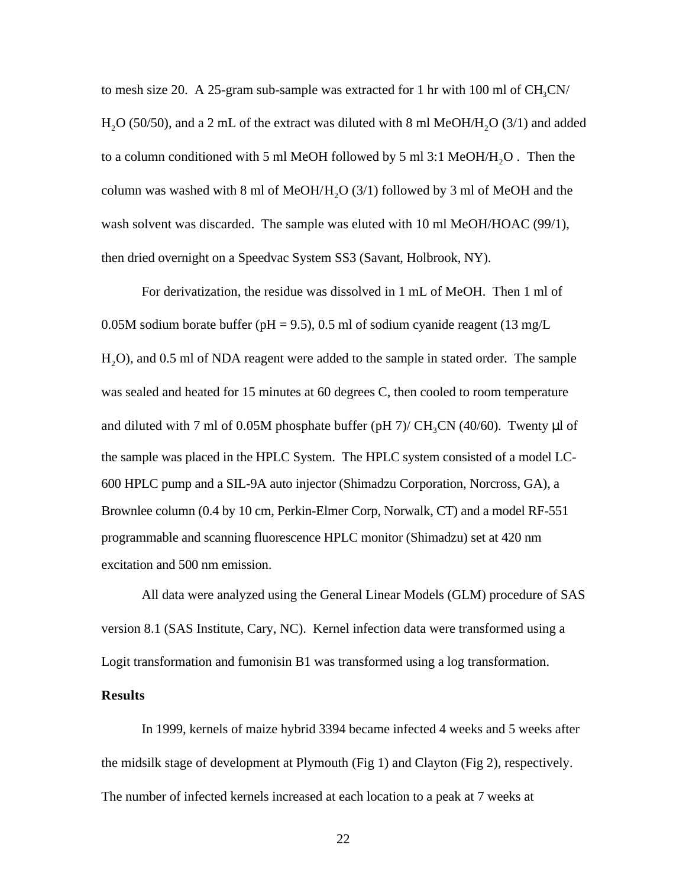to mesh size 20. A 25-gram sub-sample was extracted for 1 hr with 100 ml of $CH_3CN$/ $H_2O$ (50/50), and a 2 mL of the extract was diluted with 8 ml MeOH/$H_2O$ (3/1) and added to a column conditioned with 5 ml MeOH followed by 5 ml 3:1 MeOH/$H_2O$ . Then the column was washed with 8 ml of MeOH/$H_2O$ (3/1) followed by 3 ml of MeOH and the wash solvent was discarded. The sample was eluted with 10 ml MeOH/HOAC (99/1), then dried overnight on a Speedvac System SS3 (Savant, Holbrook, NY).

For derivatization, the residue was dissolved in 1 mL of MeOH. Then 1 ml of 0.05M sodium borate buffer (pH = 9.5), 0.5 ml of sodium cyanide reagent (13 mg/L $H_2O$), and 0.5 ml of NDA reagent were added to the sample in stated order. The sample was sealed and heated for 15 minutes at 60 degrees C, then cooled to room temperature and diluted with 7 ml of 0.05M phosphate buffer (pH 7)/ $CH_3CN$ (40/60). Twenty μl of the sample was placed in the HPLC System. The HPLC system consisted of a model LC-600 HPLC pump and a SIL-9A auto injector (Shimadzu Corporation, Norcross, GA), a Brownlee column (0.4 by 10 cm, Perkin-Elmer Corp, Norwalk, CT) and a model RF-551 programmable and scanning fluorescence HPLC monitor (Shimadzu) set at 420 nm excitation and 500 nm emission.

All data were analyzed using the General Linear Models (GLM) procedure of SAS version 8.1 (SAS Institute, Cary, NC). Kernel infection data were transformed using a Logit transformation and fumonisin B1 was transformed using a log transformation.

## Results

In 1999, kernels of maize hybrid 3394 became infected 4 weeks and 5 weeks after the midsilk stage of development at Plymouth (Fig 1) and Clayton (Fig 2), respectively. The number of infected kernels increased at each location to a peak at 7 weeks at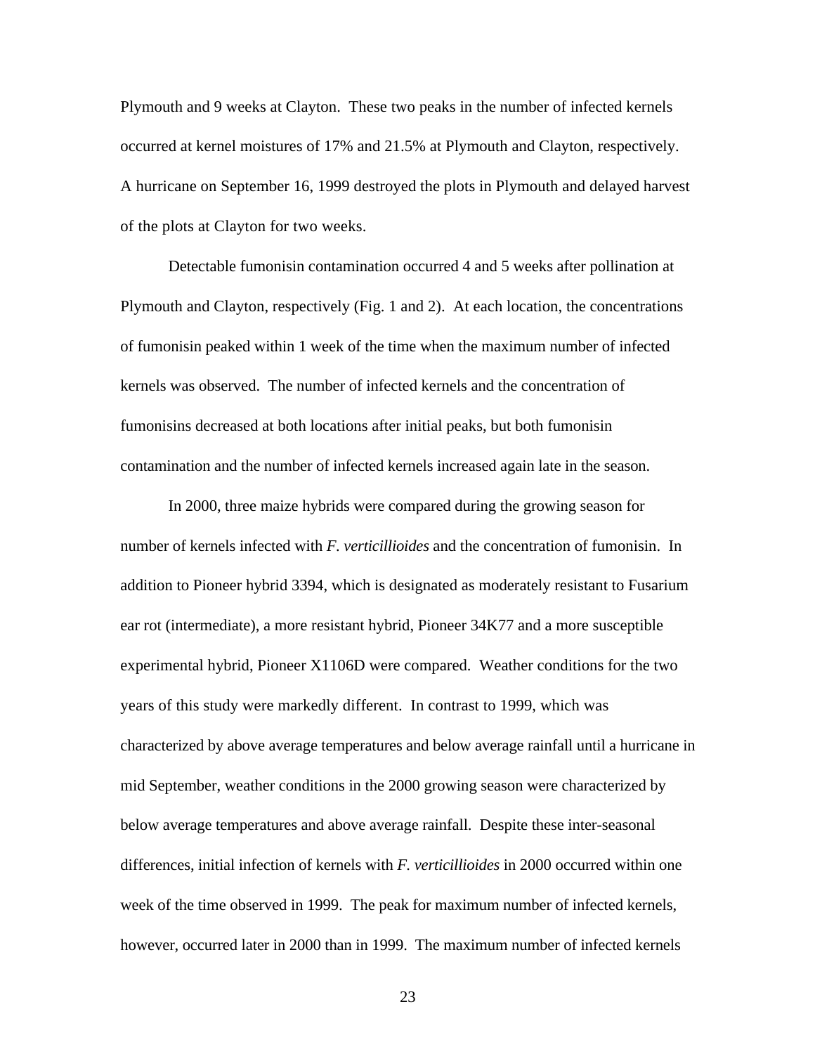Plymouth and 9 weeks at Clayton. These two peaks in the number of infected kernels occurred at kernel moistures of 17% and 21.5% at Plymouth and Clayton, respectively. A hurricane on September 16, 1999 destroyed the plots in Plymouth and delayed harvest of the plots at Clayton for two weeks.

Detectable fumonisin contamination occurred 4 and 5 weeks after pollination at Plymouth and Clayton, respectively (Fig. 1 and 2). At each location, the concentrations of fumonisin peaked within 1 week of the time when the maximum number of infected kernels was observed. The number of infected kernels and the concentration of fumonisins decreased at both locations after initial peaks, but both fumonisin contamination and the number of infected kernels increased again late in the season.

In 2000, three maize hybrids were compared during the growing season for number of kernels infected with *F. verticillioides* and the concentration of fumonisin. In addition to Pioneer hybrid 3394, which is designated as moderately resistant to Fusarium ear rot (intermediate), a more resistant hybrid, Pioneer 34K77 and a more susceptible experimental hybrid, Pioneer X1106D were compared. Weather conditions for the two years of this study were markedly different. In contrast to 1999, which was characterized by above average temperatures and below average rainfall until a hurricane in mid September, weather conditions in the 2000 growing season were characterized by below average temperatures and above average rainfall. Despite these inter-seasonal differences, initial infection of kernels with *F. verticillioides* in 2000 occurred within one week of the time observed in 1999. The peak for maximum number of infected kernels, however, occurred later in 2000 than in 1999. The maximum number of infected kernels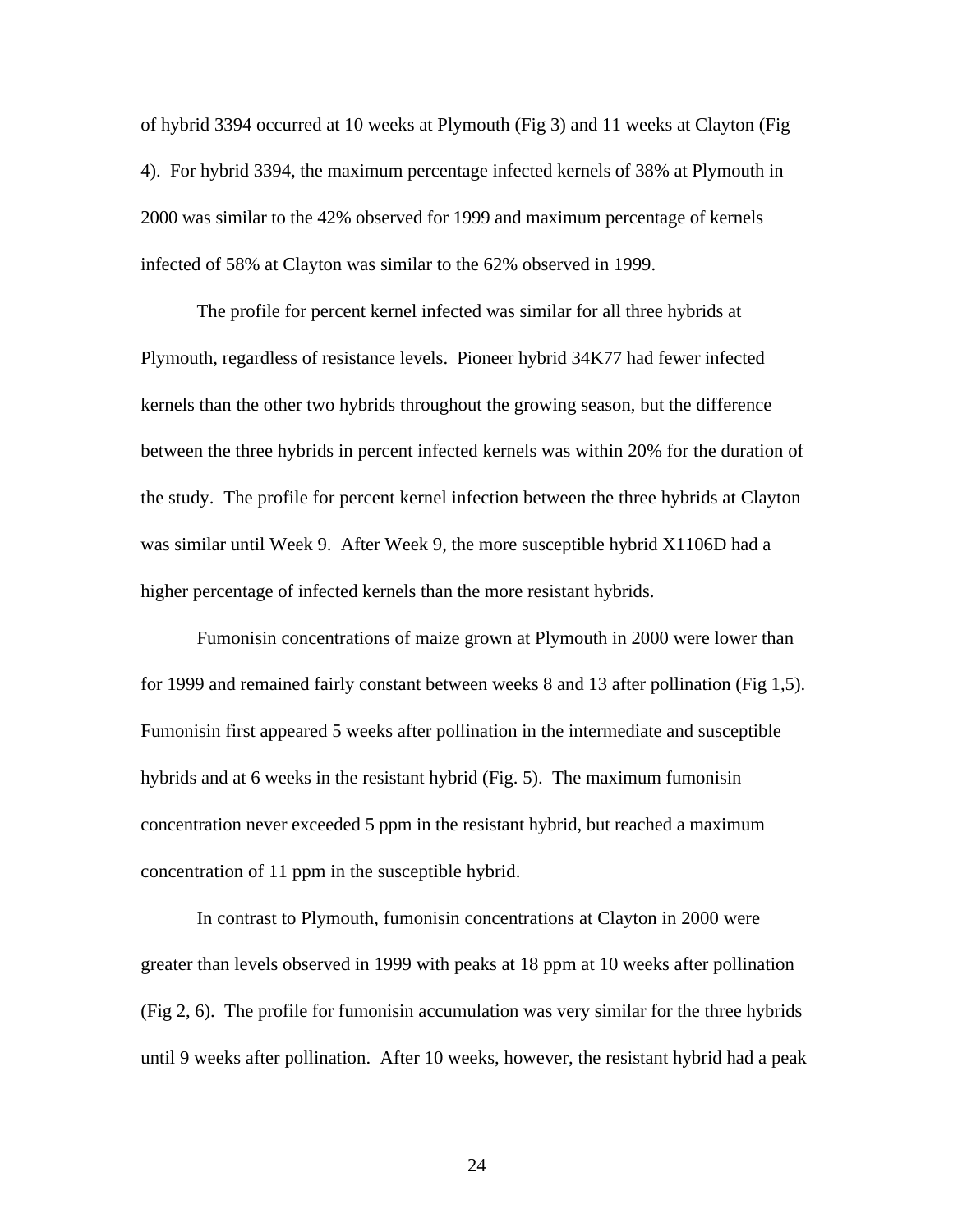of hybrid 3394 occurred at 10 weeks at Plymouth (Fig 3) and 11 weeks at Clayton (Fig 4). For hybrid 3394, the maximum percentage infected kernels of 38% at Plymouth in 2000 was similar to the 42% observed for 1999 and maximum percentage of kernels infected of 58% at Clayton was similar to the 62% observed in 1999.

The profile for percent kernel infected was similar for all three hybrids at Plymouth, regardless of resistance levels. Pioneer hybrid 34K77 had fewer infected kernels than the other two hybrids throughout the growing season, but the difference between the three hybrids in percent infected kernels was within 20% for the duration of the study. The profile for percent kernel infection between the three hybrids at Clayton was similar until Week 9. After Week 9, the more susceptible hybrid X1106D had a higher percentage of infected kernels than the more resistant hybrids.

Fumonisin concentrations of maize grown at Plymouth in 2000 were lower than for 1999 and remained fairly constant between weeks 8 and 13 after pollination (Fig 1,5). Fumonisin first appeared 5 weeks after pollination in the intermediate and susceptible hybrids and at 6 weeks in the resistant hybrid (Fig. 5). The maximum fumonisin concentration never exceeded 5 ppm in the resistant hybrid, but reached a maximum concentration of 11 ppm in the susceptible hybrid.

In contrast to Plymouth, fumonisin concentrations at Clayton in 2000 were greater than levels observed in 1999 with peaks at 18 ppm at 10 weeks after pollination (Fig 2, 6). The profile for fumonisin accumulation was very similar for the three hybrids until 9 weeks after pollination. After 10 weeks, however, the resistant hybrid had a peak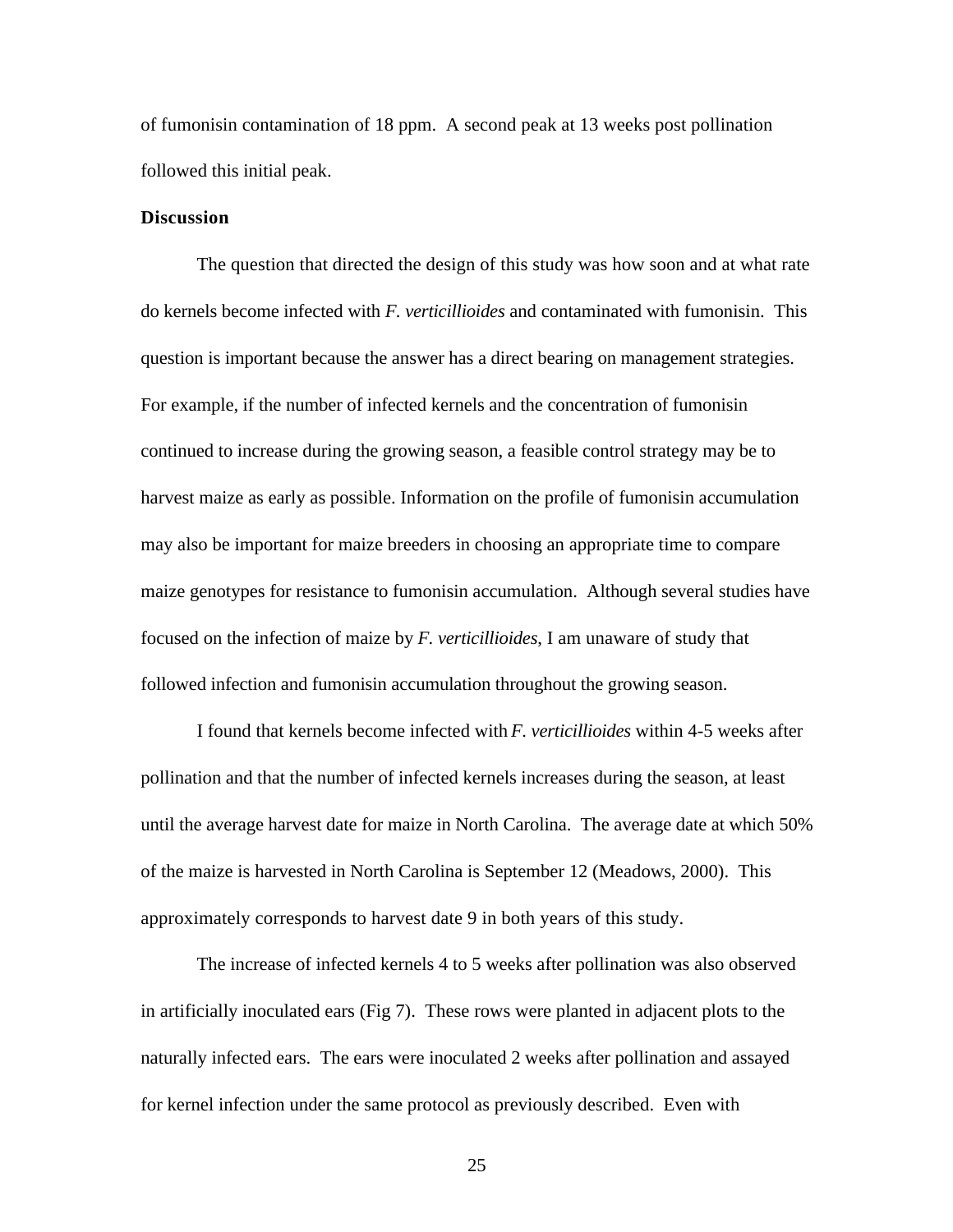of fumonisin contamination of 18 ppm. A second peak at 13 weeks post pollination followed this initial peak.

**Discussion**

The question that directed the design of this study was how soon and at what rate do kernels become infected with *F. verticillioides* and contaminated with fumonisin. This question is important because the answer has a direct bearing on management strategies. For example, if the number of infected kernels and the concentration of fumonisin continued to increase during the growing season, a feasible control strategy may be to harvest maize as early as possible. Information on the profile of fumonisin accumulation may also be important for maize breeders in choosing an appropriate time to compare maize genotypes for resistance to fumonisin accumulation. Although several studies have focused on the infection of maize by *F. verticillioides*, I am unaware of study that followed infection and fumonisin accumulation throughout the growing season.

I found that kernels become infected with *F. verticillioides* within 4-5 weeks after pollination and that the number of infected kernels increases during the season, at least until the average harvest date for maize in North Carolina. The average date at which 50% of the maize is harvested in North Carolina is September 12 (Meadows, 2000). This approximately corresponds to harvest date 9 in both years of this study.

The increase of infected kernels 4 to 5 weeks after pollination was also observed in artificially inoculated ears (Fig 7). These rows were planted in adjacent plots to the naturally infected ears. The ears were inoculated 2 weeks after pollination and assayed for kernel infection under the same protocol as previously described. Even with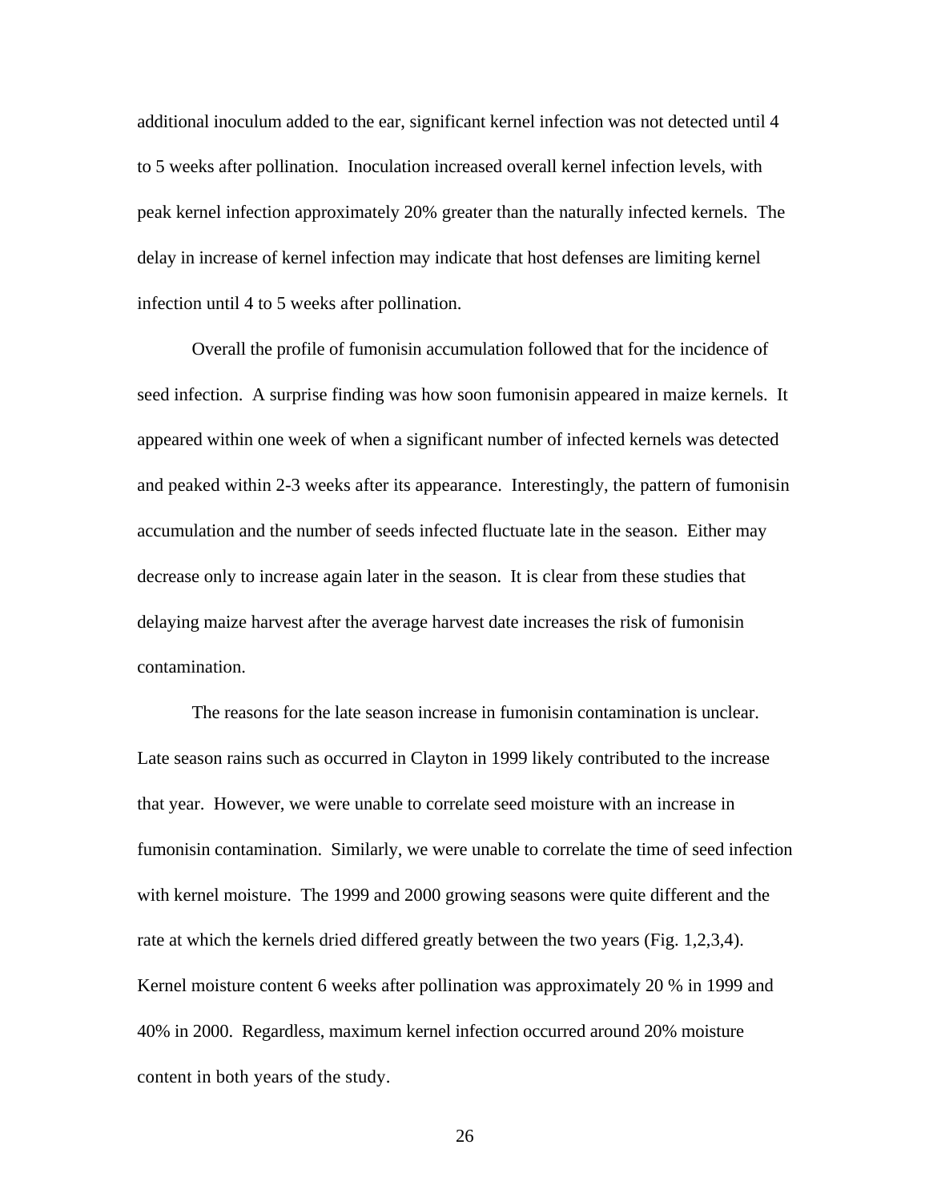additional inoculum added to the ear, significant kernel infection was not detected until 4 to 5 weeks after pollination. Inoculation increased overall kernel infection levels, with peak kernel infection approximately 20% greater than the naturally infected kernels. The delay in increase of kernel infection may indicate that host defenses are limiting kernel infection until 4 to 5 weeks after pollination.

Overall the profile of fumonisin accumulation followed that for the incidence of seed infection. A surprise finding was how soon fumonisin appeared in maize kernels. It appeared within one week of when a significant number of infected kernels was detected and peaked within 2-3 weeks after its appearance. Interestingly, the pattern of fumonisin accumulation and the number of seeds infected fluctuate late in the season. Either may decrease only to increase again later in the season. It is clear from these studies that delaying maize harvest after the average harvest date increases the risk of fumonisin contamination.

The reasons for the late season increase in fumonisin contamination is unclear. Late season rains such as occurred in Clayton in 1999 likely contributed to the increase that year. However, we were unable to correlate seed moisture with an increase in fumonisin contamination. Similarly, we were unable to correlate the time of seed infection with kernel moisture. The 1999 and 2000 growing seasons were quite different and the rate at which the kernels dried differed greatly between the two years (Fig. 1,2,3,4). Kernel moisture content 6 weeks after pollination was approximately 20 % in 1999 and 40% in 2000. Regardless, maximum kernel infection occurred around 20% moisture content in both years of the study.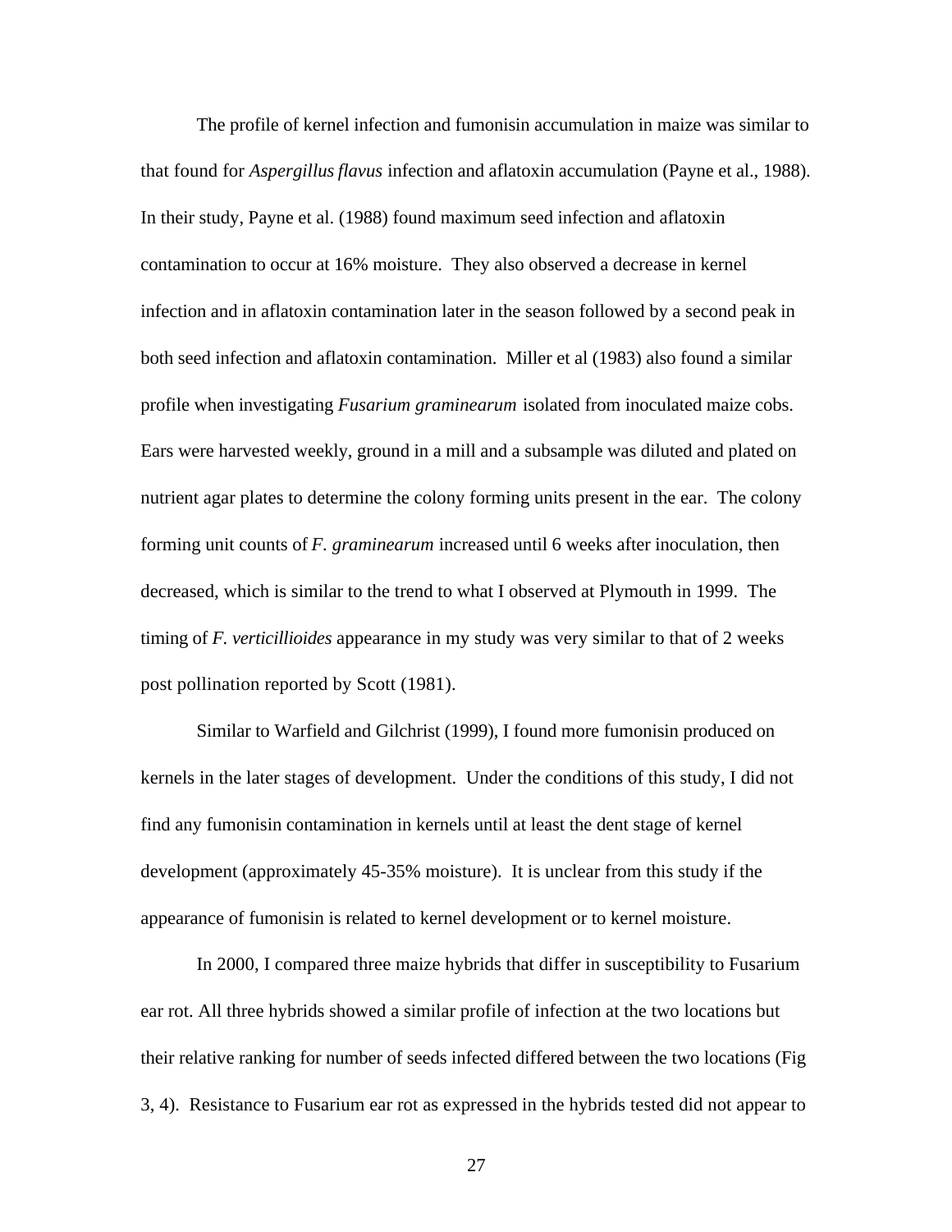The profile of kernel infection and fumonisin accumulation in maize was similar to that found for *Aspergillus flavus* infection and aflatoxin accumulation (Payne et al., 1988). In their study, Payne et al. (1988) found maximum seed infection and aflatoxin contamination to occur at 16% moisture. They also observed a decrease in kernel infection and in aflatoxin contamination later in the season followed by a second peak in both seed infection and aflatoxin contamination. Miller et al (1983) also found a similar profile when investigating *Fusarium graminearum* isolated from inoculated maize cobs. Ears were harvested weekly, ground in a mill and a subsample was diluted and plated on nutrient agar plates to determine the colony forming units present in the ear. The colony forming unit counts of *F. graminearum* increased until 6 weeks after inoculation, then decreased, which is similar to the trend to what I observed at Plymouth in 1999. The timing of *F. verticillioides* appearance in my study was very similar to that of 2 weeks post pollination reported by Scott (1981).

Similar to Warfield and Gilchrist (1999), I found more fumonisin produced on kernels in the later stages of development. Under the conditions of this study, I did not find any fumonisin contamination in kernels until at least the dent stage of kernel development (approximately 45-35% moisture). It is unclear from this study if the appearance of fumonisin is related to kernel development or to kernel moisture.

In 2000, I compared three maize hybrids that differ in susceptibility to Fusarium ear rot. All three hybrids showed a similar profile of infection at the two locations but their relative ranking for number of seeds infected differed between the two locations (Fig 3, 4). Resistance to Fusarium ear rot as expressed in the hybrids tested did not appear to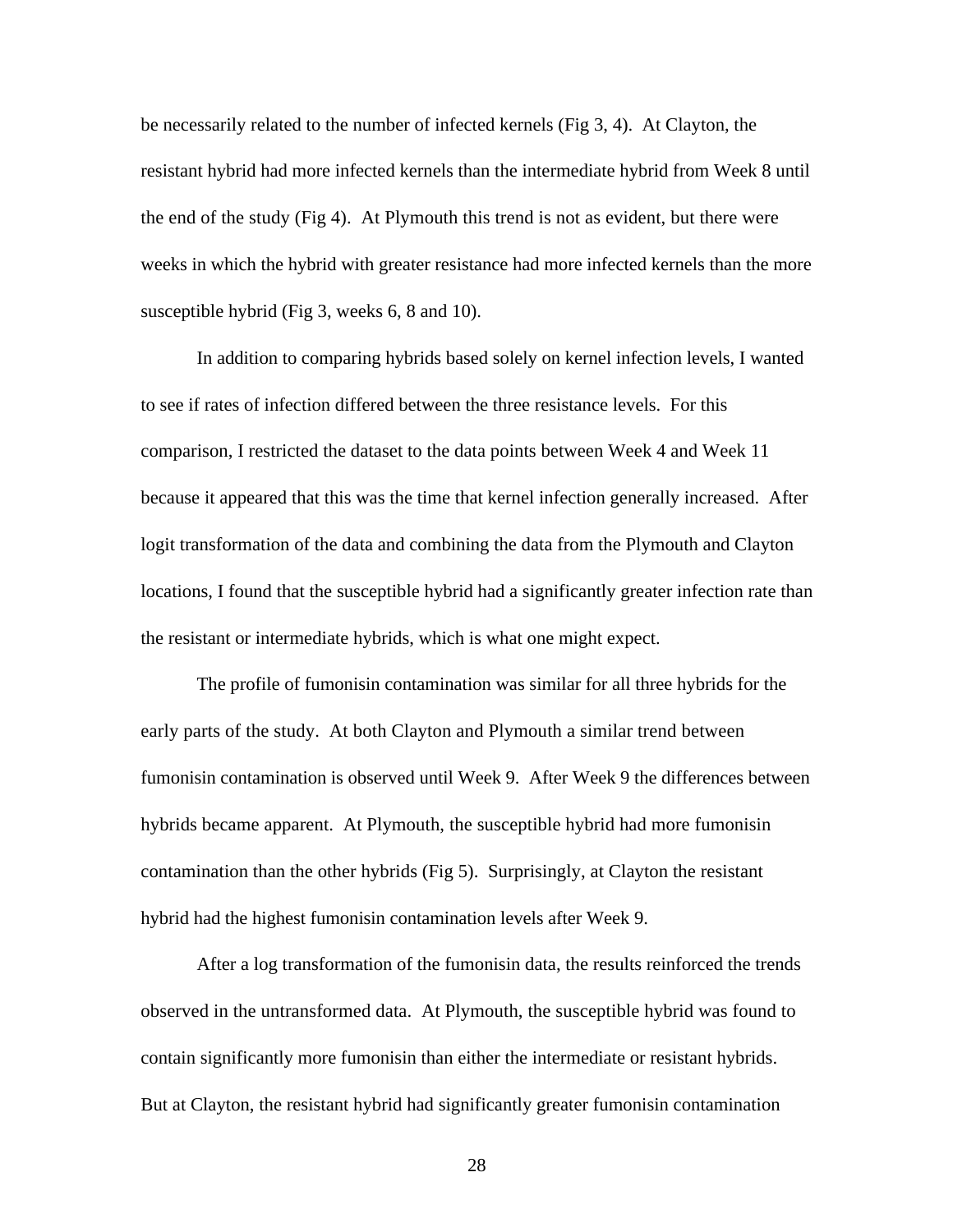be necessarily related to the number of infected kernels (Fig 3, 4). At Clayton, the resistant hybrid had more infected kernels than the intermediate hybrid from Week 8 until the end of the study (Fig 4). At Plymouth this trend is not as evident, but there were weeks in which the hybrid with greater resistance had more infected kernels than the more susceptible hybrid (Fig 3, weeks 6, 8 and 10).

In addition to comparing hybrids based solely on kernel infection levels, I wanted to see if rates of infection differed between the three resistance levels. For this comparison, I restricted the dataset to the data points between Week 4 and Week 11 because it appeared that this was the time that kernel infection generally increased. After logit transformation of the data and combining the data from the Plymouth and Clayton locations, I found that the susceptible hybrid had a significantly greater infection rate than the resistant or intermediate hybrids, which is what one might expect.

The profile of fumonisin contamination was similar for all three hybrids for the early parts of the study. At both Clayton and Plymouth a similar trend between fumonisin contamination is observed until Week 9. After Week 9 the differences between hybrids became apparent. At Plymouth, the susceptible hybrid had more fumonisin contamination than the other hybrids (Fig 5). Surprisingly, at Clayton the resistant hybrid had the highest fumonisin contamination levels after Week 9.

After a log transformation of the fumonisin data, the results reinforced the trends observed in the untransformed data. At Plymouth, the susceptible hybrid was found to contain significantly more fumonisin than either the intermediate or resistant hybrids. But at Clayton, the resistant hybrid had significantly greater fumonisin contamination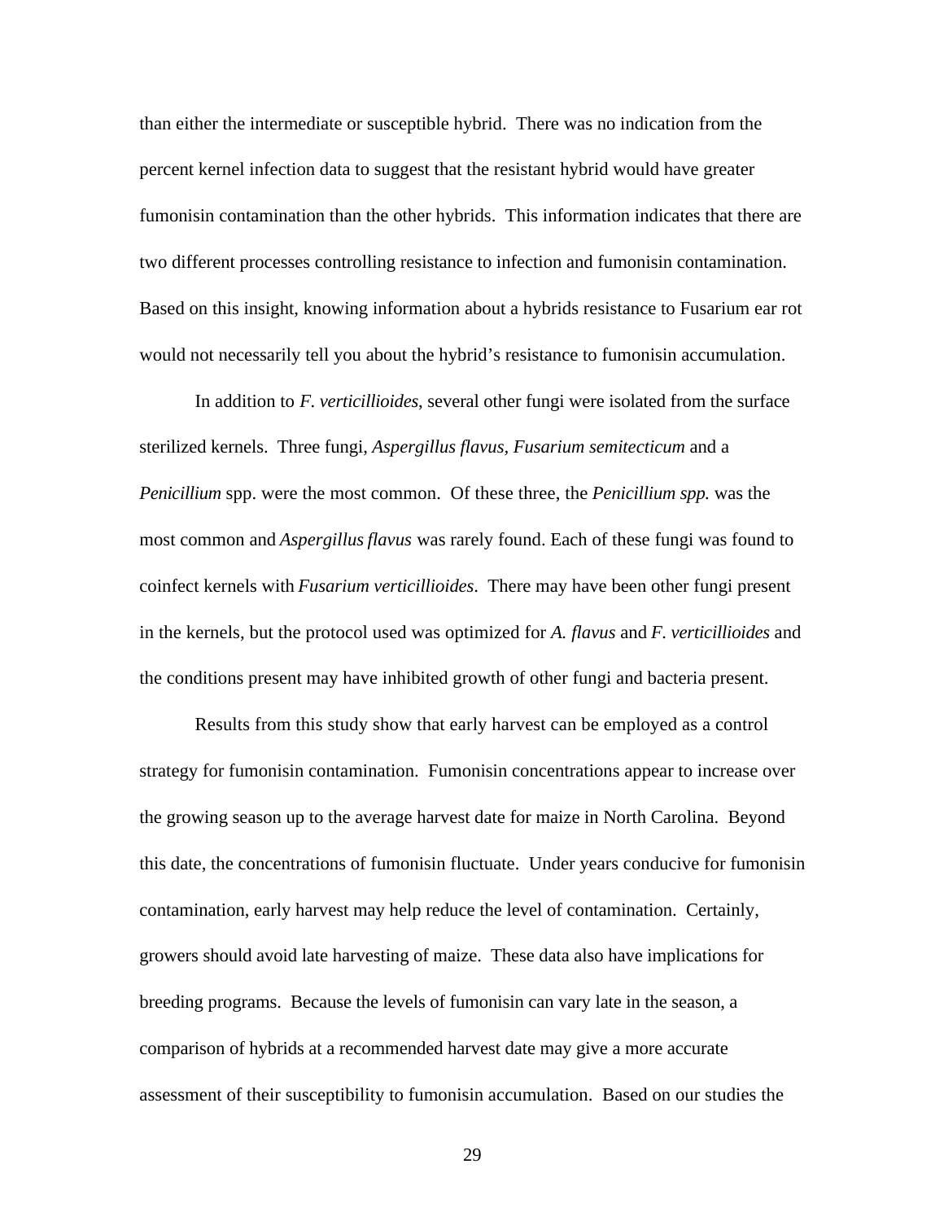than either the intermediate or susceptible hybrid. There was no indication from the percent kernel infection data to suggest that the resistant hybrid would have greater fumonisin contamination than the other hybrids. This information indicates that there are two different processes controlling resistance to infection and fumonisin contamination. Based on this insight, knowing information about a hybrids resistance to Fusarium ear rot would not necessarily tell you about the hybrid's resistance to fumonisin accumulation.

In addition to *F. verticillioides*, several other fungi were isolated from the surface sterilized kernels. Three fungi, *Aspergillus flavus*, *Fusarium semitecticum* and a *Penicillium* spp. were the most common. Of these three, the *Penicillium spp.* was the most common and *Aspergillus flavus* was rarely found. Each of these fungi was found to coinfect kernels with *Fusarium verticillioides*. There may have been other fungi present in the kernels, but the protocol used was optimized for *A. flavus* and *F. verticillioides* and the conditions present may have inhibited growth of other fungi and bacteria present.

Results from this study show that early harvest can be employed as a control strategy for fumonisin contamination. Fumonisin concentrations appear to increase over the growing season up to the average harvest date for maize in North Carolina. Beyond this date, the concentrations of fumonisin fluctuate. Under years conducive for fumonisin contamination, early harvest may help reduce the level of contamination. Certainly, growers should avoid late harvesting of maize. These data also have implications for breeding programs. Because the levels of fumonisin can vary late in the season, a comparison of hybrids at a recommended harvest date may give a more accurate assessment of their susceptibility to fumonisin accumulation. Based on our studies the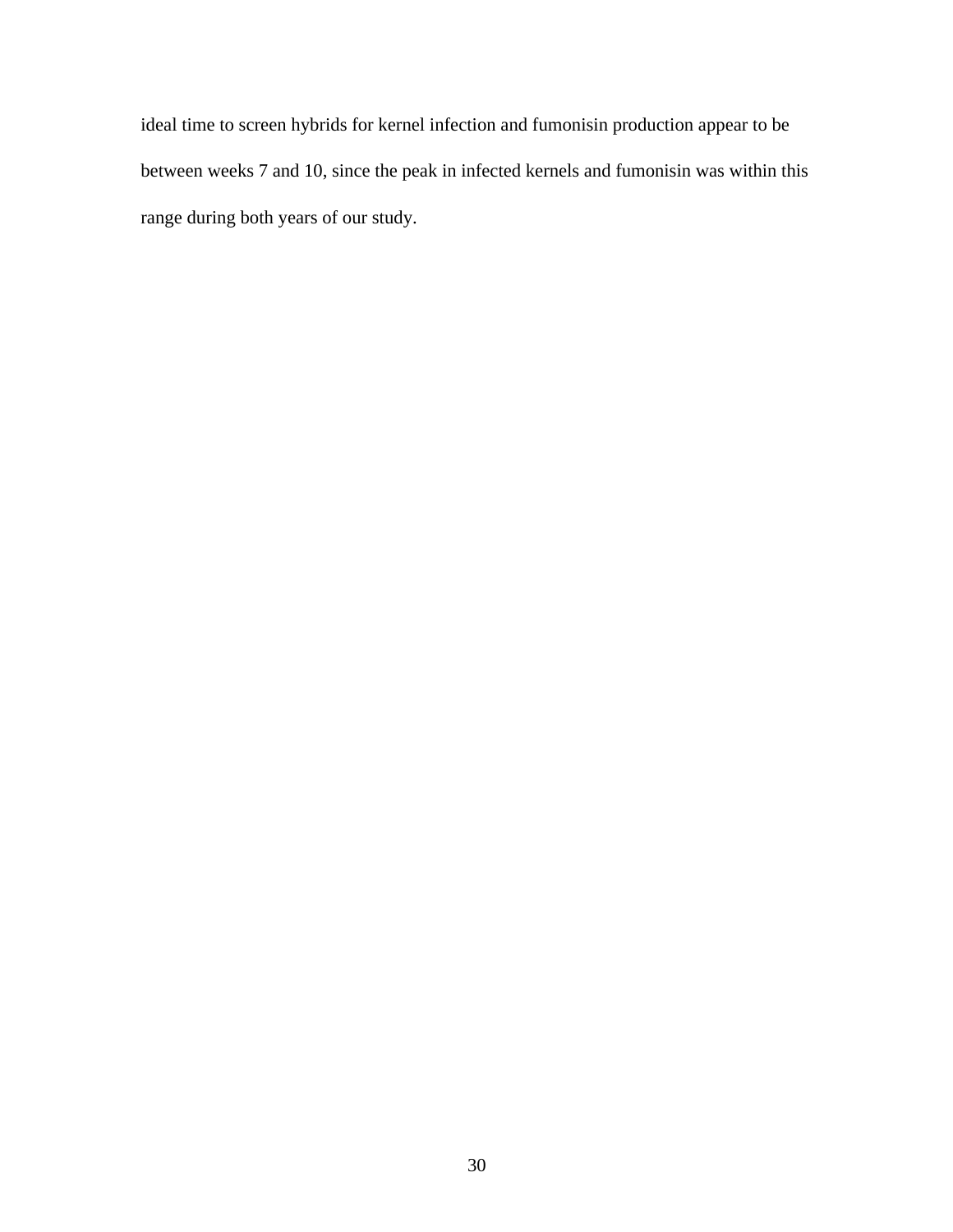ideal time to screen hybrids for kernel infection and fumonisin production appear to be between weeks 7 and 10, since the peak in infected kernels and fumonisin was within this range during both years of our study.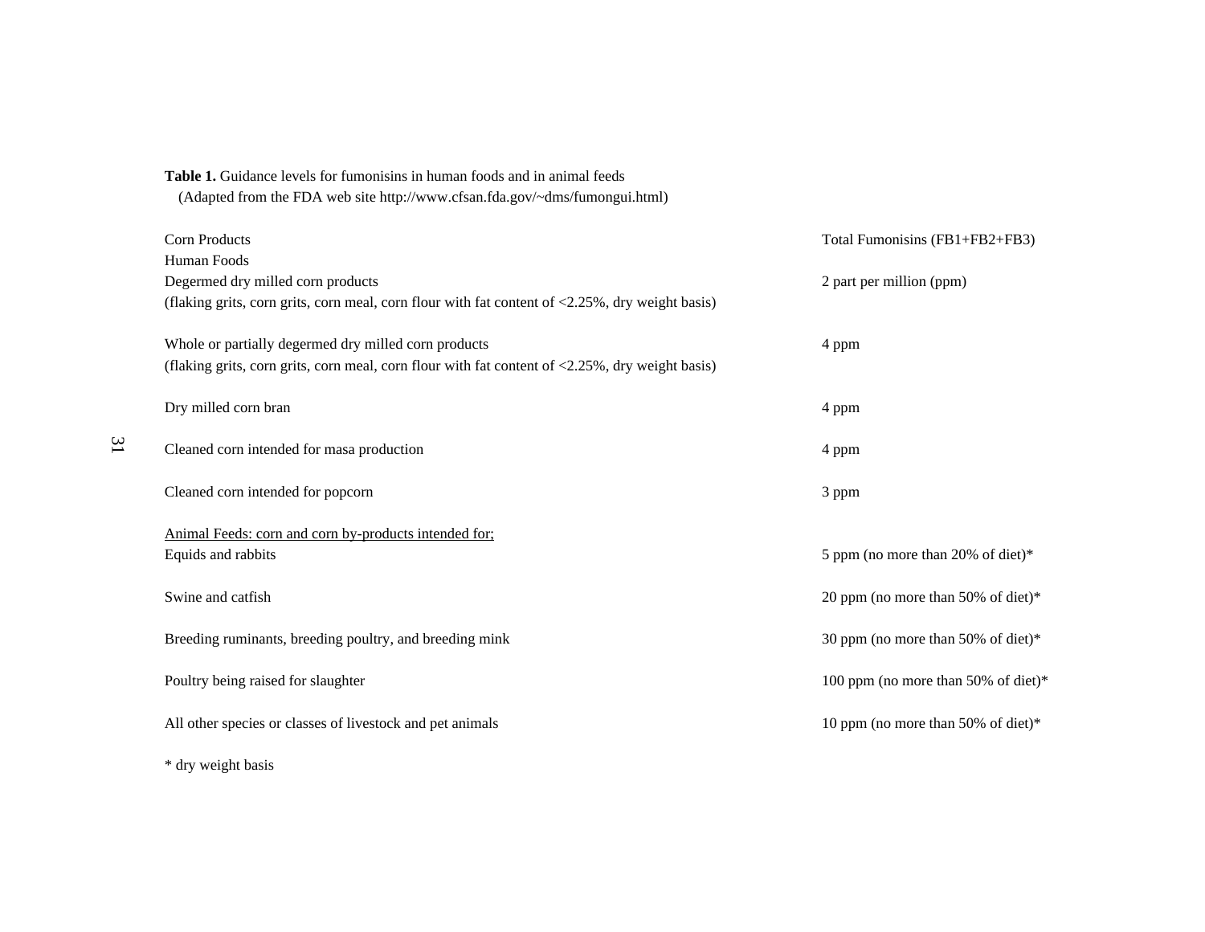**Table 1.** Guidance levels for fumonisins in human foods and in animal feeds
(Adapted from the FDA web site http://www.cfsan.fda.gov/~dms/fumongui.html)

| Corn Products | Total Fumonisins (FB1+FB2+FB3) |
| --- | --- |
| Human Foods | |
| Degermed dry milled corn products (flaking grits, corn grits, corn meal, corn flour with fat content of <2.25%, dry weight basis) | 2 part per million (ppm) |
| Whole or partially degermed dry milled corn products (flaking grits, corn grits, corn meal, corn flour with fat content of <2.25%, dry weight basis) | 4 ppm |
| Dry milled corn bran | 4 ppm |
| Cleaned corn intended for masa production | 4 ppm |
| Cleaned corn intended for popcorn | 3 ppm |
| <u>Animal Feeds: corn and corn by-products intended for;</u> | |
| Equids and rabbits | 5 ppm (no more than 20% of diet)* |
| Swine and catfish | 20 ppm (no more than 50% of diet)* |
| Breeding ruminants, breeding poultry, and breeding mink | 30 ppm (no more than 50% of diet)* |
| Poultry being raised for slaughter | 100 ppm (no more than 50% of diet)* |
| All other species or classes of livestock and pet animals | 10 ppm (no more than 50% of diet)* |

\* dry weight basis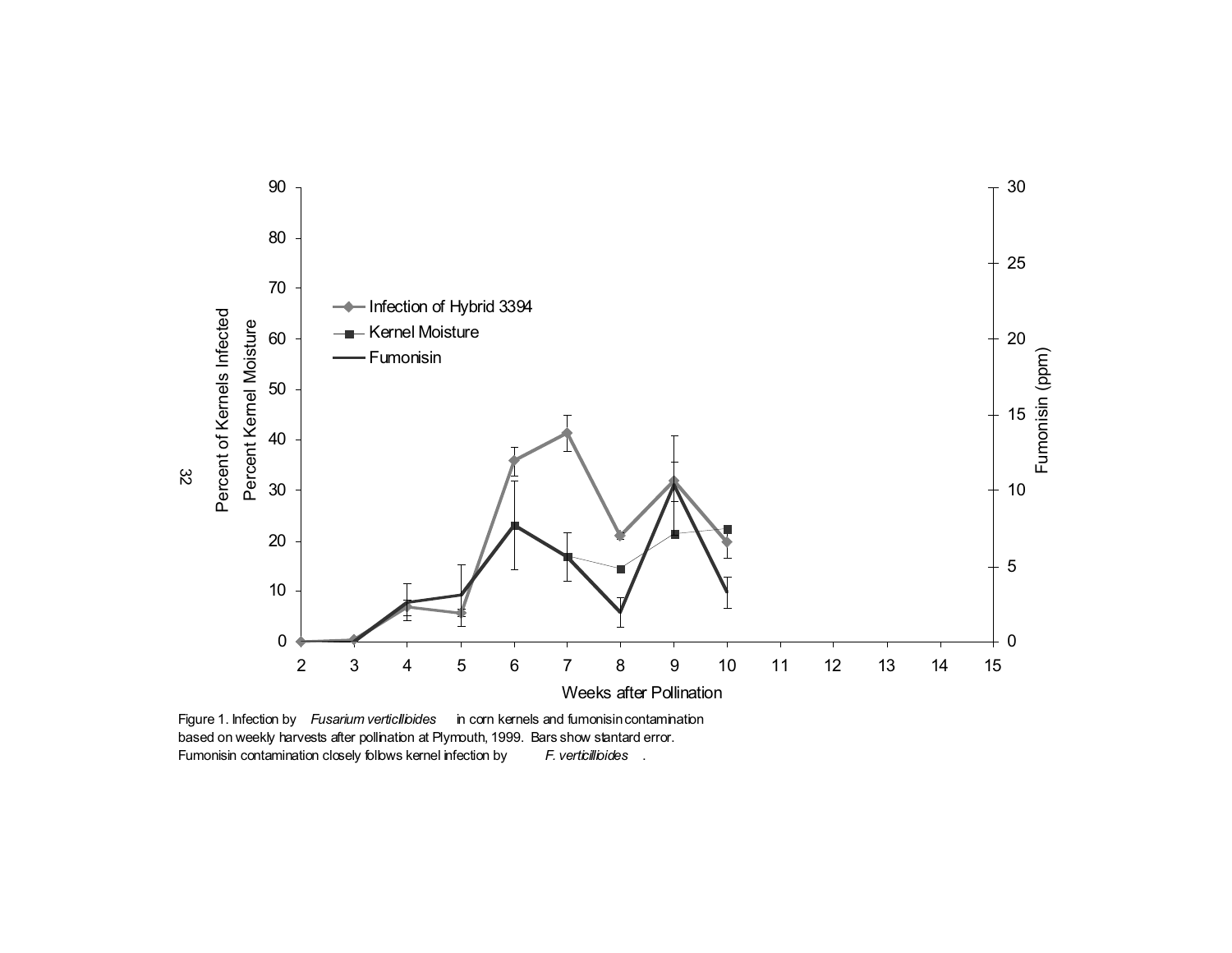Figure 1. Infection by *Fusarium verticllioides* in corn kernels and fumonisin contamination based on weekly harvests after pollination at Plymouth, 1999. Bars show standard error. Fumonisin contamination closely follows kernel infection by *F. verticilloides*.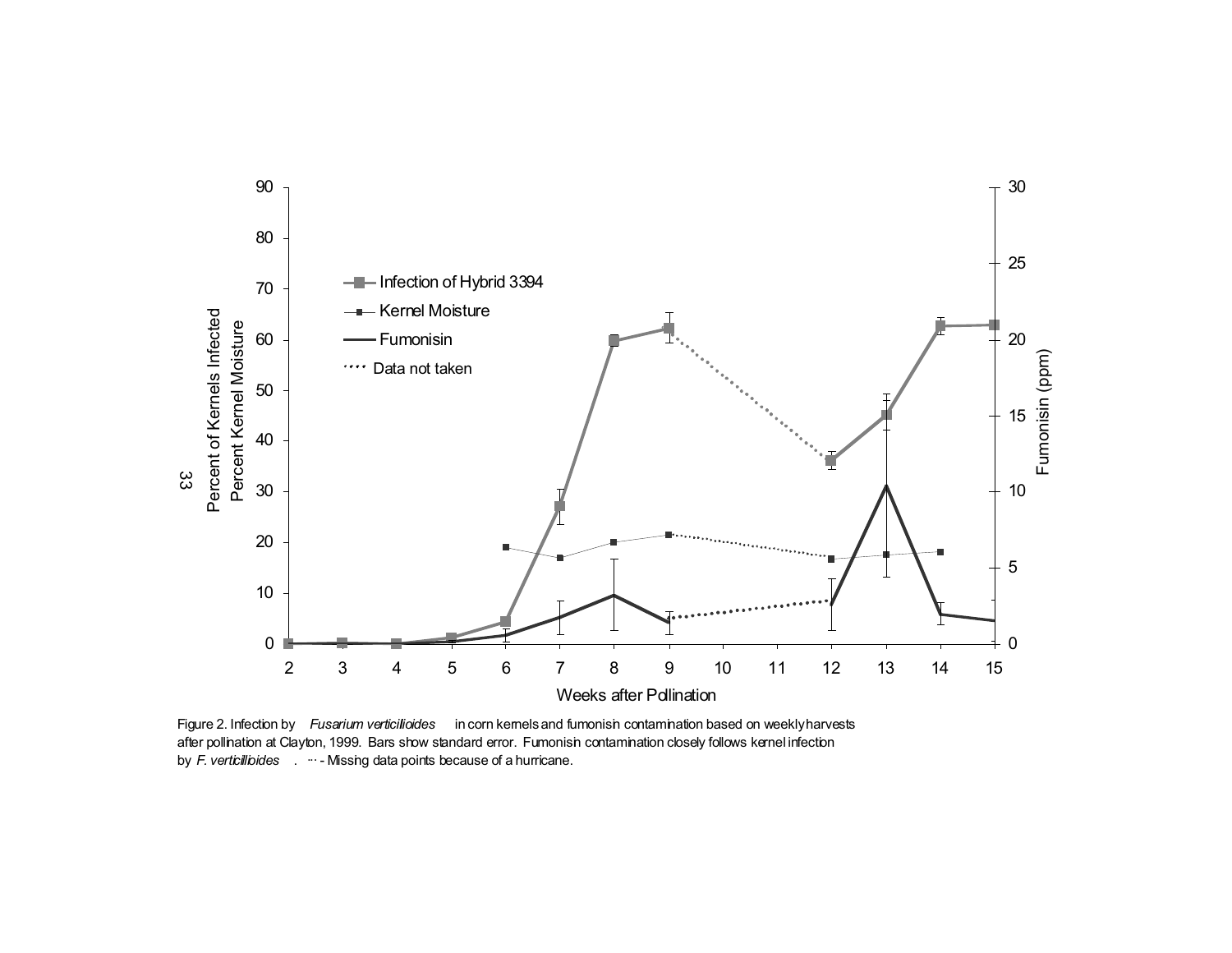Figure 2. Infection by *Fusarium verticillioides* in corn kernels and fumonisin contamination based on weekly harvests after pollination at Clayton, 1999. Bars show standard error. Fumonisin contamination closely follows kernel infection by *F. verticillioides*. ··· - Missing data points because of a hurricane.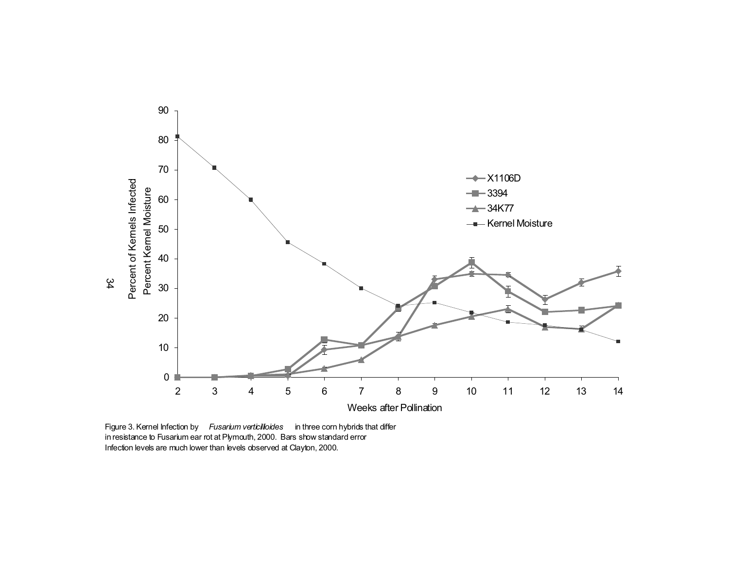Figure 3. Kernel Infection by *Fusarium verticilloides* in three corn hybrids that differ in resistance to Fusarium ear rot at Plymouth, 2000. Bars show standard error Infection levels are much lower than levels observed at Clayton, 2000.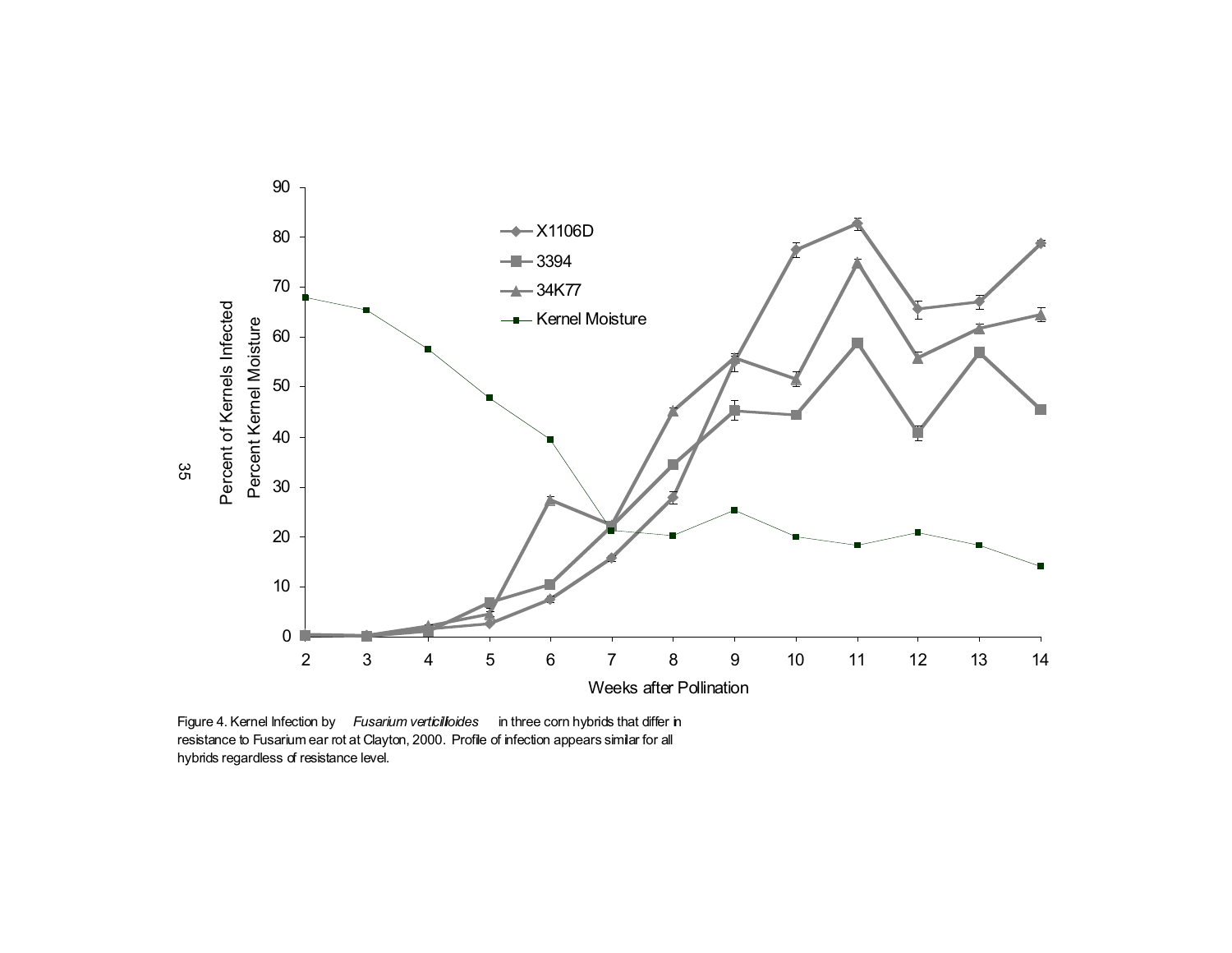Figure 4. Kernel Infection by *Fusarium verticilloides* in three corn hybrids that differ in resistance to Fusarium ear rot at Clayton, 2000. Profile of infection appears similar for all hybrids regardless of resistance level.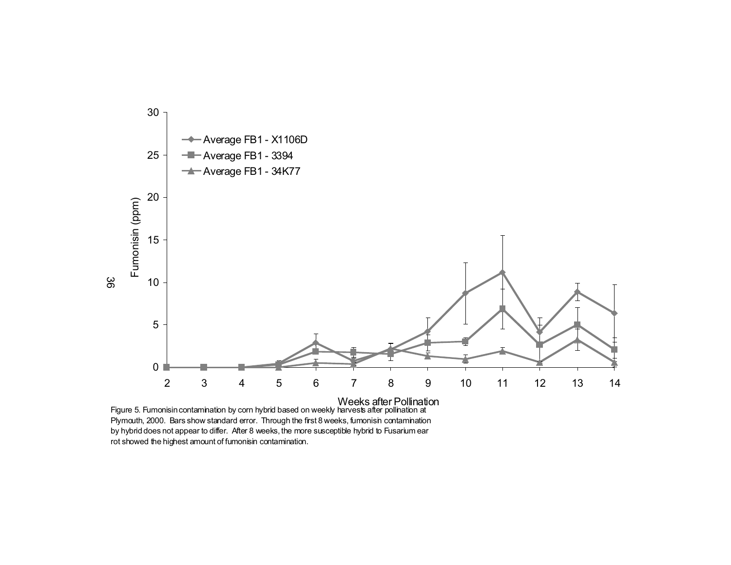Figure 5. Fumonisin contamination by corn hybrid based on weekly harvests after pollination at Plymouth, 2000. Bars show standard error. Through the first 8 weeks, fumonisin contamination by hybrid does not appear to differ. After 8 weeks, the more susceptible hybrid to Fusarium ear rot showed the highest amount of fumonisin contamination.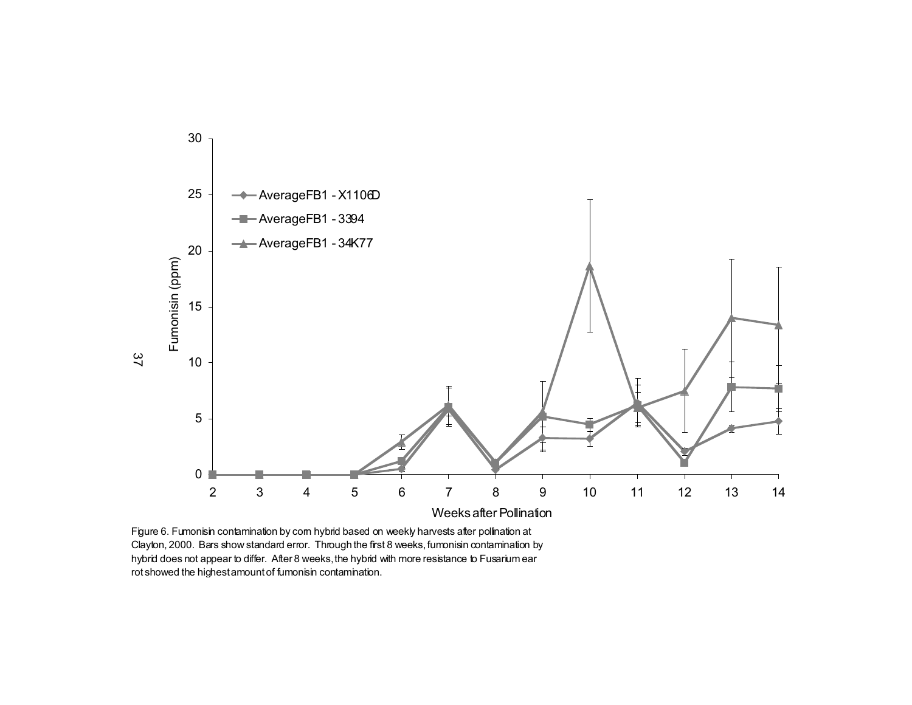Figure 6. Fumonisin contamination by corn hybrid based on weekly harvests after pollination at Clayton, 2000. Bars show standard error. Through the first 8 weeks, fumonisin contamination by hybrid does not appear to differ. After 8 weeks, the hybrid with more resistance to Fusarium ear rot showed the highest amount of fumonisin contamination.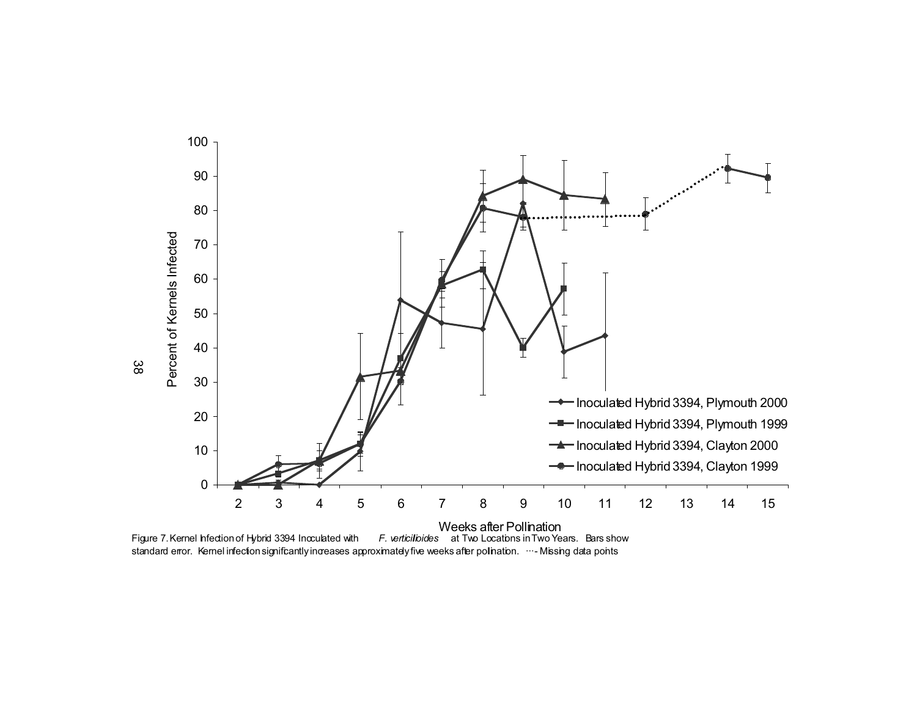Figure 7. Kernel Infection of Hybrid 3394 Inoculated with *F. verticillioides* at Two Locations in Two Years. Bars show standard error. Kernel infection significantly increases approximately five weeks after pollination. ···- Missing data points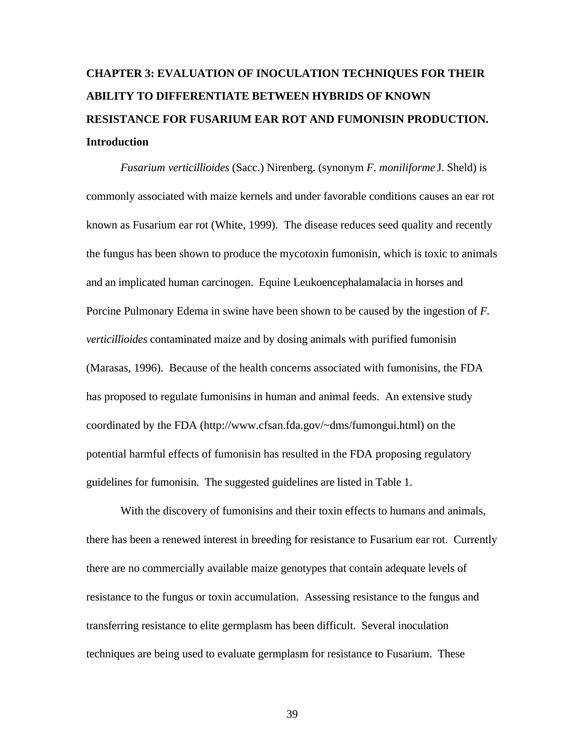## CHAPTER 3: EVALUATION OF INOCULATION TECHNIQUES FOR THEIR ABILITY TO DIFFERENTIATE BETWEEN HYBRIDS OF KNOWN RESISTANCE FOR FUSARIUM EAR ROT AND FUMONISIN PRODUCTION.

### Introduction

*Fusarium verticillioides* (Sacc.) Nirenberg. (synonym *F. moniliforme* J. Sheld) is commonly associated with maize kernels and under favorable conditions causes an ear rot known as Fusarium ear rot (White, 1999). The disease reduces seed quality and recently the fungus has been shown to produce the mycotoxin fumonisin, which is toxic to animals and an implicated human carcinogen. Equine Leukoencephalamalacia in horses and Porcine Pulmonary Edema in swine have been shown to be caused by the ingestion of *F. verticillioides* contaminated maize and by dosing animals with purified fumonisin (Marasas, 1996). Because of the health concerns associated with fumonisins, the FDA has proposed to regulate fumonisins in human and animal feeds. An extensive study coordinated by the FDA (http://www.cfsan.fda.gov/~dms/fumongui.html) on the potential harmful effects of fumonisin has resulted in the FDA proposing regulatory guidelines for fumonisin. The suggested guidelines are listed in Table 1.

With the discovery of fumonisins and their toxin effects to humans and animals, there has been a renewed interest in breeding for resistance to Fusarium ear rot. Currently there are no commercially available maize genotypes that contain adequate levels of resistance to the fungus or toxin accumulation. Assessing resistance to the fungus and transferring resistance to elite germplasm has been difficult. Several inoculation techniques are being used to evaluate germplasm for resistance to Fusarium. These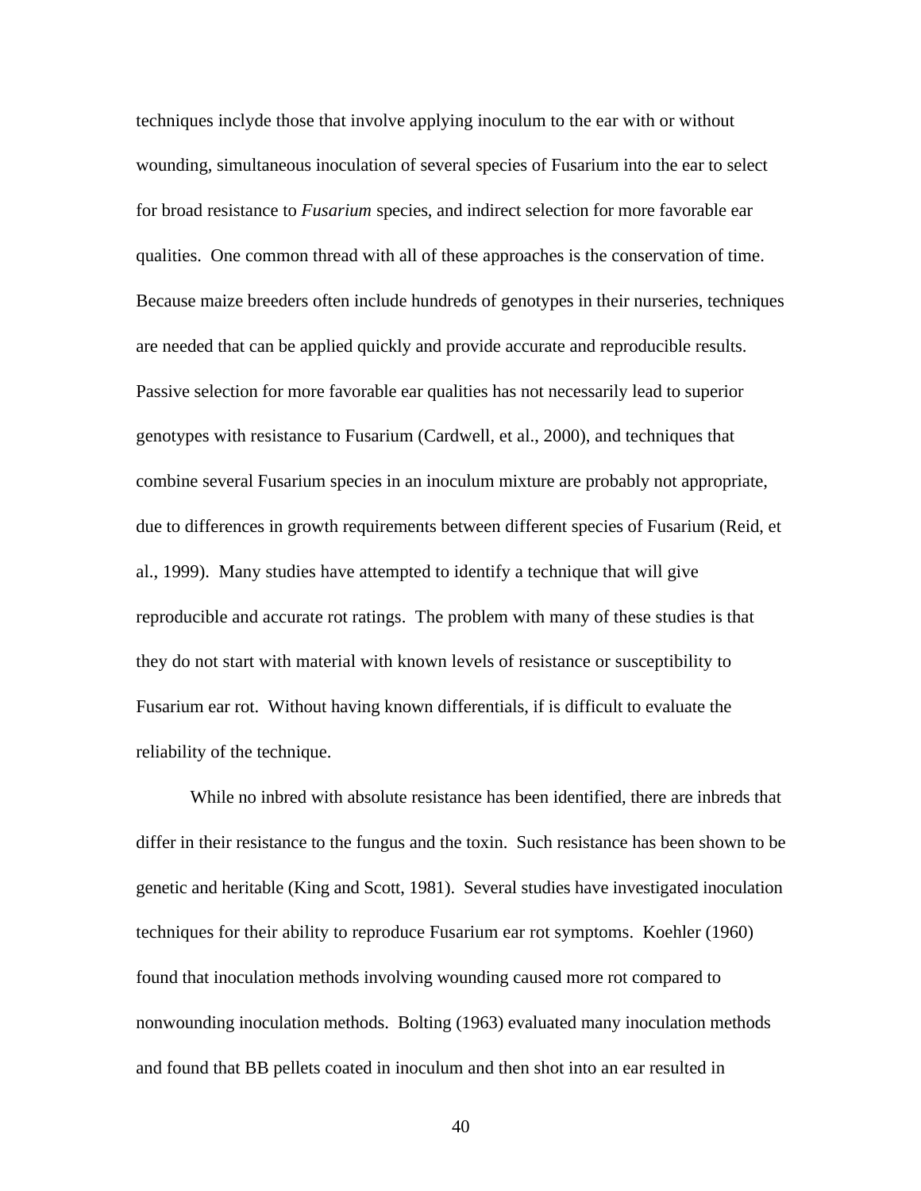techniques inclyde those that involve applying inoculum to the ear with or without wounding, simultaneous inoculation of several species of Fusarium into the ear to select for broad resistance to *Fusarium* species, and indirect selection for more favorable ear qualities. One common thread with all of these approaches is the conservation of time. Because maize breeders often include hundreds of genotypes in their nurseries, techniques are needed that can be applied quickly and provide accurate and reproducible results. Passive selection for more favorable ear qualities has not necessarily lead to superior genotypes with resistance to Fusarium (Cardwell, et al., 2000), and techniques that combine several Fusarium species in an inoculum mixture are probably not appropriate, due to differences in growth requirements between different species of Fusarium (Reid, et al., 1999). Many studies have attempted to identify a technique that will give reproducible and accurate rot ratings. The problem with many of these studies is that they do not start with material with known levels of resistance or susceptibility to Fusarium ear rot. Without having known differentials, if is difficult to evaluate the reliability of the technique.

While no inbred with absolute resistance has been identified, there are inbreds that differ in their resistance to the fungus and the toxin. Such resistance has been shown to be genetic and heritable (King and Scott, 1981). Several studies have investigated inoculation techniques for their ability to reproduce Fusarium ear rot symptoms. Koehler (1960) found that inoculation methods involving wounding caused more rot compared to nonwounding inoculation methods. Bolting (1963) evaluated many inoculation methods and found that BB pellets coated in inoculum and then shot into an ear resulted in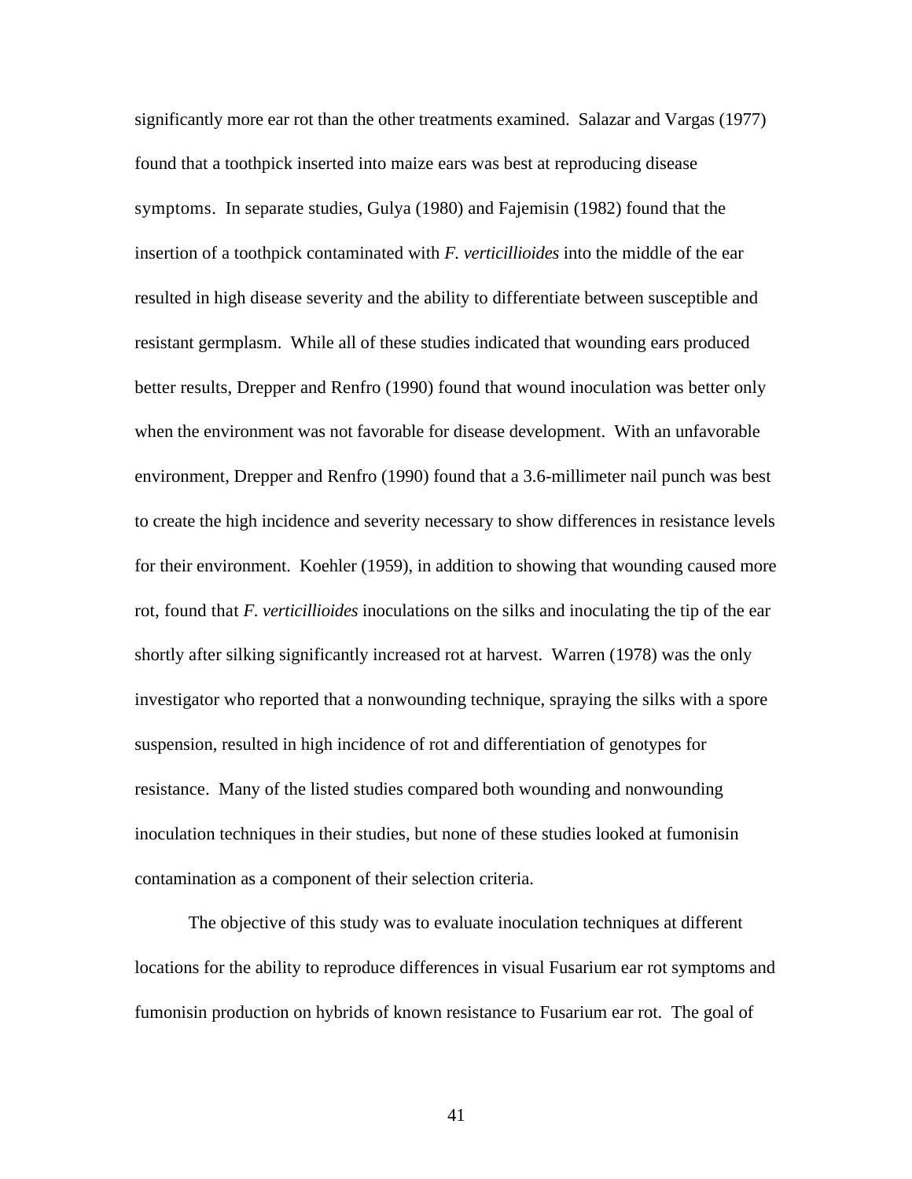significantly more ear rot than the other treatments examined. Salazar and Vargas (1977) found that a toothpick inserted into maize ears was best at reproducing disease symptoms. In separate studies, Gulya (1980) and Fajemisin (1982) found that the insertion of a toothpick contaminated with *F. verticillioides* into the middle of the ear resulted in high disease severity and the ability to differentiate between susceptible and resistant germplasm. While all of these studies indicated that wounding ears produced better results, Drepper and Renfro (1990) found that wound inoculation was better only when the environment was not favorable for disease development. With an unfavorable environment, Drepper and Renfro (1990) found that a 3.6-millimeter nail punch was best to create the high incidence and severity necessary to show differences in resistance levels for their environment. Koehler (1959), in addition to showing that wounding caused more rot, found that *F. verticillioides* inoculations on the silks and inoculating the tip of the ear shortly after silking significantly increased rot at harvest. Warren (1978) was the only investigator who reported that a nonwounding technique, spraying the silks with a spore suspension, resulted in high incidence of rot and differentiation of genotypes for resistance. Many of the listed studies compared both wounding and nonwounding inoculation techniques in their studies, but none of these studies looked at fumonisin contamination as a component of their selection criteria.

The objective of this study was to evaluate inoculation techniques at different locations for the ability to reproduce differences in visual Fusarium ear rot symptoms and fumonisin production on hybrids of known resistance to Fusarium ear rot. The goal of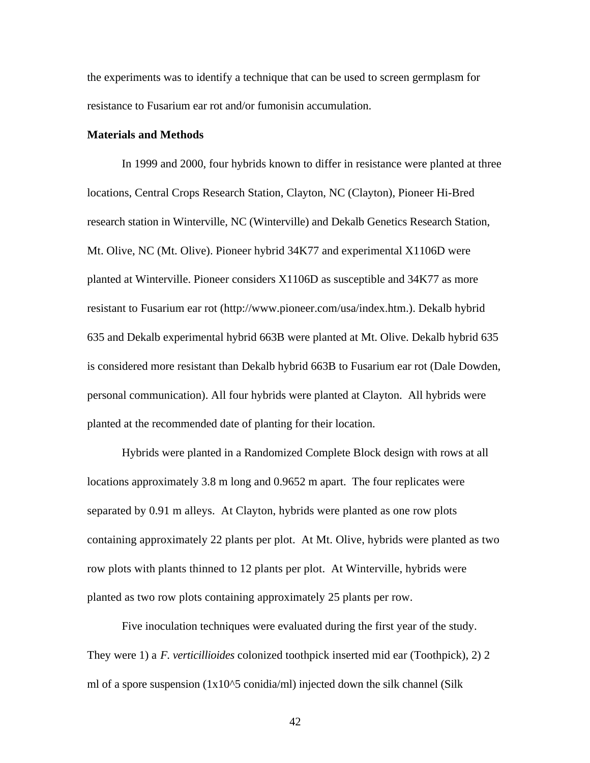the experiments was to identify a technique that can be used to screen germplasm for resistance to Fusarium ear rot and/or fumonisin accumulation.

**Materials and Methods**

In 1999 and 2000, four hybrids known to differ in resistance were planted at three locations, Central Crops Research Station, Clayton, NC (Clayton), Pioneer Hi-Bred research station in Winterville, NC (Winterville) and Dekalb Genetics Research Station, Mt. Olive, NC (Mt. Olive). Pioneer hybrid 34K77 and experimental X1106D were planted at Winterville. Pioneer considers X1106D as susceptible and 34K77 as more resistant to Fusarium ear rot (http://www.pioneer.com/usa/index.htm.). Dekalb hybrid 635 and Dekalb experimental hybrid 663B were planted at Mt. Olive. Dekalb hybrid 635 is considered more resistant than Dekalb hybrid 663B to Fusarium ear rot (Dale Dowden, personal communication). All four hybrids were planted at Clayton. All hybrids were planted at the recommended date of planting for their location.

Hybrids were planted in a Randomized Complete Block design with rows at all locations approximately 3.8 m long and 0.9652 m apart. The four replicates were separated by 0.91 m alleys. At Clayton, hybrids were planted as one row plots containing approximately 22 plants per plot. At Mt. Olive, hybrids were planted as two row plots with plants thinned to 12 plants per plot. At Winterville, hybrids were planted as two row plots containing approximately 25 plants per row.

Five inoculation techniques were evaluated during the first year of the study. They were 1) a *F. verticillioides* colonized toothpick inserted mid ear (Toothpick), 2) 2 ml of a spore suspension ($1 \times 10^5$ conidia/ml) injected down the silk channel (Silk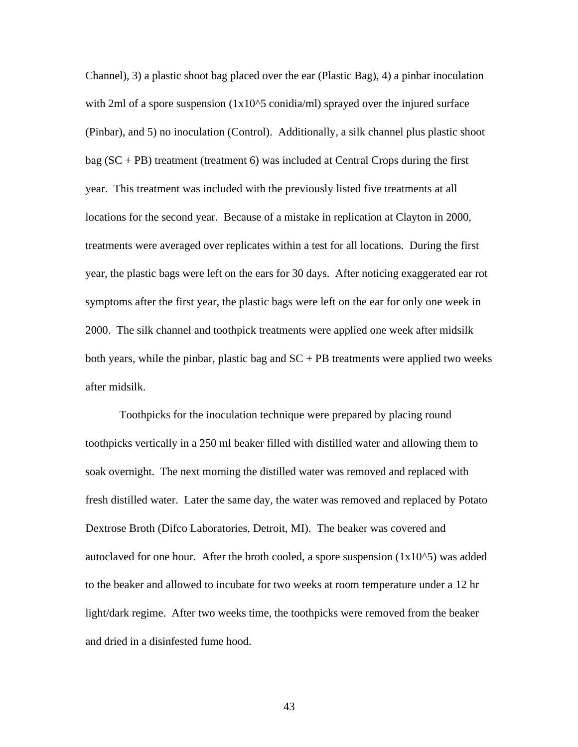Channel), 3) a plastic shoot bag placed over the ear (Plastic Bag), 4) a pinbar inoculation with 2ml of a spore suspension ($1x10^5$ conidia/ml) sprayed over the injured surface (Pinbar), and 5) no inoculation (Control). Additionally, a silk channel plus plastic shoot bag (SC + PB) treatment (treatment 6) was included at Central Crops during the first year. This treatment was included with the previously listed five treatments at all locations for the second year. Because of a mistake in replication at Clayton in 2000, treatments were averaged over replicates within a test for all locations. During the first year, the plastic bags were left on the ears for 30 days. After noticing exaggerated ear rot symptoms after the first year, the plastic bags were left on the ear for only one week in 2000. The silk channel and toothpick treatments were applied one week after midsilk both years, while the pinbar, plastic bag and SC + PB treatments were applied two weeks after midsilk.

Toothpicks for the inoculation technique were prepared by placing round toothpicks vertically in a 250 ml beaker filled with distilled water and allowing them to soak overnight. The next morning the distilled water was removed and replaced with fresh distilled water. Later the same day, the water was removed and replaced by Potato Dextrose Broth (Difco Laboratories, Detroit, MI). The beaker was covered and autoclaved for one hour. After the broth cooled, a spore suspension ($1x10^5$) was added to the beaker and allowed to incubate for two weeks at room temperature under a 12 hr light/dark regime. After two weeks time, the toothpicks were removed from the beaker and dried in a disinfested fume hood.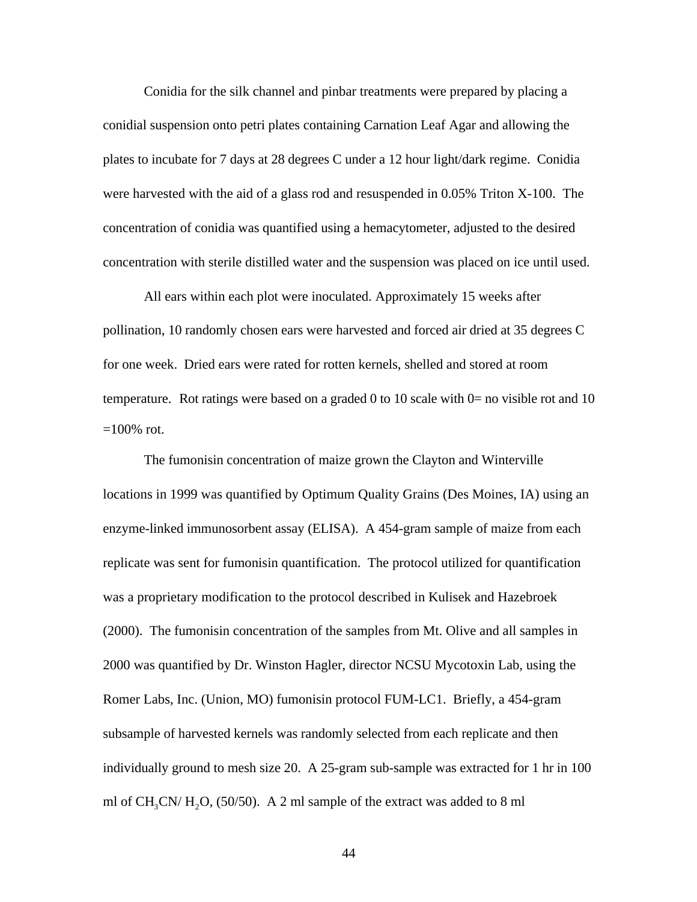Conidia for the silk channel and pinbar treatments were prepared by placing a conidial suspension onto petri plates containing Carnation Leaf Agar and allowing the plates to incubate for 7 days at 28 degrees C under a 12 hour light/dark regime. Conidia were harvested with the aid of a glass rod and resuspended in 0.05% Triton X-100. The concentration of conidia was quantified using a hemacytometer, adjusted to the desired concentration with sterile distilled water and the suspension was placed on ice until used.

All ears within each plot were inoculated. Approximately 15 weeks after pollination, 10 randomly chosen ears were harvested and forced air dried at 35 degrees C for one week. Dried ears were rated for rotten kernels, shelled and stored at room temperature. Rot ratings were based on a graded 0 to 10 scale with 0= no visible rot and 10 =100% rot.

The fumonisin concentration of maize grown the Clayton and Winterville locations in 1999 was quantified by Optimum Quality Grains (Des Moines, IA) using an enzyme-linked immunosorbent assay (ELISA). A 454-gram sample of maize from each replicate was sent for fumonisin quantification. The protocol utilized for quantification was a proprietary modification to the protocol described in Kulisek and Hazebroek (2000). The fumonisin concentration of the samples from Mt. Olive and all samples in 2000 was quantified by Dr. Winston Hagler, director NCSU Mycotoxin Lab, using the Romer Labs, Inc. (Union, MO) fumonisin protocol FUM-LC1. Briefly, a 454-gram subsample of harvested kernels was randomly selected from each replicate and then individually ground to mesh size 20. A 25-gram sub-sample was extracted for 1 hr in 100 ml of $CH_3CN$/ $H_2O$, (50/50). A 2 ml sample of the extract was added to 8 ml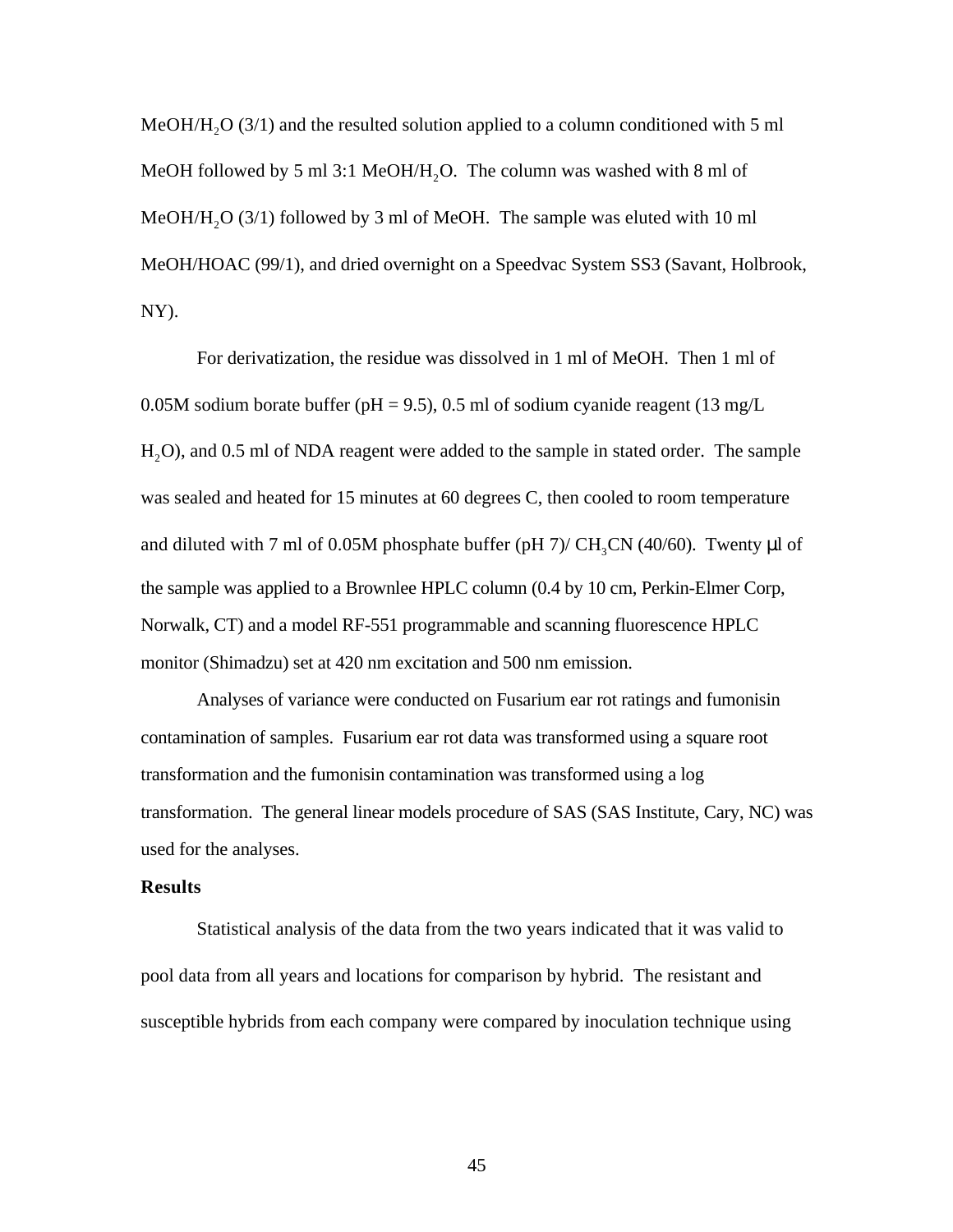$MeOH/H_2O$ (3/1) and the resulted solution applied to a column conditioned with 5 ml MeOH followed by 5 ml 3:1 $MeOH/H_2O$. The column was washed with 8 ml of $MeOH/H_2O$ (3/1) followed by 3 ml of MeOH. The sample was eluted with 10 ml MeOH/HOAC (99/1), and dried overnight on a Speedvac System SS3 (Savant, Holbrook, NY).

For derivatization, the residue was dissolved in 1 ml of MeOH. Then 1 ml of 0.05M sodium borate buffer (pH = 9.5), 0.5 ml of sodium cyanide reagent (13 mg/L $H_2O$), and 0.5 ml of NDA reagent were added to the sample in stated order. The sample was sealed and heated for 15 minutes at 60 degrees C, then cooled to room temperature and diluted with 7 ml of 0.05M phosphate buffer (pH 7)/ $CH_3CN$ (40/60). Twenty μl of the sample was applied to a Brownlee HPLC column (0.4 by 10 cm, Perkin-Elmer Corp, Norwalk, CT) and a model RF-551 programmable and scanning fluorescence HPLC monitor (Shimadzu) set at 420 nm excitation and 500 nm emission.

Analyses of variance were conducted on Fusarium ear rot ratings and fumonisin contamination of samples. Fusarium ear rot data was transformed using a square root transformation and the fumonisin contamination was transformed using a log transformation. The general linear models procedure of SAS (SAS Institute, Cary, NC) was used for the analyses.

**Results**

Statistical analysis of the data from the two years indicated that it was valid to pool data from all years and locations for comparison by hybrid. The resistant and susceptible hybrids from each company were compared by inoculation technique using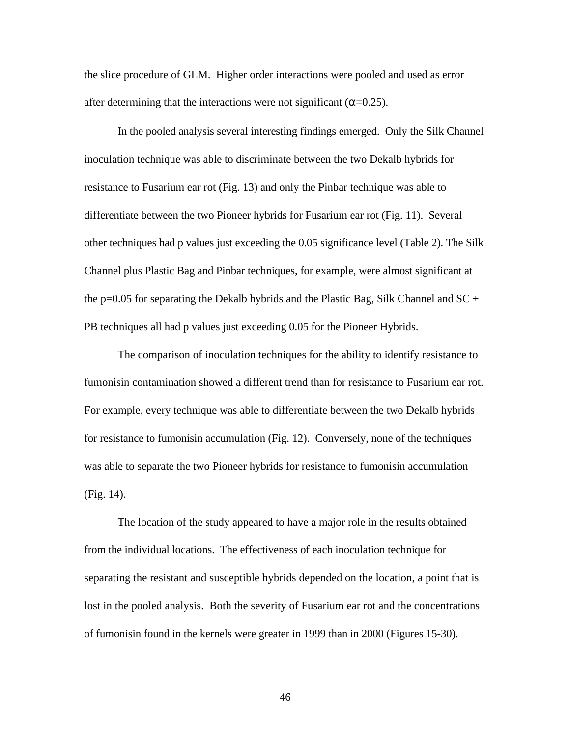the slice procedure of GLM. Higher order interactions were pooled and used as error after determining that the interactions were not significant ($\alpha$=0.25).

In the pooled analysis several interesting findings emerged. Only the Silk Channel inoculation technique was able to discriminate between the two Dekalb hybrids for resistance to Fusarium ear rot (Fig. 13) and only the Pinbar technique was able to differentiate between the two Pioneer hybrids for Fusarium ear rot (Fig. 11). Several other techniques had p values just exceeding the 0.05 significance level (Table 2). The Silk Channel plus Plastic Bag and Pinbar techniques, for example, were almost significant at the p=0.05 for separating the Dekalb hybrids and the Plastic Bag, Silk Channel and SC + PB techniques all had p values just exceeding 0.05 for the Pioneer Hybrids.

The comparison of inoculation techniques for the ability to identify resistance to fumonisin contamination showed a different trend than for resistance to Fusarium ear rot. For example, every technique was able to differentiate between the two Dekalb hybrids for resistance to fumonisin accumulation (Fig. 12). Conversely, none of the techniques was able to separate the two Pioneer hybrids for resistance to fumonisin accumulation (Fig. 14).

The location of the study appeared to have a major role in the results obtained from the individual locations. The effectiveness of each inoculation technique for separating the resistant and susceptible hybrids depended on the location, a point that is lost in the pooled analysis. Both the severity of Fusarium ear rot and the concentrations of fumonisin found in the kernels were greater in 1999 than in 2000 (Figures 15-30).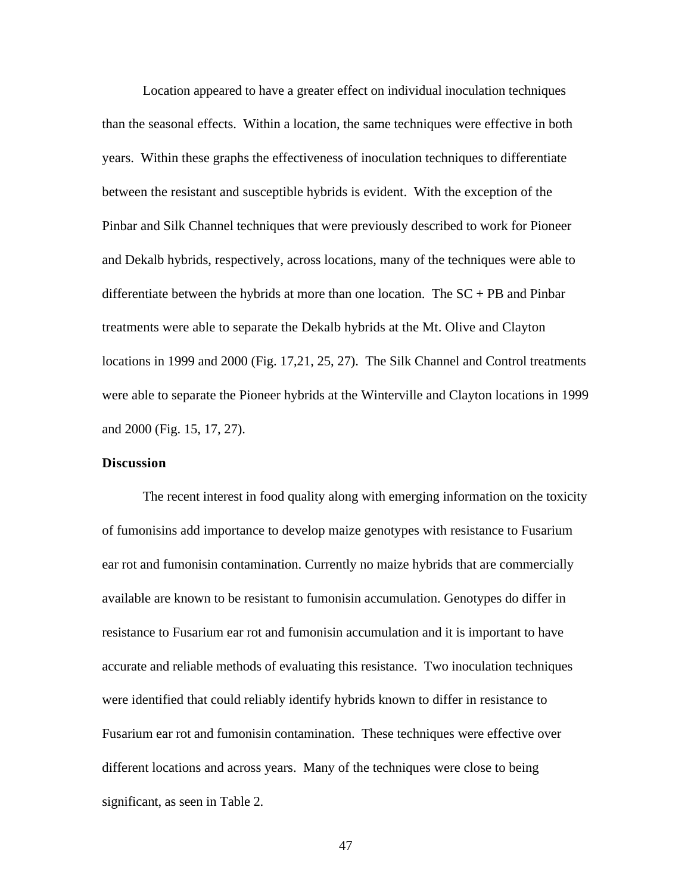Location appeared to have a greater effect on individual inoculation techniques than the seasonal effects. Within a location, the same techniques were effective in both years. Within these graphs the effectiveness of inoculation techniques to differentiate between the resistant and susceptible hybrids is evident. With the exception of the Pinbar and Silk Channel techniques that were previously described to work for Pioneer and Dekalb hybrids, respectively, across locations, many of the techniques were able to differentiate between the hybrids at more than one location. The SC + PB and Pinbar treatments were able to separate the Dekalb hybrids at the Mt. Olive and Clayton locations in 1999 and 2000 (Fig. 17,21, 25, 27). The Silk Channel and Control treatments were able to separate the Pioneer hybrids at the Winterville and Clayton locations in 1999 and 2000 (Fig. 15, 17, 27).

**Discussion**

The recent interest in food quality along with emerging information on the toxicity of fumonisins add importance to develop maize genotypes with resistance to Fusarium ear rot and fumonisin contamination. Currently no maize hybrids that are commercially available are known to be resistant to fumonisin accumulation. Genotypes do differ in resistance to Fusarium ear rot and fumonisin accumulation and it is important to have accurate and reliable methods of evaluating this resistance. Two inoculation techniques were identified that could reliably identify hybrids known to differ in resistance to Fusarium ear rot and fumonisin contamination. These techniques were effective over different locations and across years. Many of the techniques were close to being significant, as seen in Table 2.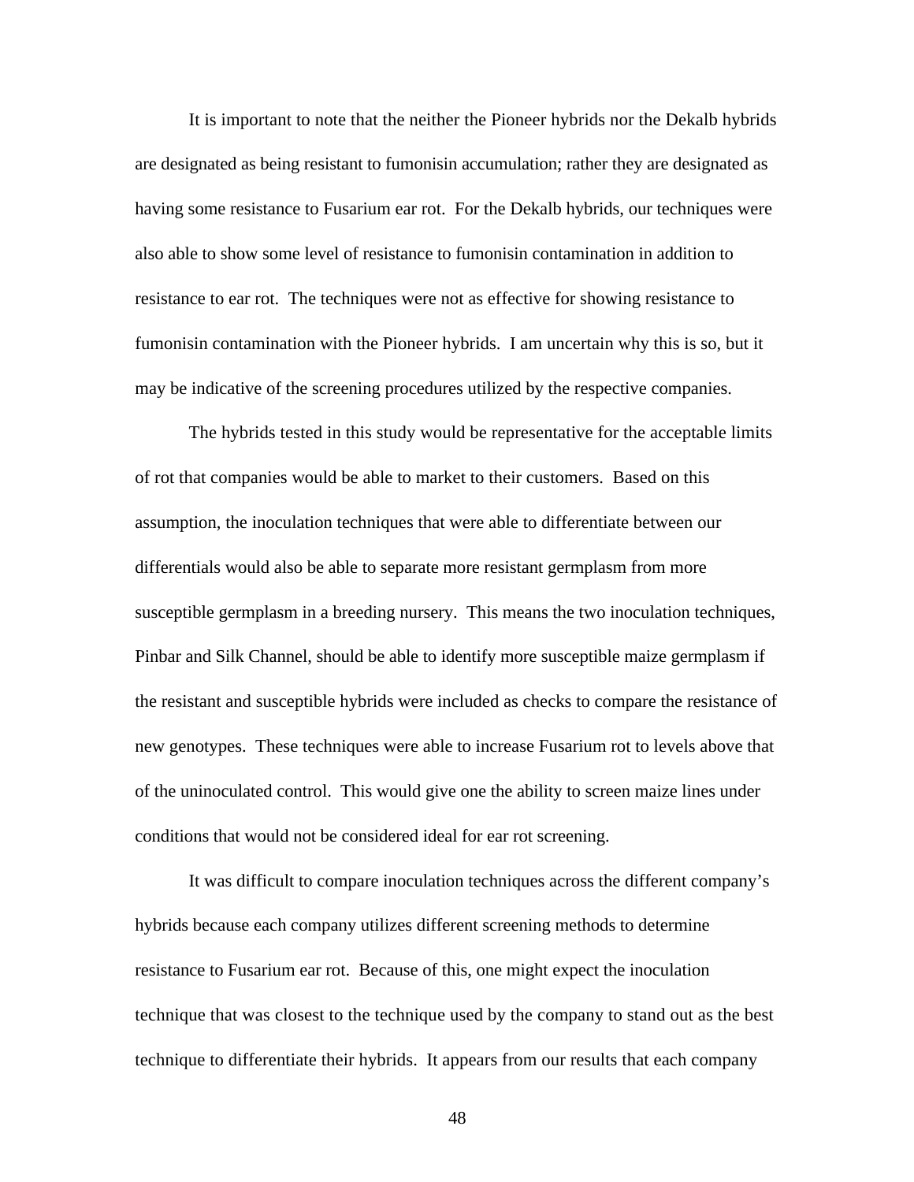It is important to note that the neither the Pioneer hybrids nor the Dekalb hybrids are designated as being resistant to fumonisin accumulation; rather they are designated as having some resistance to Fusarium ear rot. For the Dekalb hybrids, our techniques were also able to show some level of resistance to fumonisin contamination in addition to resistance to ear rot. The techniques were not as effective for showing resistance to fumonisin contamination with the Pioneer hybrids. I am uncertain why this is so, but it may be indicative of the screening procedures utilized by the respective companies.

The hybrids tested in this study would be representative for the acceptable limits of rot that companies would be able to market to their customers. Based on this assumption, the inoculation techniques that were able to differentiate between our differentials would also be able to separate more resistant germplasm from more susceptible germplasm in a breeding nursery. This means the two inoculation techniques, Pinbar and Silk Channel, should be able to identify more susceptible maize germplasm if the resistant and susceptible hybrids were included as checks to compare the resistance of new genotypes. These techniques were able to increase Fusarium rot to levels above that of the uninoculated control. This would give one the ability to screen maize lines under conditions that would not be considered ideal for ear rot screening.

It was difficult to compare inoculation techniques across the different company's hybrids because each company utilizes different screening methods to determine resistance to Fusarium ear rot. Because of this, one might expect the inoculation technique that was closest to the technique used by the company to stand out as the best technique to differentiate their hybrids. It appears from our results that each company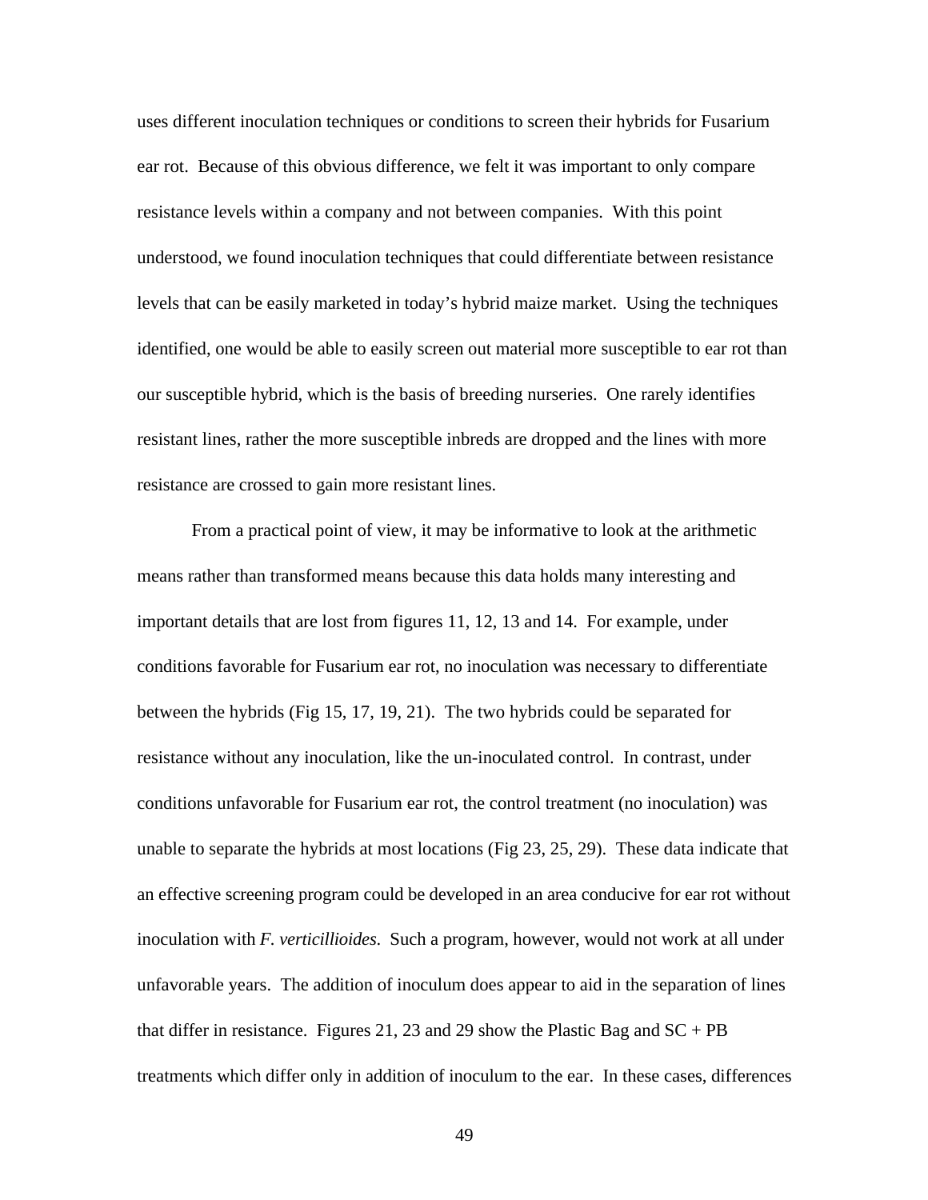uses different inoculation techniques or conditions to screen their hybrids for Fusarium ear rot. Because of this obvious difference, we felt it was important to only compare resistance levels within a company and not between companies. With this point understood, we found inoculation techniques that could differentiate between resistance levels that can be easily marketed in today's hybrid maize market. Using the techniques identified, one would be able to easily screen out material more susceptible to ear rot than our susceptible hybrid, which is the basis of breeding nurseries. One rarely identifies resistant lines, rather the more susceptible inbreds are dropped and the lines with more resistance are crossed to gain more resistant lines.

From a practical point of view, it may be informative to look at the arithmetic means rather than transformed means because this data holds many interesting and important details that are lost from figures 11, 12, 13 and 14. For example, under conditions favorable for Fusarium ear rot, no inoculation was necessary to differentiate between the hybrids (Fig 15, 17, 19, 21). The two hybrids could be separated for resistance without any inoculation, like the un-inoculated control. In contrast, under conditions unfavorable for Fusarium ear rot, the control treatment (no inoculation) was unable to separate the hybrids at most locations (Fig 23, 25, 29). These data indicate that an effective screening program could be developed in an area conducive for ear rot without inoculation with *F. verticillioides*. Such a program, however, would not work at all under unfavorable years. The addition of inoculum does appear to aid in the separation of lines that differ in resistance. Figures 21, 23 and 29 show the Plastic Bag and SC + PB treatments which differ only in addition of inoculum to the ear. In these cases, differences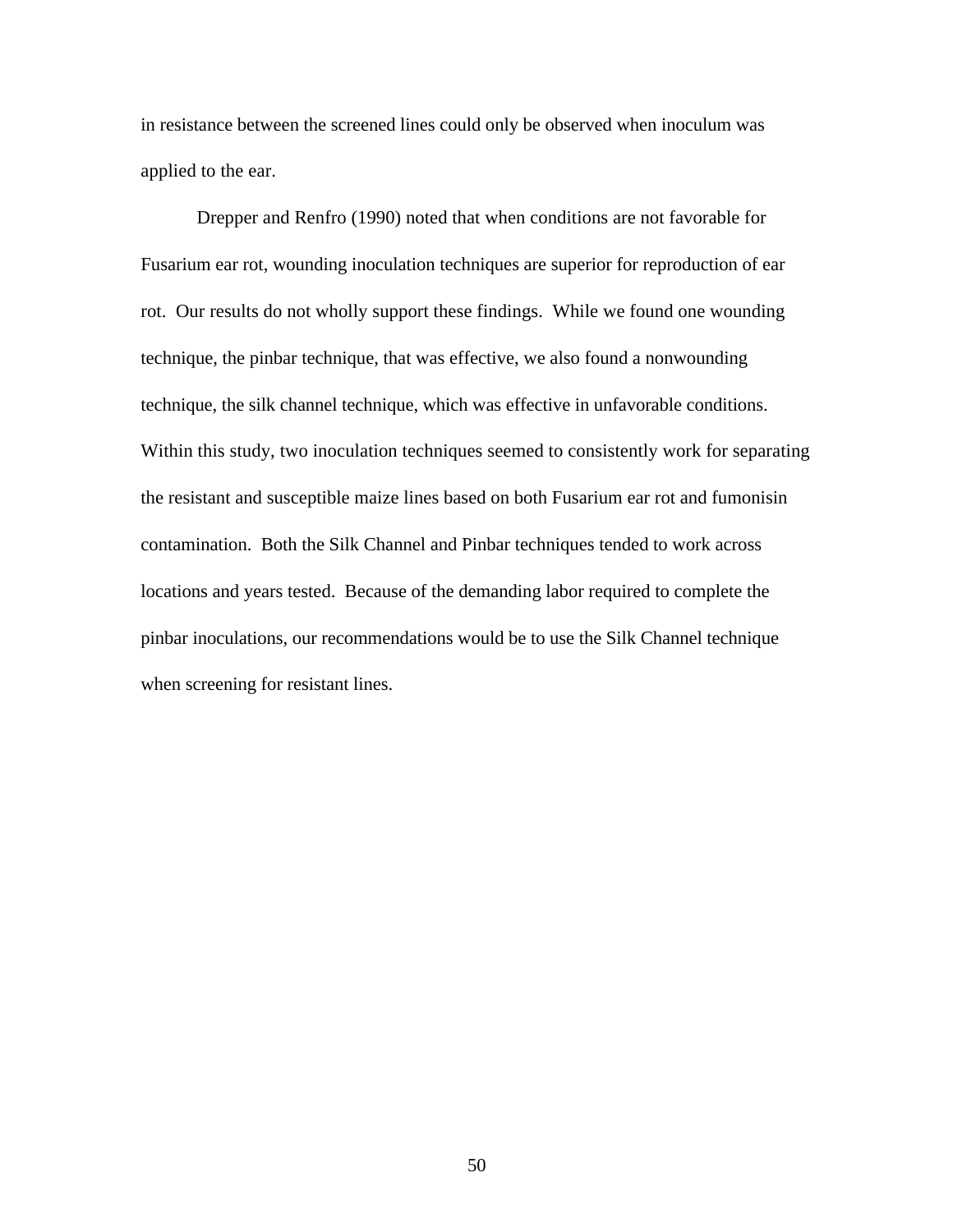in resistance between the screened lines could only be observed when inoculum was applied to the ear.

Drepper and Renfro (1990) noted that when conditions are not favorable for Fusarium ear rot, wounding inoculation techniques are superior for reproduction of ear rot. Our results do not wholly support these findings. While we found one wounding technique, the pinbar technique, that was effective, we also found a nonwounding technique, the silk channel technique, which was effective in unfavorable conditions. Within this study, two inoculation techniques seemed to consistently work for separating the resistant and susceptible maize lines based on both Fusarium ear rot and fumonisin contamination. Both the Silk Channel and Pinbar techniques tended to work across locations and years tested. Because of the demanding labor required to complete the pinbar inoculations, our recommendations would be to use the Silk Channel technique when screening for resistant lines.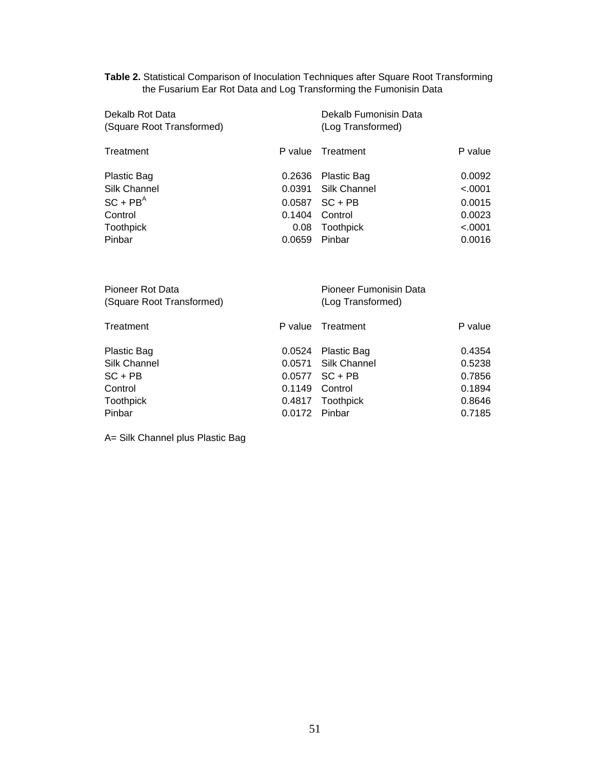**Table 2.** Statistical Comparison of Inoculation Techniques after Square Root Transforming the Fusarium Ear Rot Data and Log Transforming the Fumonisin Data

| Dekalb Rot Data (Square Root Transformed) | | Dekalb Fumonisin Data (Log Transformed) | |
|---|---|---|---|
| Treatment | P value | Treatment | P value |
| Plastic Bag | 0.2636 | Plastic Bag | 0.0092 |
| Silk Channel | 0.0391 | Silk Channel | <.0001 |
| SC + PB[A] | 0.0587 | SC + PB | 0.0015 |
| Control | 0.1404 | Control | 0.0023 |
| Toothpick | 0.08 | Toothpick | <.0001 |
| Pinbar | 0.0659 | Pinbar | 0.0016 |

| Pioneer Rot Data (Square Root Transformed) | | Pioneer Fumonisin Data (Log Transformed) | |
|---|---|---|---|
| Treatment | P value | Treatment | P value |
| Plastic Bag | 0.0524 | Plastic Bag | 0.4354 |
| Silk Channel | 0.0571 | Silk Channel | 0.5238 |
| SC + PB | 0.0577 | SC + PB | 0.7856 |
| Control | 0.1149 | Control | 0.1894 |
| Toothpick | 0.4817 | Toothpick | 0.8646 |
| Pinbar | 0.0172 | Pinbar | 0.7185 |

A= Silk Channel plus Plastic Bag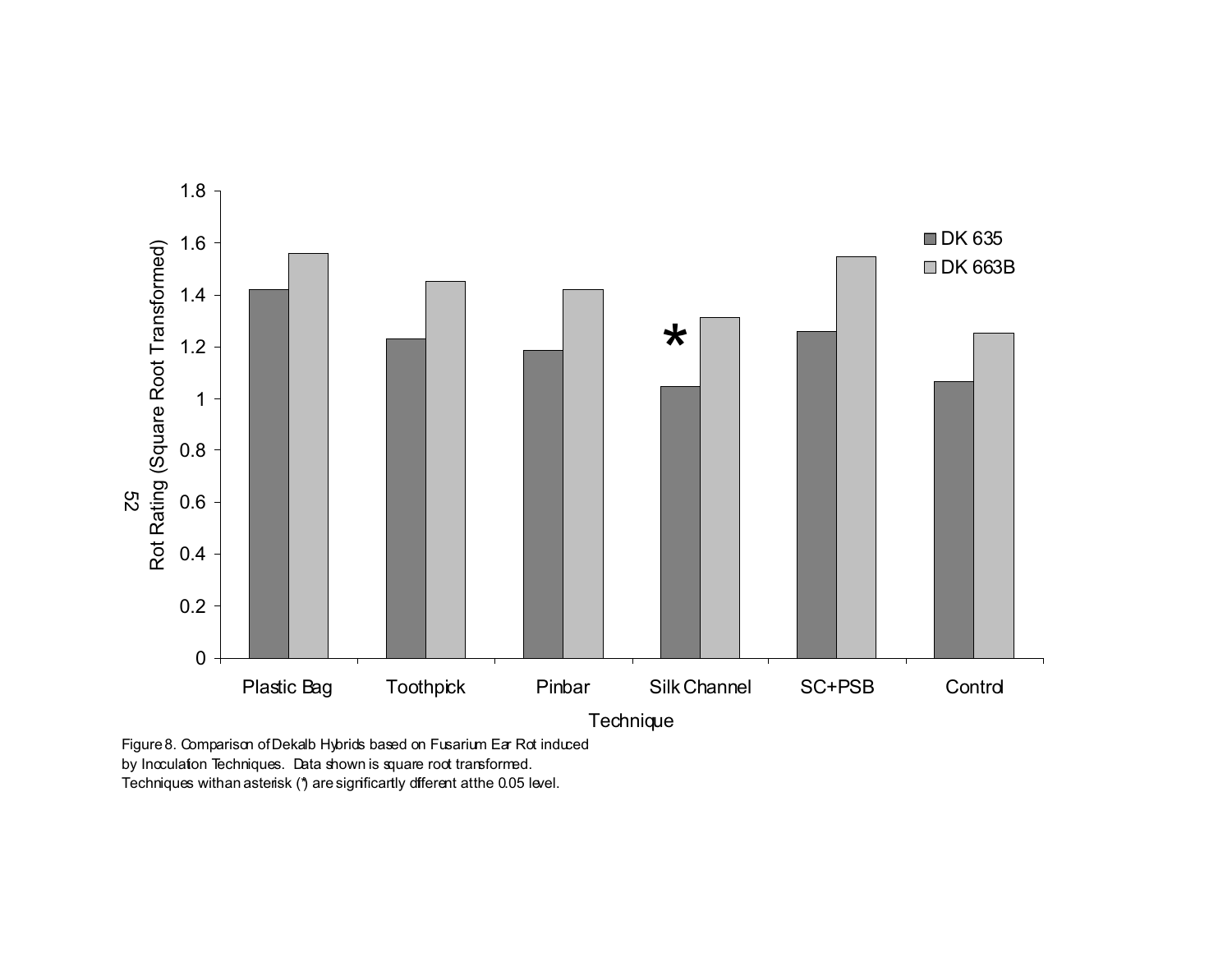Figure 8. Comparison of Dekalb Hybrids based on Fusarium Ear Rot induced by Inocculation Techniques. Data shown is square root transformed. Techniques with an asterisk (*) are significantly different at the 0.05 level.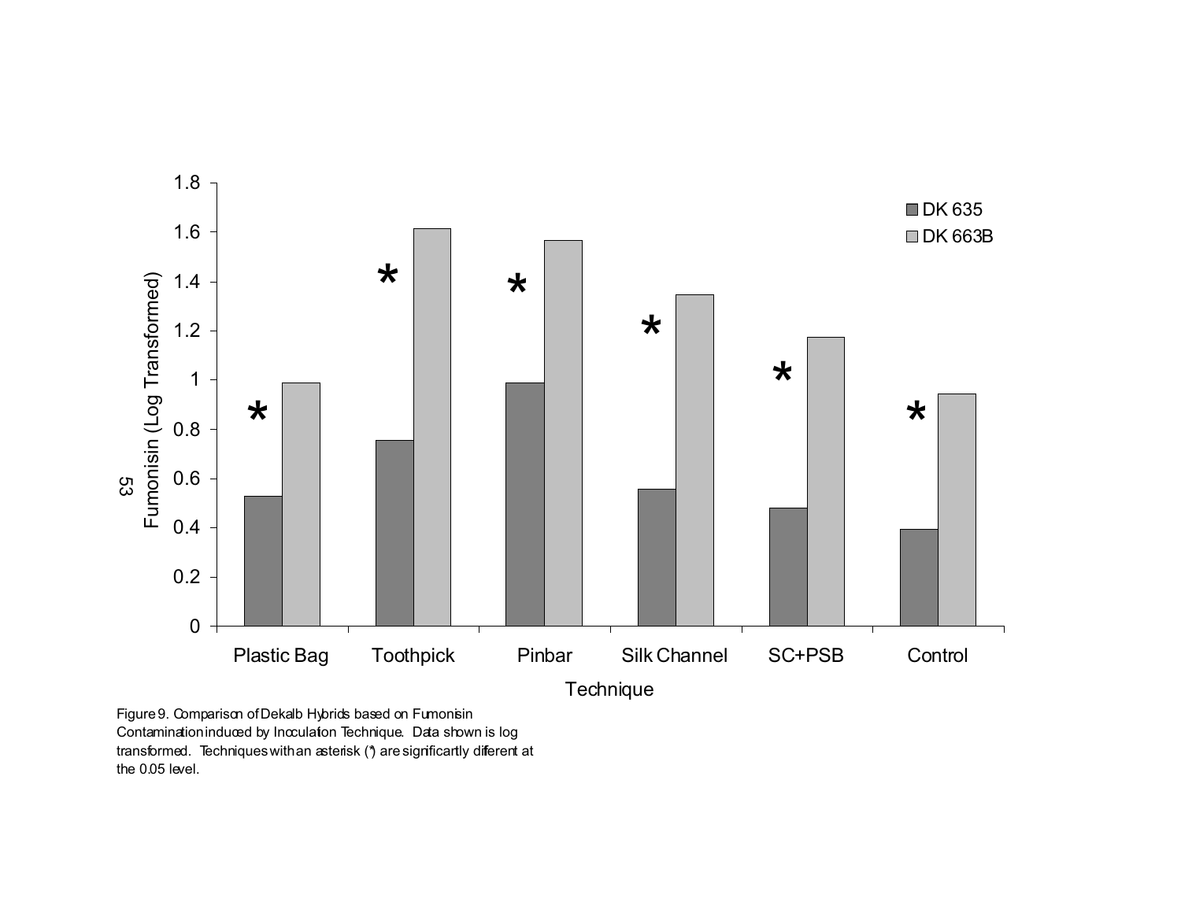Figure 9. Comparison of Dekalb Hybrids based on Fumonisin Contamination induced by Inocculation Technique. Data shown is log transformed. Techniques with an asterisk (*) are significantly different at the 0.05 level.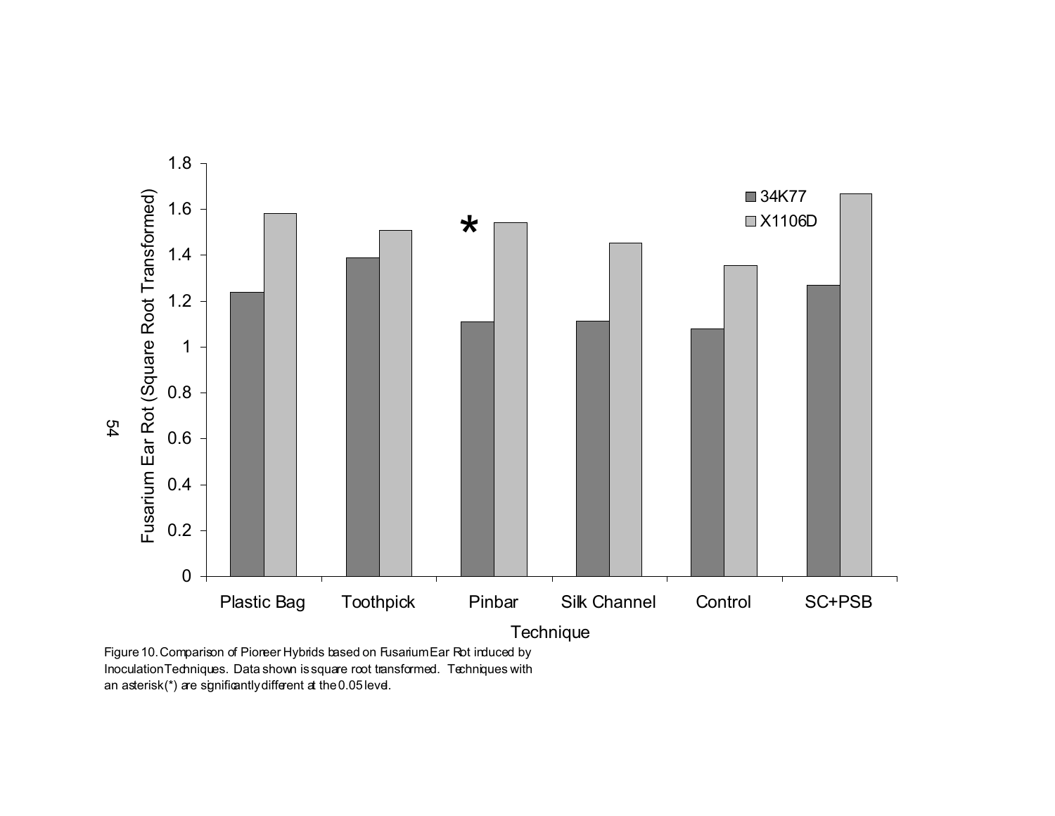Figure 10. Comparison of Pioneer Hybrids based on Fusarium Ear Rot induced by Inoculation Techniques. Data shown is square root transformed. Techniques with an asterisk (*) are significantly different at the 0.05 level.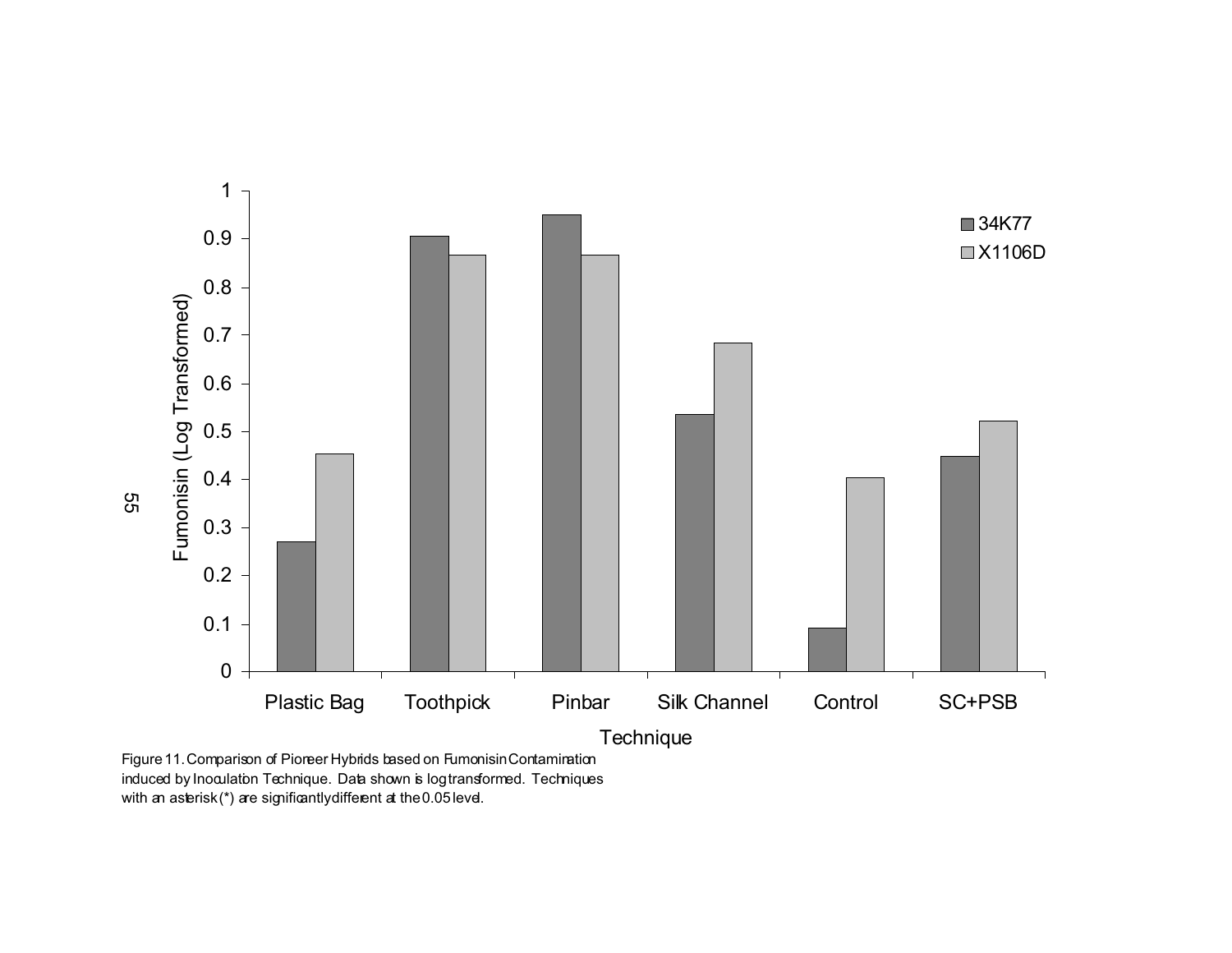Figure 11. Comparison of Pioneer Hybrids based on Fumonisin Contamination induced by Inoculation Technique. Data shown is log transformed. Techniques with an asterisk (*) are significantly different at the 0.05 level.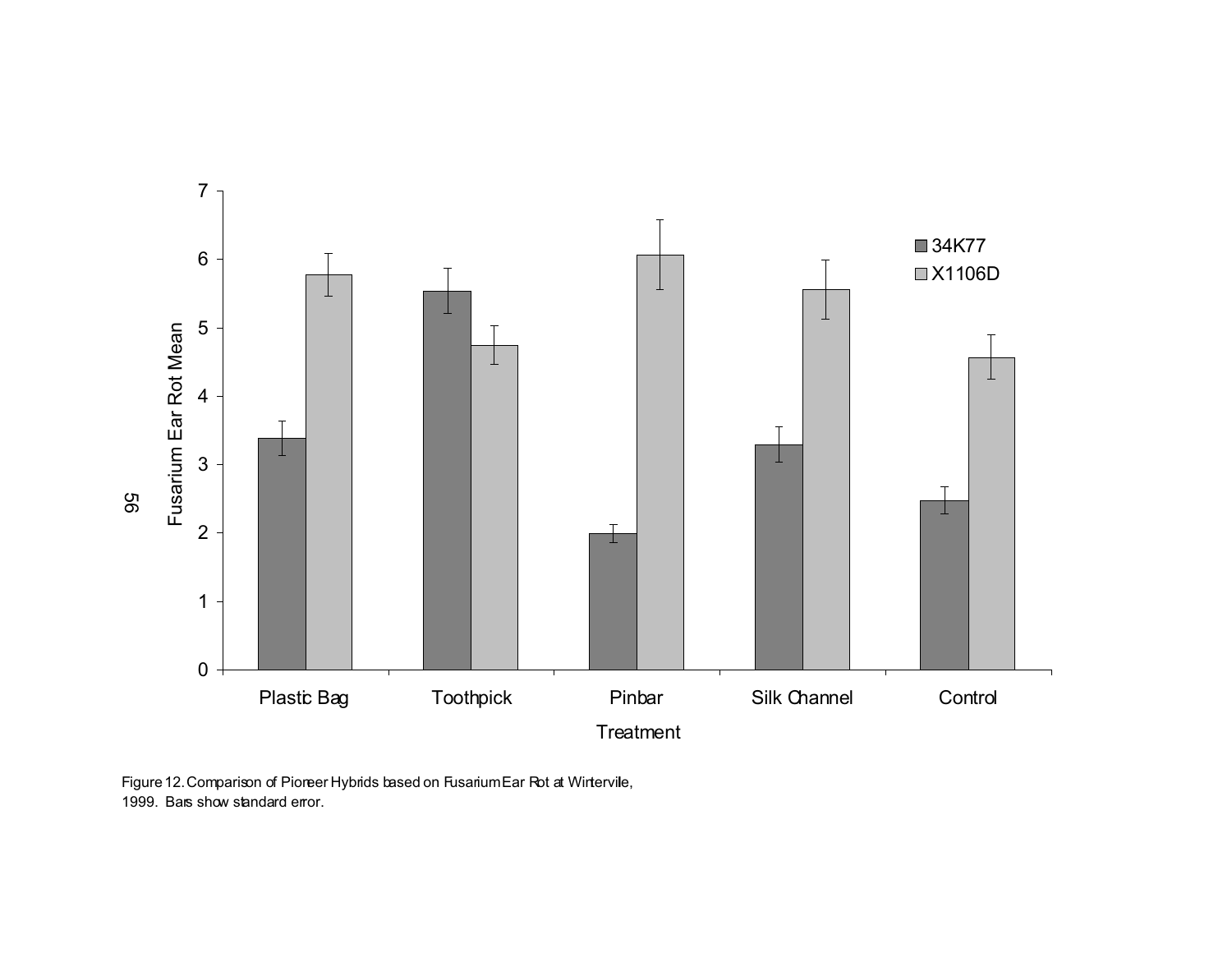Figure 12. Comparison of Pioneer Hybrids based on Fusarium Ear Rot at Wintervile, 1999. Bars show standard error.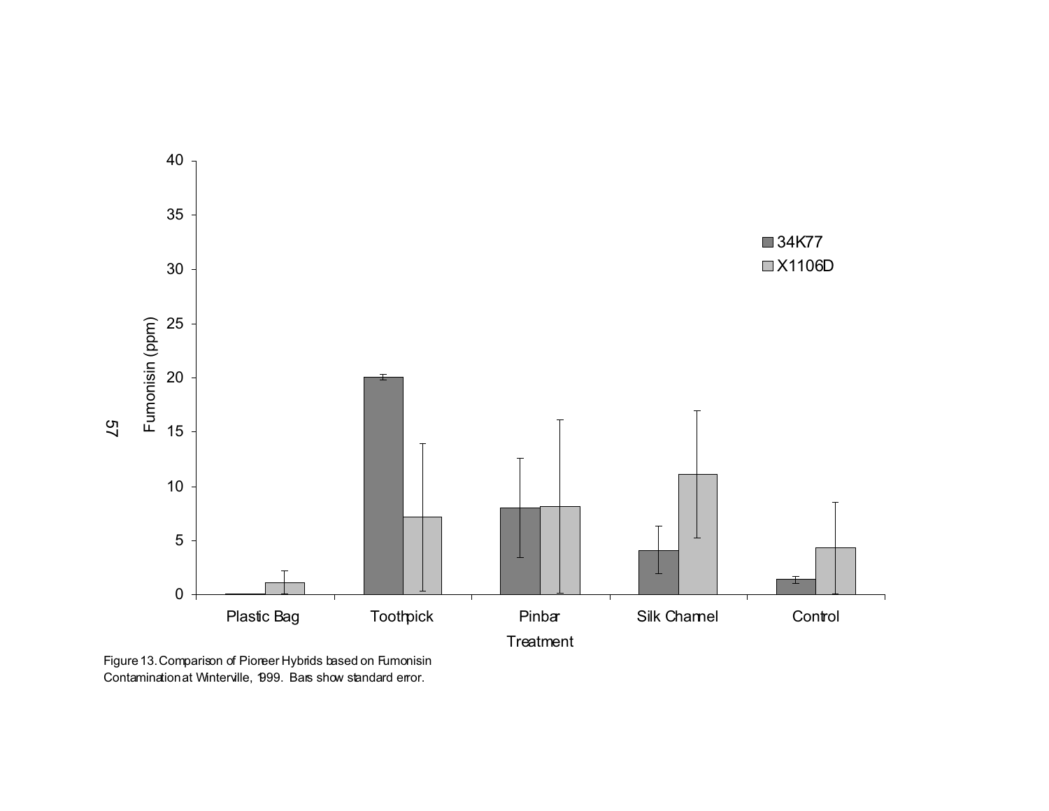Figure 13. Comparison of Pioneer Hybrids based on Fumonisin Contamination at Winterville, 1999. Bars show standard error.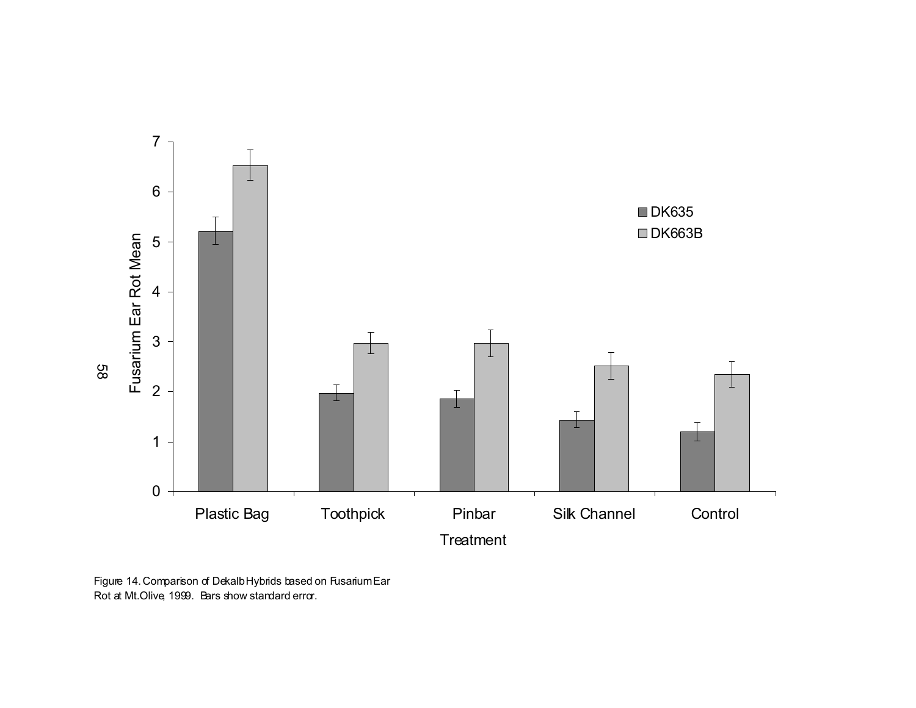Figure 14. Comparison of Dekalb Hybrids based on Fusarium Ear Rot at Mt.Olive, 1999. Bars show standard error.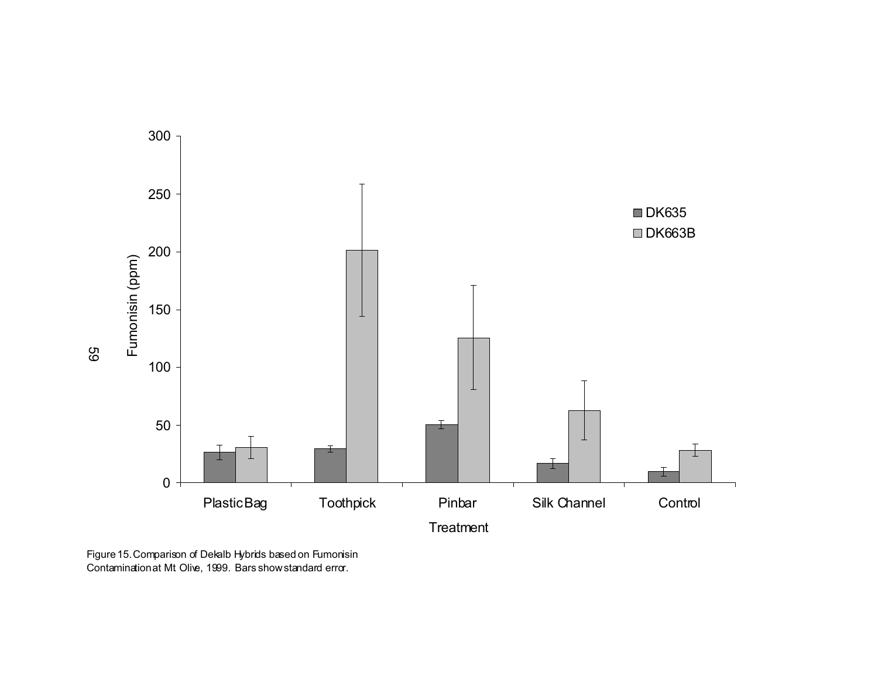Figure 15. Comparison of Dekalb Hybrids based on Fumonisin Contamination at Mt Olive, 1999. Bars show standard error.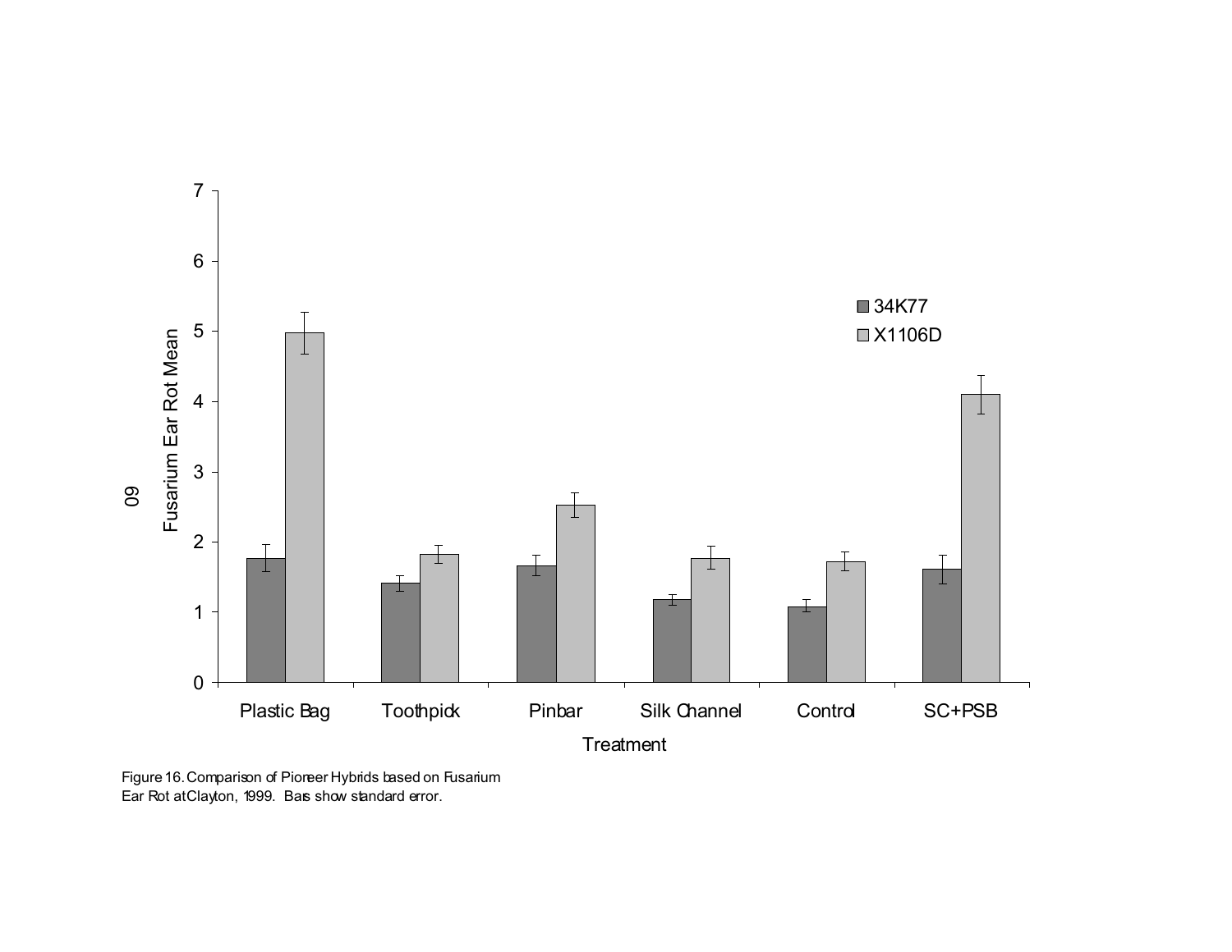Figure 16. Comparison of Pioneer Hybrids based on Fusarium Ear Rot at Clayton, 1999. Bars show standard error.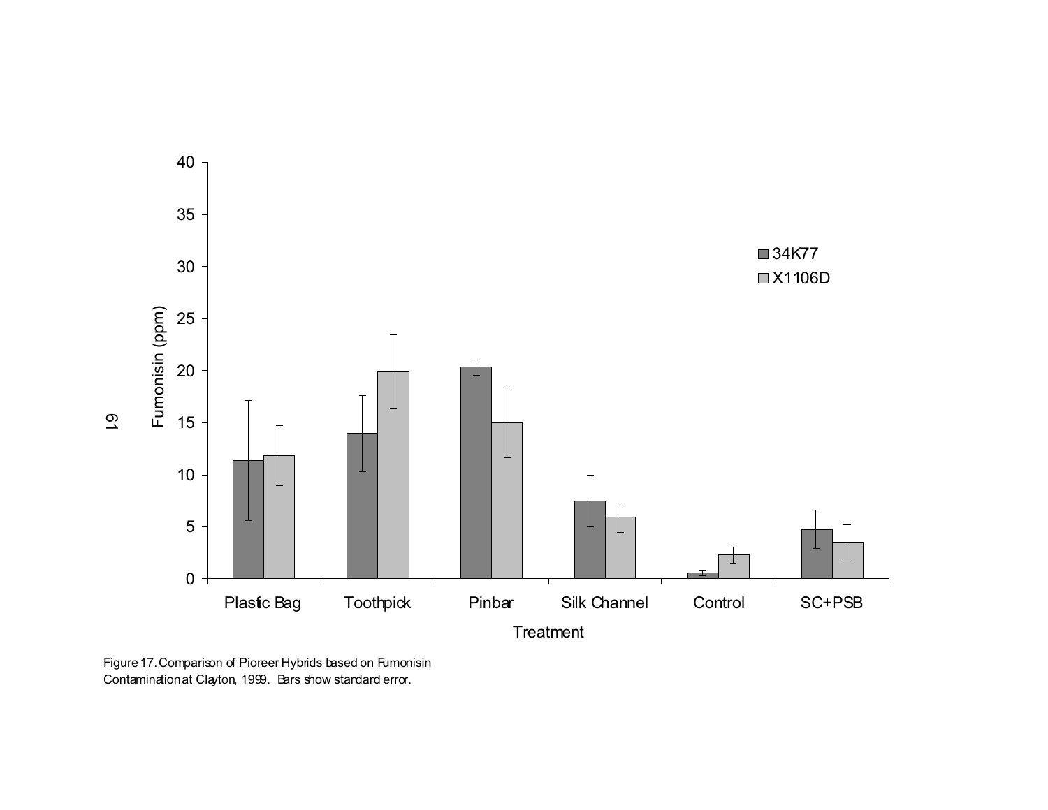Figure 17. Comparison of Pioneer Hybrids based on Fumonisin Contamination at Clayton, 1999. Bars show standard error.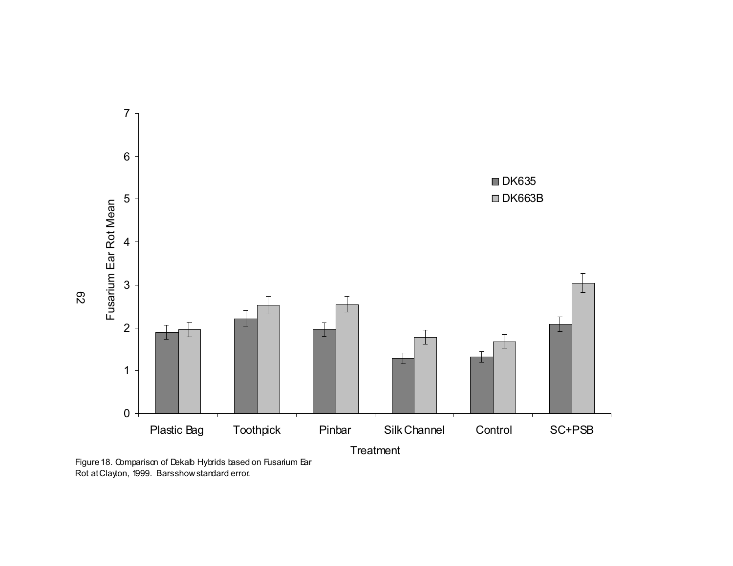Figure 18. Comparison of Dekalb Hybrids based on Fusarium Ear Rot at Clayton, 1999. Bars show standard error.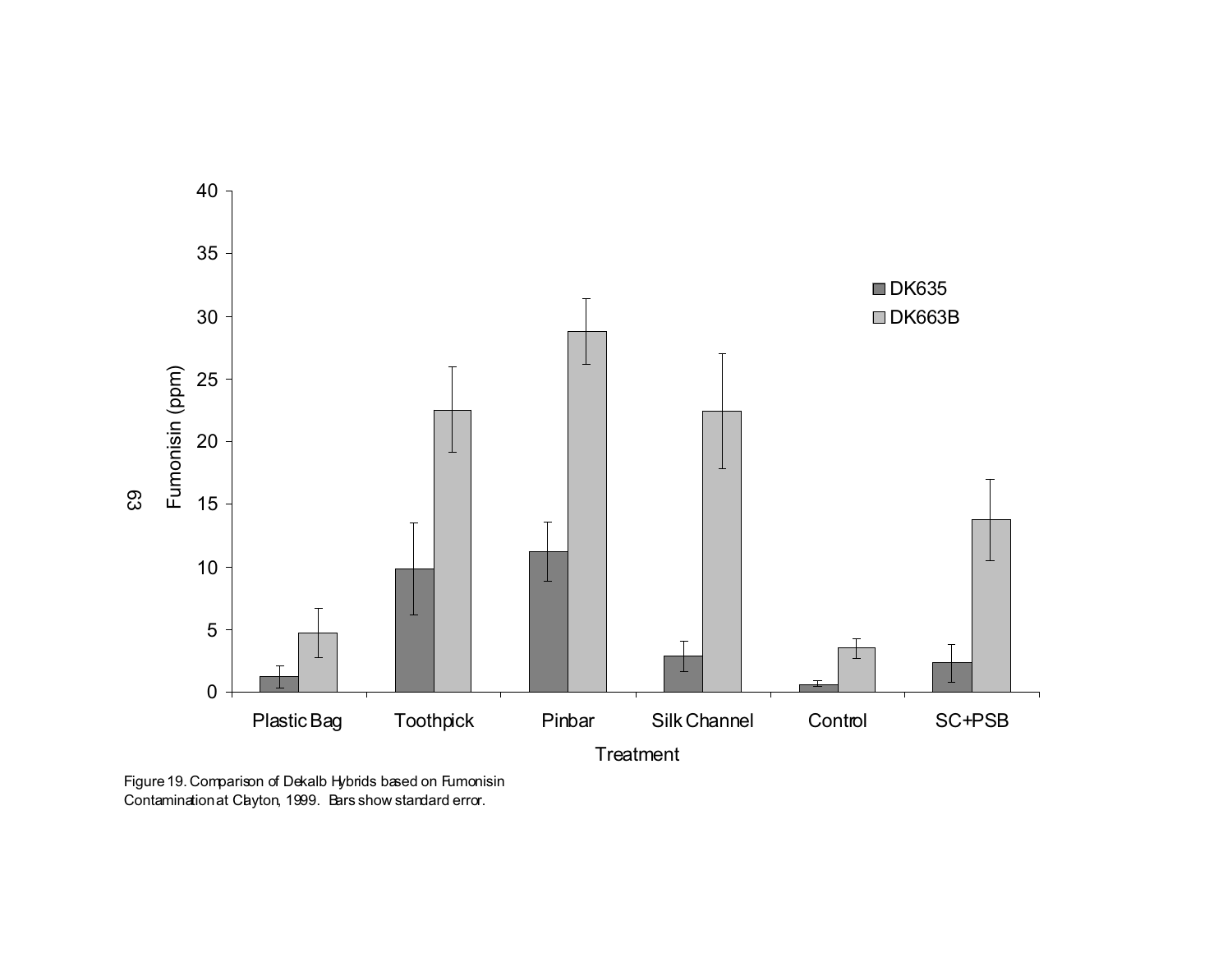Figure 19. Comparison of Dekalb Hybrids based on Fumonisin Contamination at Clayton, 1999. Bars show standard error.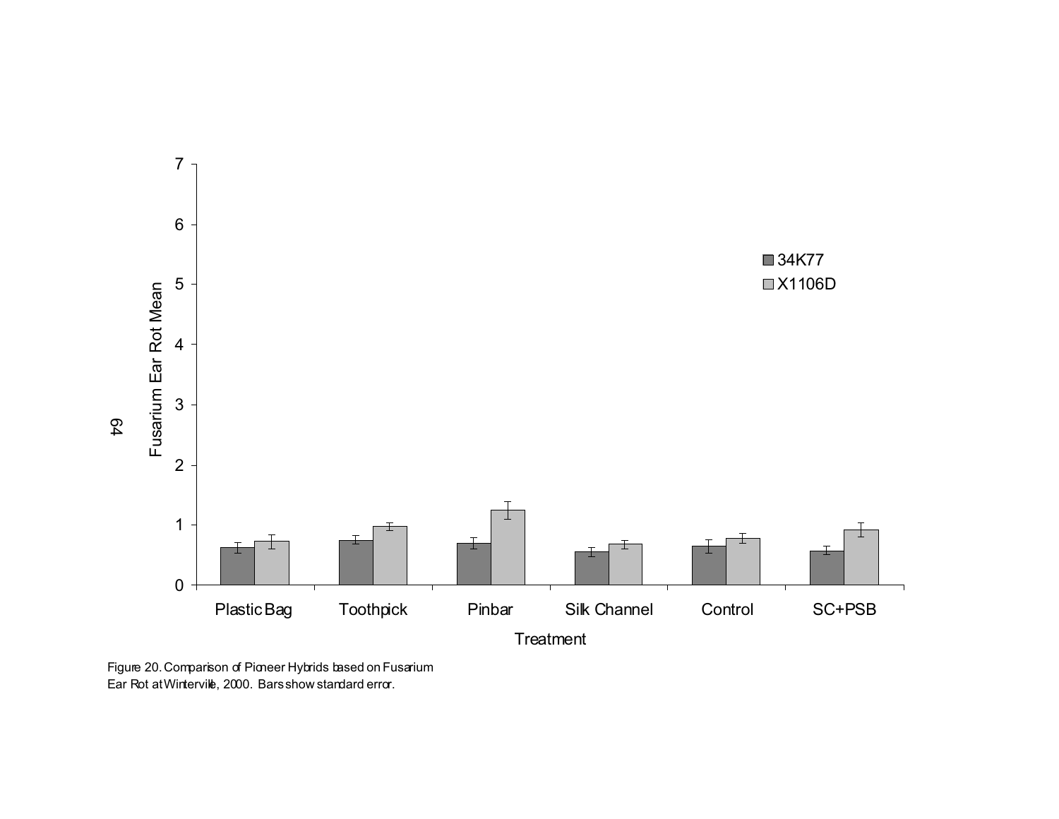Figure 20. Comparison of Pioneer Hybrids based on Fusarium Ear Rot at Winterville, 2000. Bars show standard error.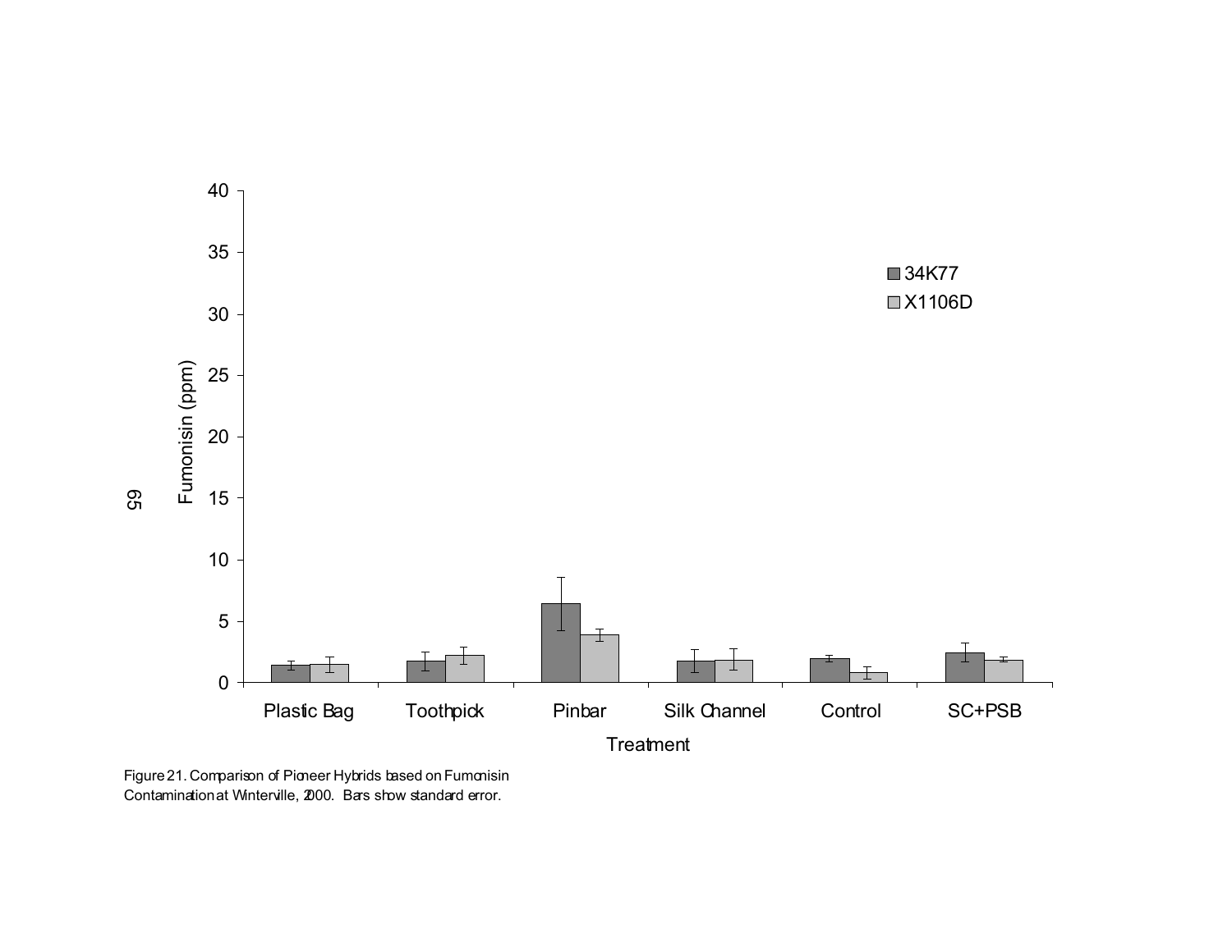Figure 21. Comparison of Pioneer Hybrids based on Fumonisin Contamination at Winterville, 2000. Bars show standard error.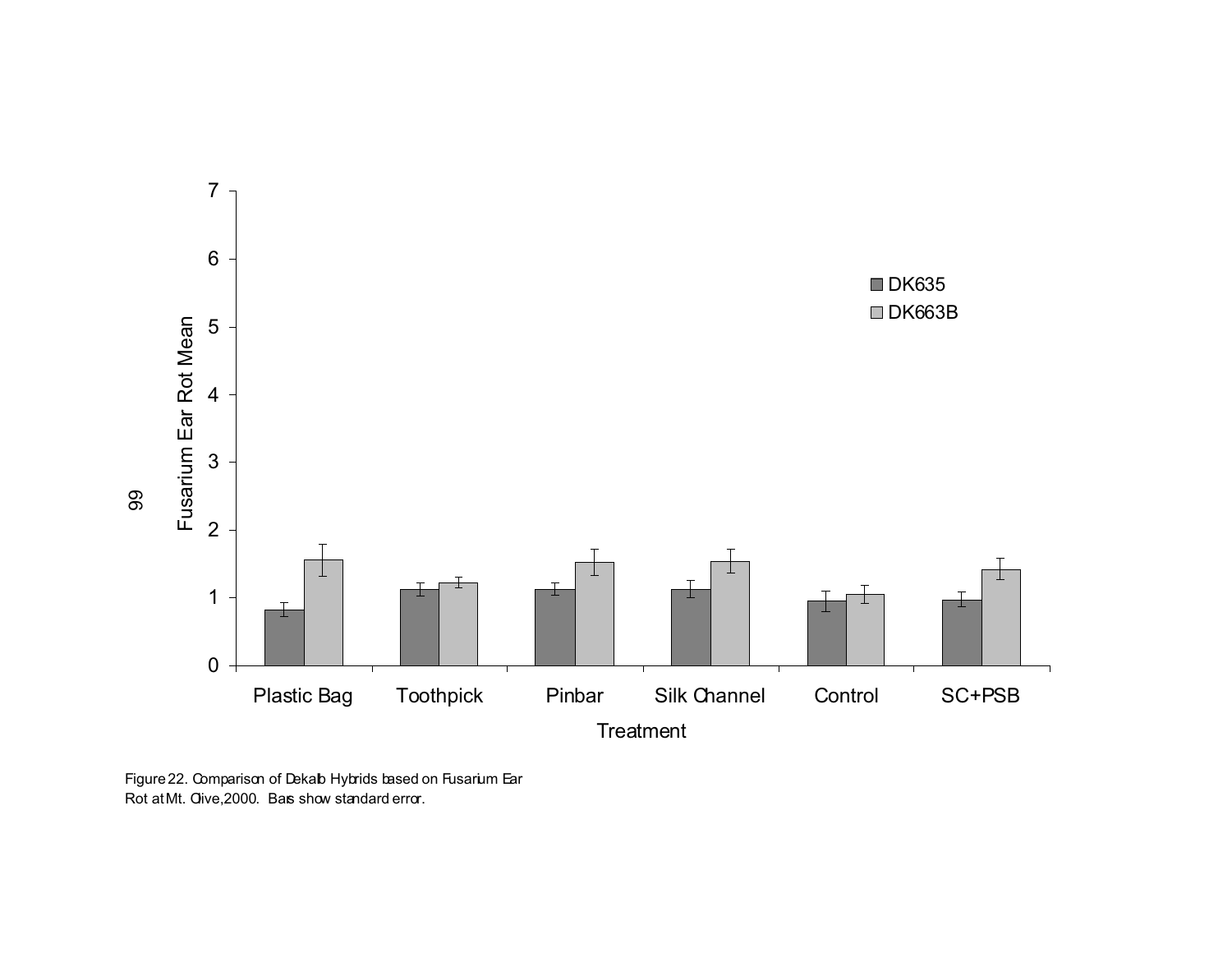Figure 22. Comparison of Dekalb Hybrids based on Fusarium Ear Rot at Mt. Olive, 2000. Bars show standard error.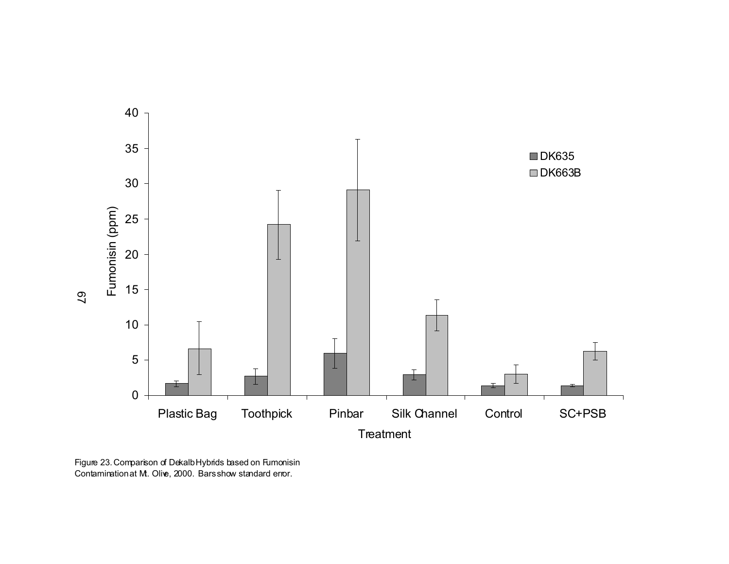Figure 23. Comparison of Dekalb Hybrids based on Fumonisin Contamination at Mt. Olive, 2000. Bars show standard error.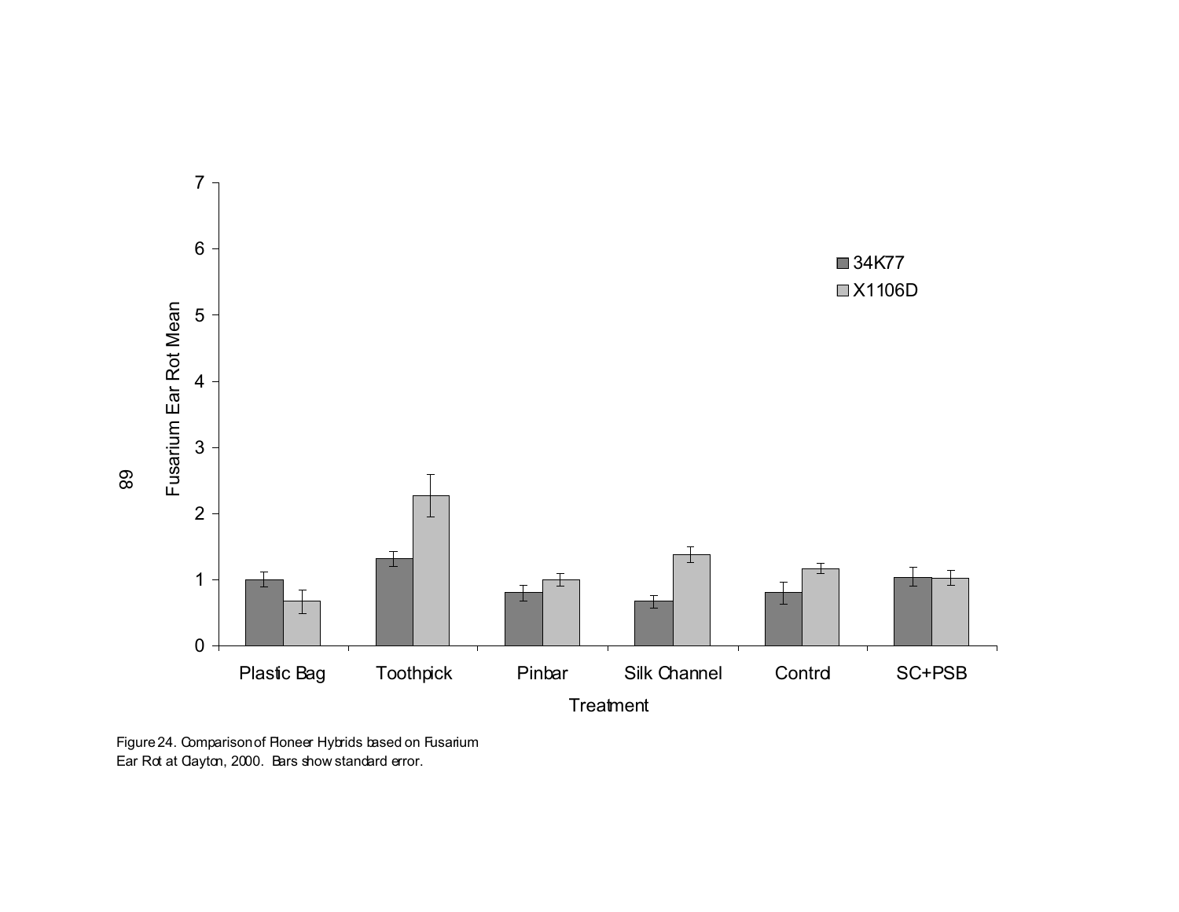Figure 24. Comparison of Pioneer Hybrids based on Fusarium Ear Rot at Clayton, 2000. Bars show standard error.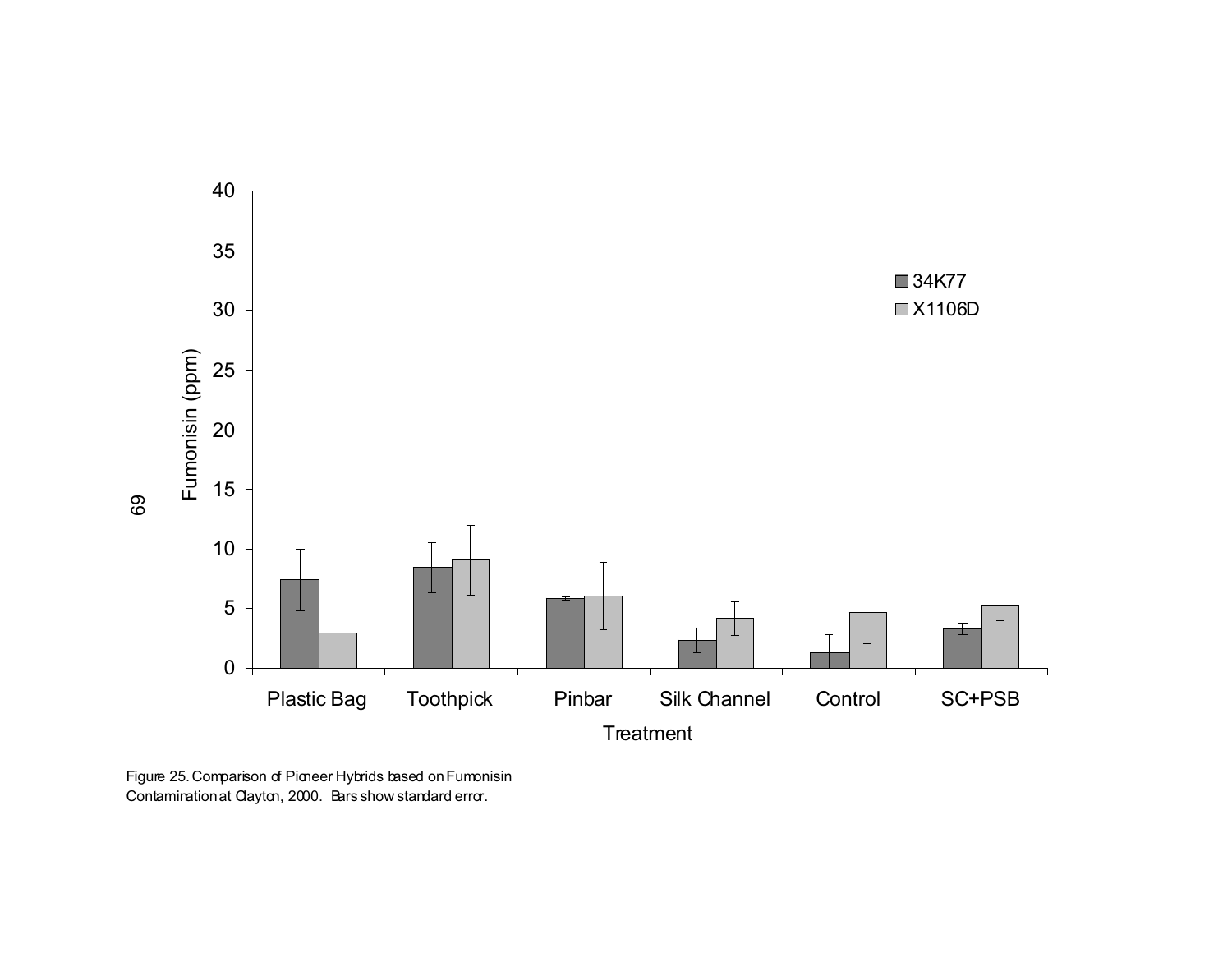Figure 25. Comparison of Pioneer Hybrids based on Fumonisin Contamination at Clayton, 2000. Bars show standard error.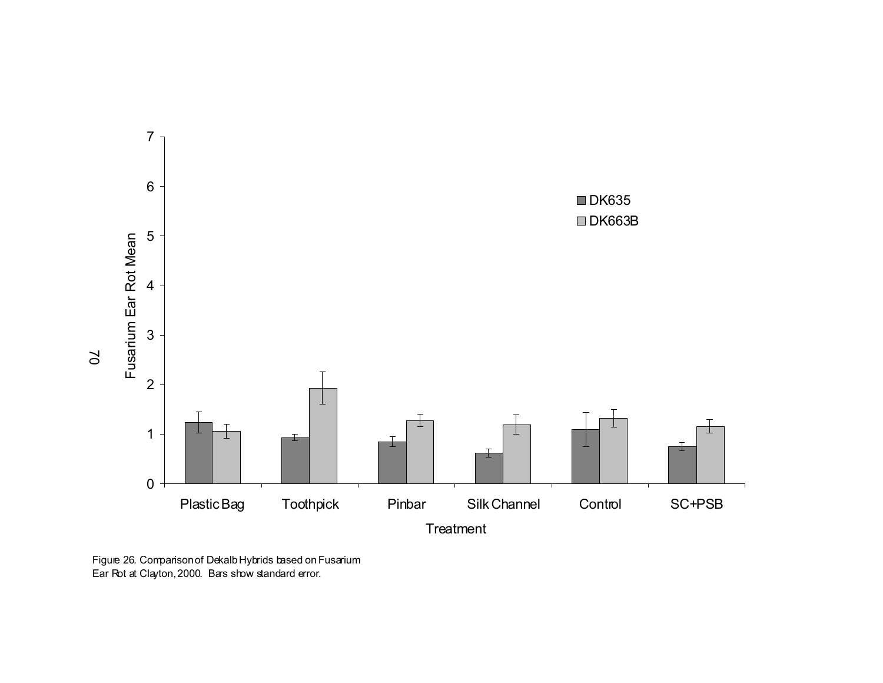Figure 26. Comparison of Dekalb Hybrids based on Fusarium Ear Rot at Clayton, 2000. Bars show standard error.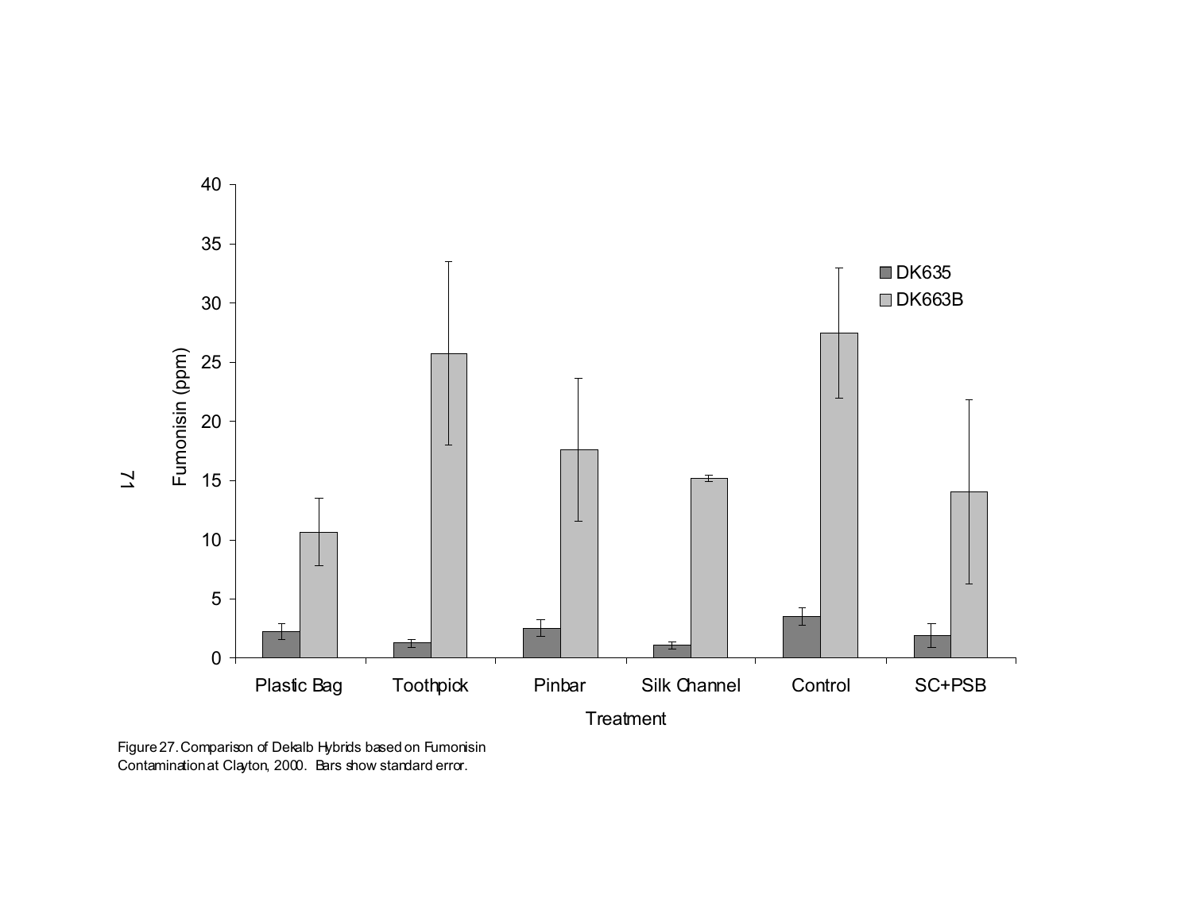Figure 27. Comparison of Dekalb Hybrids based on Fumonisin Contamination at Clayton, 2000. Bars show standard error.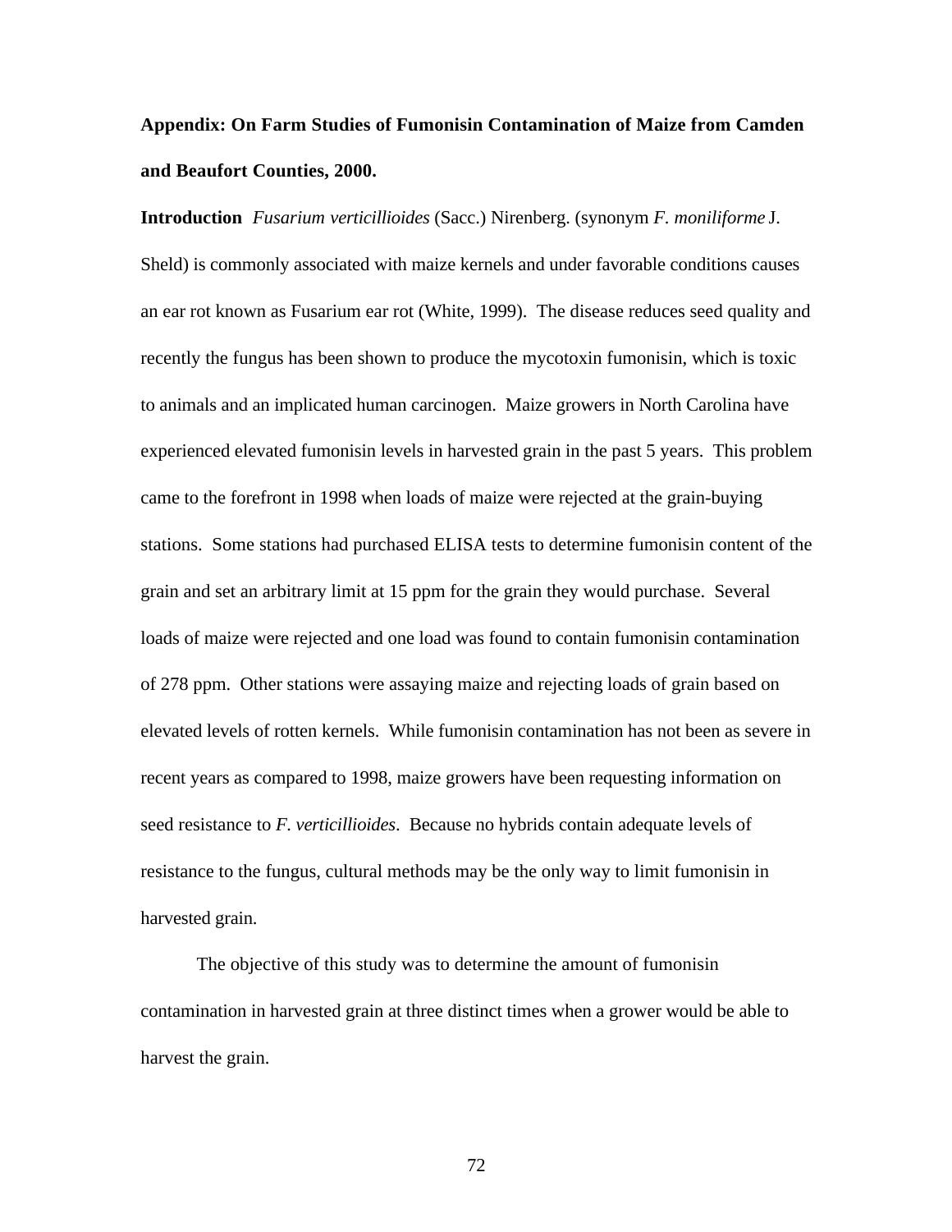## Appendix: On Farm Studies of Fumonisin Contamination of Maize from Camden and Beaufort Counties, 2000.

**Introduction** *Fusarium verticillioides* (Sacc.) Nirenberg. (synonym *F. moniliforme* J. Sheld) is commonly associated with maize kernels and under favorable conditions causes an ear rot known as Fusarium ear rot (White, 1999). The disease reduces seed quality and recently the fungus has been shown to produce the mycotoxin fumonisin, which is toxic to animals and an implicated human carcinogen. Maize growers in North Carolina have experienced elevated fumonisin levels in harvested grain in the past 5 years. This problem came to the forefront in 1998 when loads of maize were rejected at the grain-buying stations. Some stations had purchased ELISA tests to determine fumonisin content of the grain and set an arbitrary limit at 15 ppm for the grain they would purchase. Several loads of maize were rejected and one load was found to contain fumonisin contamination of 278 ppm. Other stations were assaying maize and rejecting loads of grain based on elevated levels of rotten kernels. While fumonisin contamination has not been as severe in recent years as compared to 1998, maize growers have been requesting information on seed resistance to *F. verticillioides*. Because no hybrids contain adequate levels of resistance to the fungus, cultural methods may be the only way to limit fumonisin in harvested grain.

The objective of this study was to determine the amount of fumonisin contamination in harvested grain at three distinct times when a grower would be able to harvest the grain.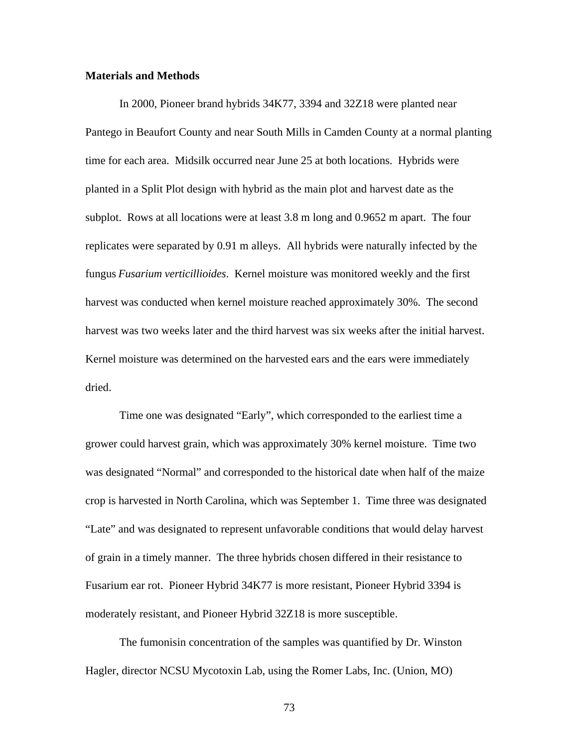**Materials and Methods**

In 2000, Pioneer brand hybrids 34K77, 3394 and 32Z18 were planted near Pantego in Beaufort County and near South Mills in Camden County at a normal planting time for each area. Midsilk occurred near June 25 at both locations. Hybrids were planted in a Split Plot design with hybrid as the main plot and harvest date as the subplot. Rows at all locations were at least 3.8 m long and 0.9652 m apart. The four replicates were separated by 0.91 m alleys. All hybrids were naturally infected by the fungus *Fusarium verticillioides*. Kernel moisture was monitored weekly and the first harvest was conducted when kernel moisture reached approximately 30%. The second harvest was two weeks later and the third harvest was six weeks after the initial harvest. Kernel moisture was determined on the harvested ears and the ears were immediately dried.

Time one was designated "Early", which corresponded to the earliest time a grower could harvest grain, which was approximately 30% kernel moisture. Time two was designated "Normal" and corresponded to the historical date when half of the maize crop is harvested in North Carolina, which was September 1. Time three was designated "Late" and was designated to represent unfavorable conditions that would delay harvest of grain in a timely manner. The three hybrids chosen differed in their resistance to Fusarium ear rot. Pioneer Hybrid 34K77 is more resistant, Pioneer Hybrid 3394 is moderately resistant, and Pioneer Hybrid 32Z18 is more susceptible.

The fumonisin concentration of the samples was quantified by Dr. Winston Hagler, director NCSU Mycotoxin Lab, using the Romer Labs, Inc. (Union, MO)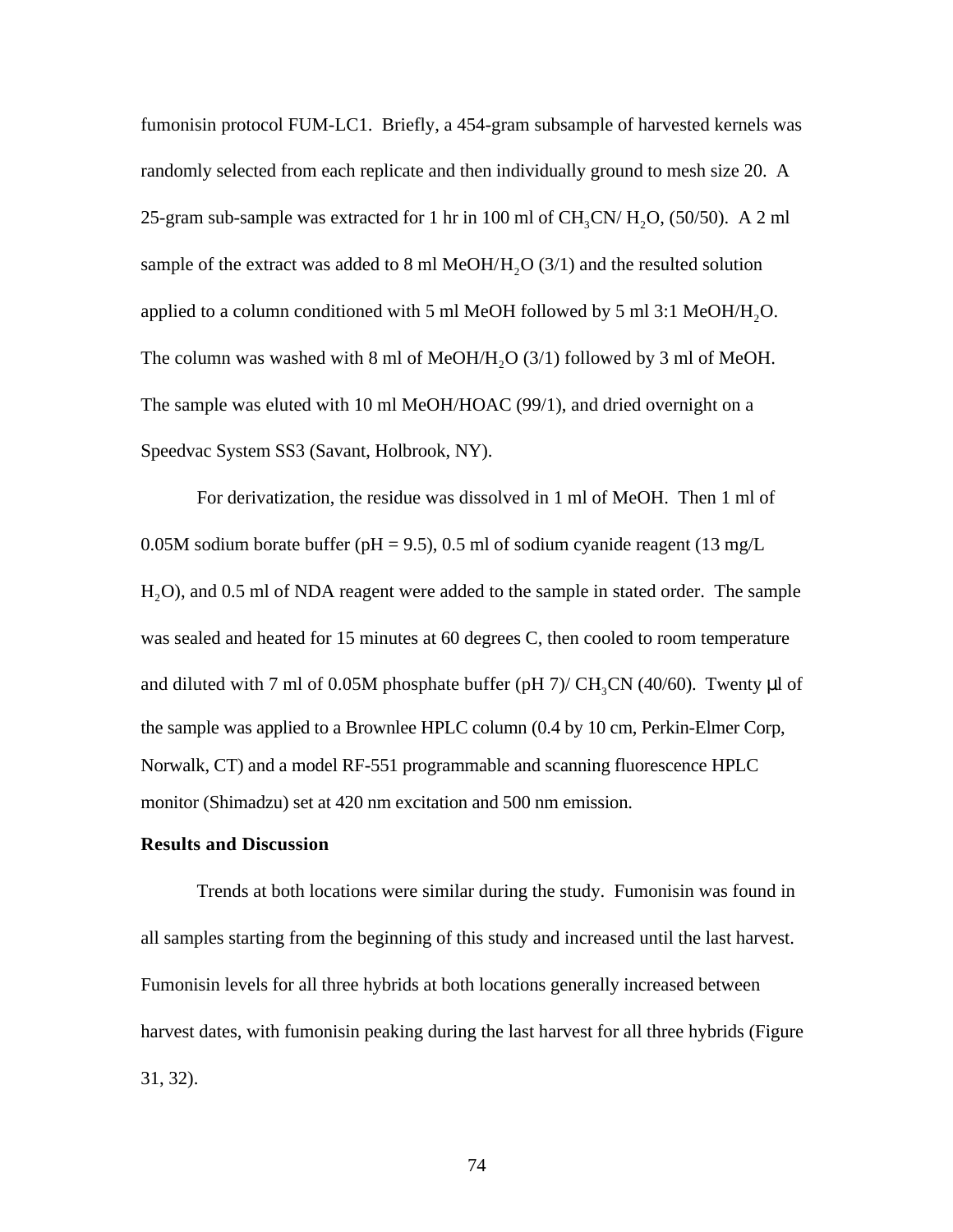fumonisin protocol FUM-LC1. Briefly, a 454-gram subsample of harvested kernels was randomly selected from each replicate and then individually ground to mesh size 20. A 25-gram sub-sample was extracted for 1 hr in 100 ml of $CH_3CN$/ $H_2O$, (50/50). A 2 ml sample of the extract was added to 8 ml MeOH/$H_2O$ (3/1) and the resulted solution applied to a column conditioned with 5 ml MeOH followed by 5 ml 3:1 MeOH/$H_2O$. The column was washed with 8 ml of MeOH/$H_2O$ (3/1) followed by 3 ml of MeOH. The sample was eluted with 10 ml MeOH/HOAC (99/1), and dried overnight on a Speedvac System SS3 (Savant, Holbrook, NY).

For derivatization, the residue was dissolved in 1 ml of MeOH. Then 1 ml of 0.05M sodium borate buffer (pH = 9.5), 0.5 ml of sodium cyanide reagent (13 mg/L $H_2O$), and 0.5 ml of NDA reagent were added to the sample in stated order. The sample was sealed and heated for 15 minutes at 60 degrees C, then cooled to room temperature and diluted with 7 ml of 0.05M phosphate buffer (pH 7)/ $CH_3CN$ (40/60). Twenty μl of the sample was applied to a Brownlee HPLC column (0.4 by 10 cm, Perkin-Elmer Corp, Norwalk, CT) and a model RF-551 programmable and scanning fluorescence HPLC monitor (Shimadzu) set at 420 nm excitation and 500 nm emission.

### Results and Discussion

Trends at both locations were similar during the study. Fumonisin was found in all samples starting from the beginning of this study and increased until the last harvest. Fumonisin levels for all three hybrids at both locations generally increased between harvest dates, with fumonisin peaking during the last harvest for all three hybrids (Figure 31, 32).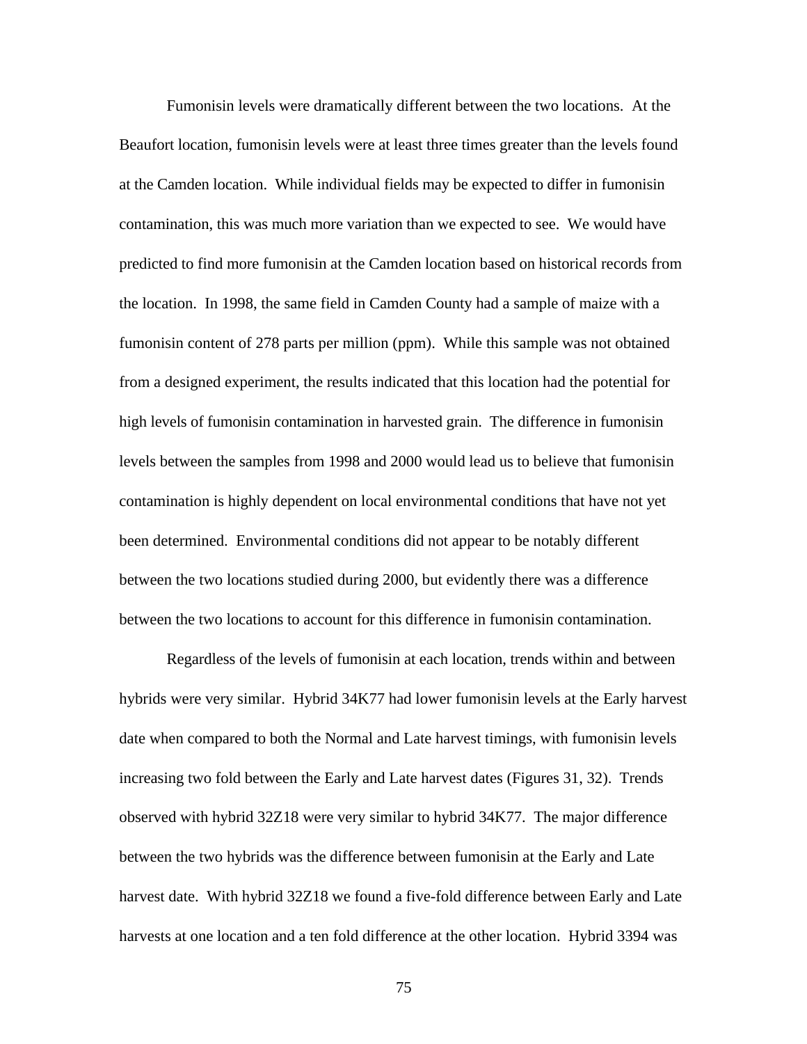Fumonisin levels were dramatically different between the two locations. At the Beaufort location, fumonisin levels were at least three times greater than the levels found at the Camden location. While individual fields may be expected to differ in fumonisin contamination, this was much more variation than we expected to see. We would have predicted to find more fumonisin at the Camden location based on historical records from the location. In 1998, the same field in Camden County had a sample of maize with a fumonisin content of 278 parts per million (ppm). While this sample was not obtained from a designed experiment, the results indicated that this location had the potential for high levels of fumonisin contamination in harvested grain. The difference in fumonisin levels between the samples from 1998 and 2000 would lead us to believe that fumonisin contamination is highly dependent on local environmental conditions that have not yet been determined. Environmental conditions did not appear to be notably different between the two locations studied during 2000, but evidently there was a difference between the two locations to account for this difference in fumonisin contamination.

Regardless of the levels of fumonisin at each location, trends within and between hybrids were very similar. Hybrid 34K77 had lower fumonisin levels at the Early harvest date when compared to both the Normal and Late harvest timings, with fumonisin levels increasing two fold between the Early and Late harvest dates (Figures 31, 32). Trends observed with hybrid 32Z18 were very similar to hybrid 34K77. The major difference between the two hybrids was the difference between fumonisin at the Early and Late harvest date. With hybrid 32Z18 we found a five-fold difference between Early and Late harvests at one location and a ten fold difference at the other location. Hybrid 3394 was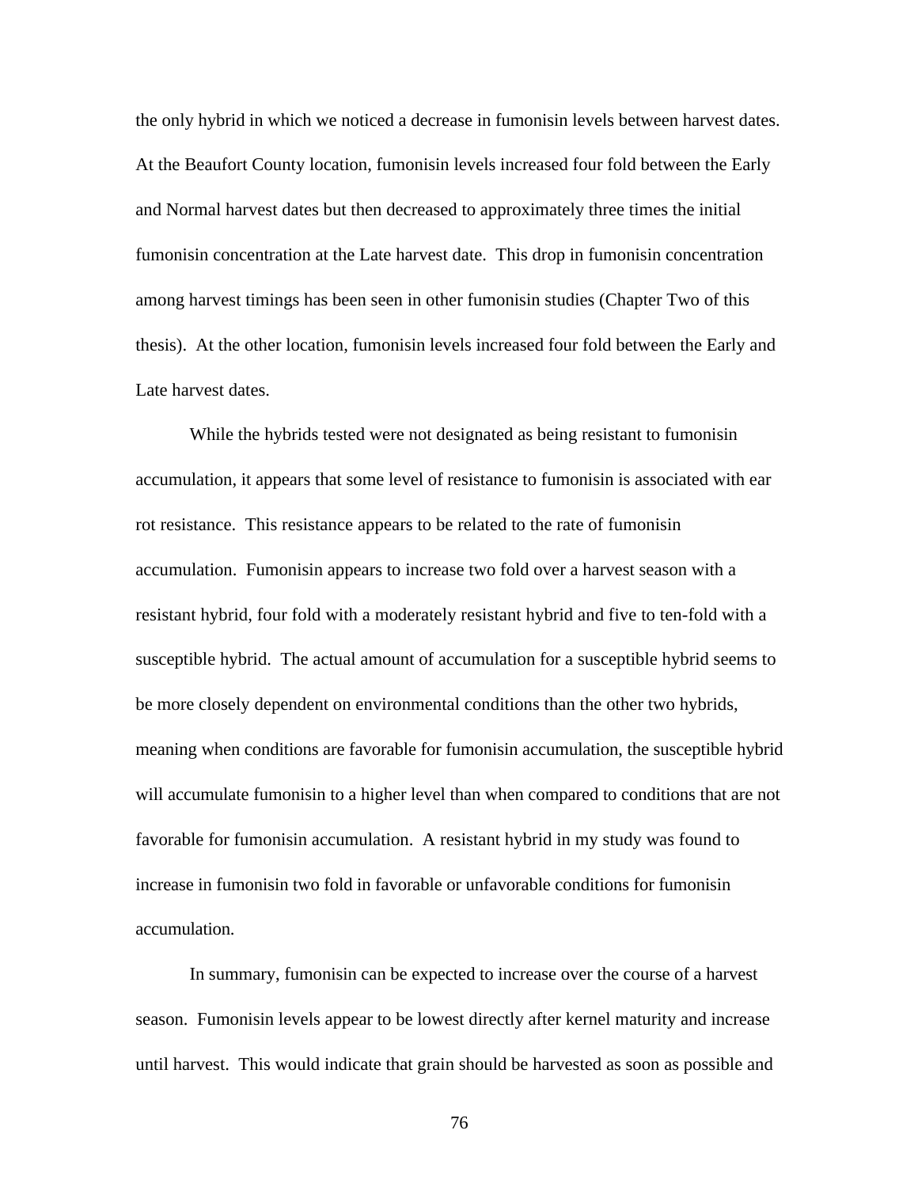the only hybrid in which we noticed a decrease in fumonisin levels between harvest dates. At the Beaufort County location, fumonisin levels increased four fold between the Early and Normal harvest dates but then decreased to approximately three times the initial fumonisin concentration at the Late harvest date. This drop in fumonisin concentration among harvest timings has been seen in other fumonisin studies (Chapter Two of this thesis). At the other location, fumonisin levels increased four fold between the Early and Late harvest dates.

While the hybrids tested were not designated as being resistant to fumonisin accumulation, it appears that some level of resistance to fumonisin is associated with ear rot resistance. This resistance appears to be related to the rate of fumonisin accumulation. Fumonisin appears to increase two fold over a harvest season with a resistant hybrid, four fold with a moderately resistant hybrid and five to ten-fold with a susceptible hybrid. The actual amount of accumulation for a susceptible hybrid seems to be more closely dependent on environmental conditions than the other two hybrids, meaning when conditions are favorable for fumonisin accumulation, the susceptible hybrid will accumulate fumonisin to a higher level than when compared to conditions that are not favorable for fumonisin accumulation. A resistant hybrid in my study was found to increase in fumonisin two fold in favorable or unfavorable conditions for fumonisin accumulation.

In summary, fumonisin can be expected to increase over the course of a harvest season. Fumonisin levels appear to be lowest directly after kernel maturity and increase until harvest. This would indicate that grain should be harvested as soon as possible and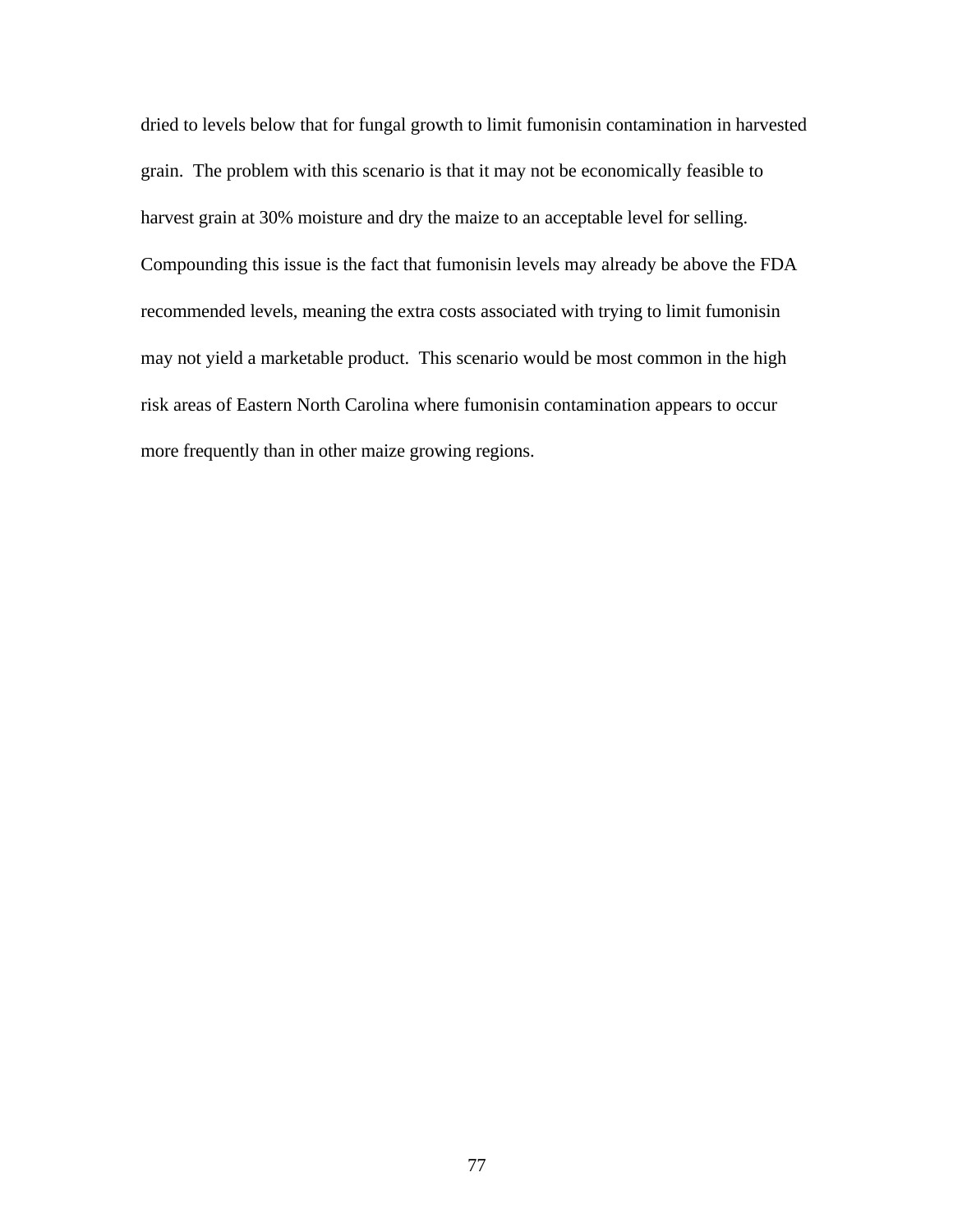dried to levels below that for fungal growth to limit fumonisin contamination in harvested grain. The problem with this scenario is that it may not be economically feasible to harvest grain at 30% moisture and dry the maize to an acceptable level for selling. Compounding this issue is the fact that fumonisin levels may already be above the FDA recommended levels, meaning the extra costs associated with trying to limit fumonisin may not yield a marketable product. This scenario would be most common in the high risk areas of Eastern North Carolina where fumonisin contamination appears to occur more frequently than in other maize growing regions.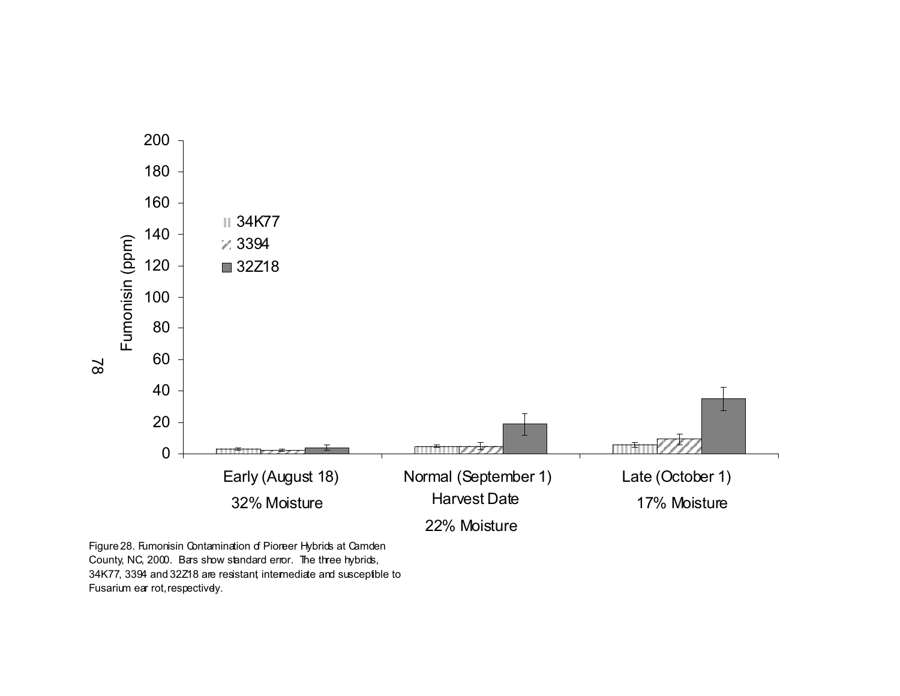Figure 28. Fumonisin Contamination of Pioneer Hybrids at Camden County, NC, 2000. Bars show standard error. The three hybrids, 34K77, 3394 and 32Z18 are resistant, intermediate and susceptible to Fusarium ear rot, respectively.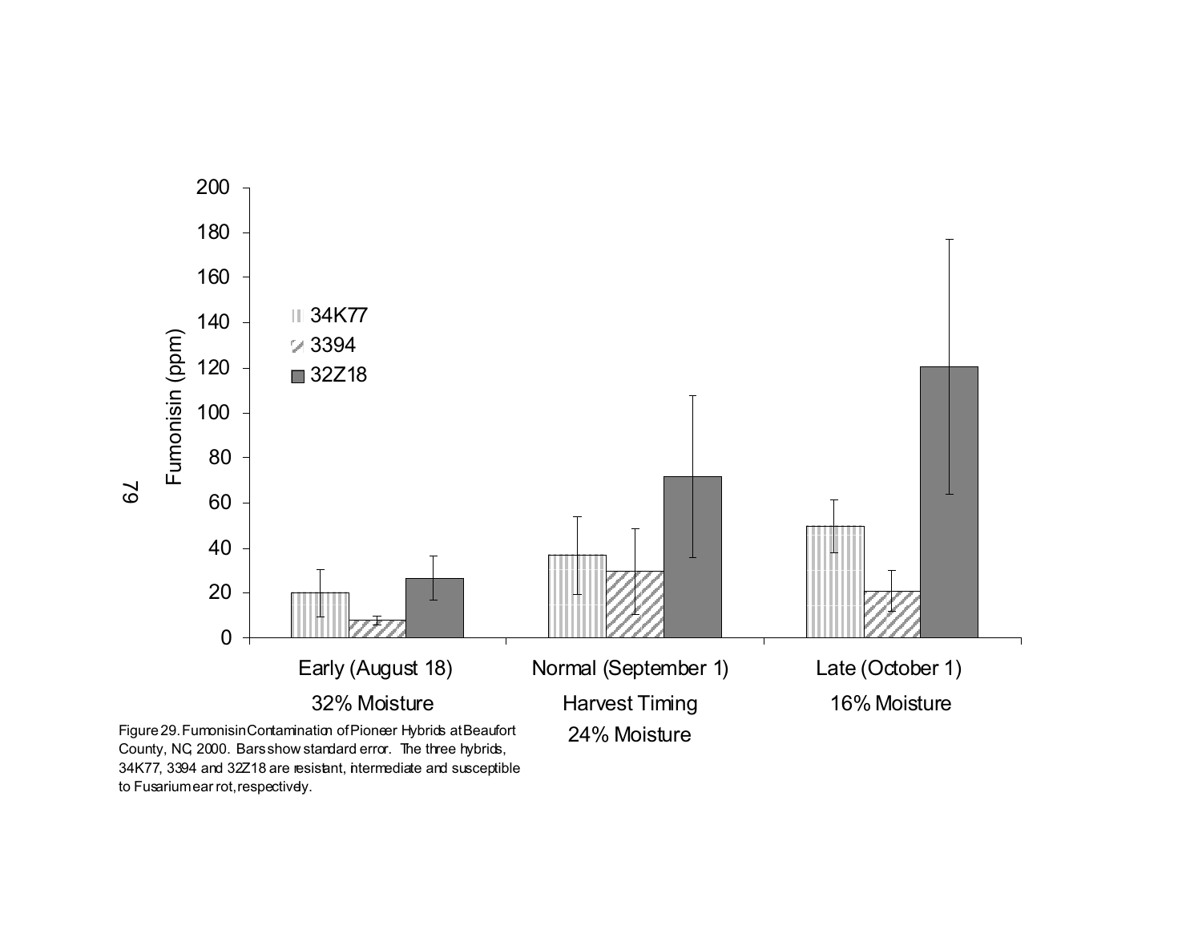Figure 29. Fumonisin Contamination of Pioneer Hybrids at Beaufort County, NC, 2000. Bars show standard error. The three hybrids, 34K77, 3394 and 32Z18 are resistant, intermediate and susceptible to Fusarium ear rot, respectively.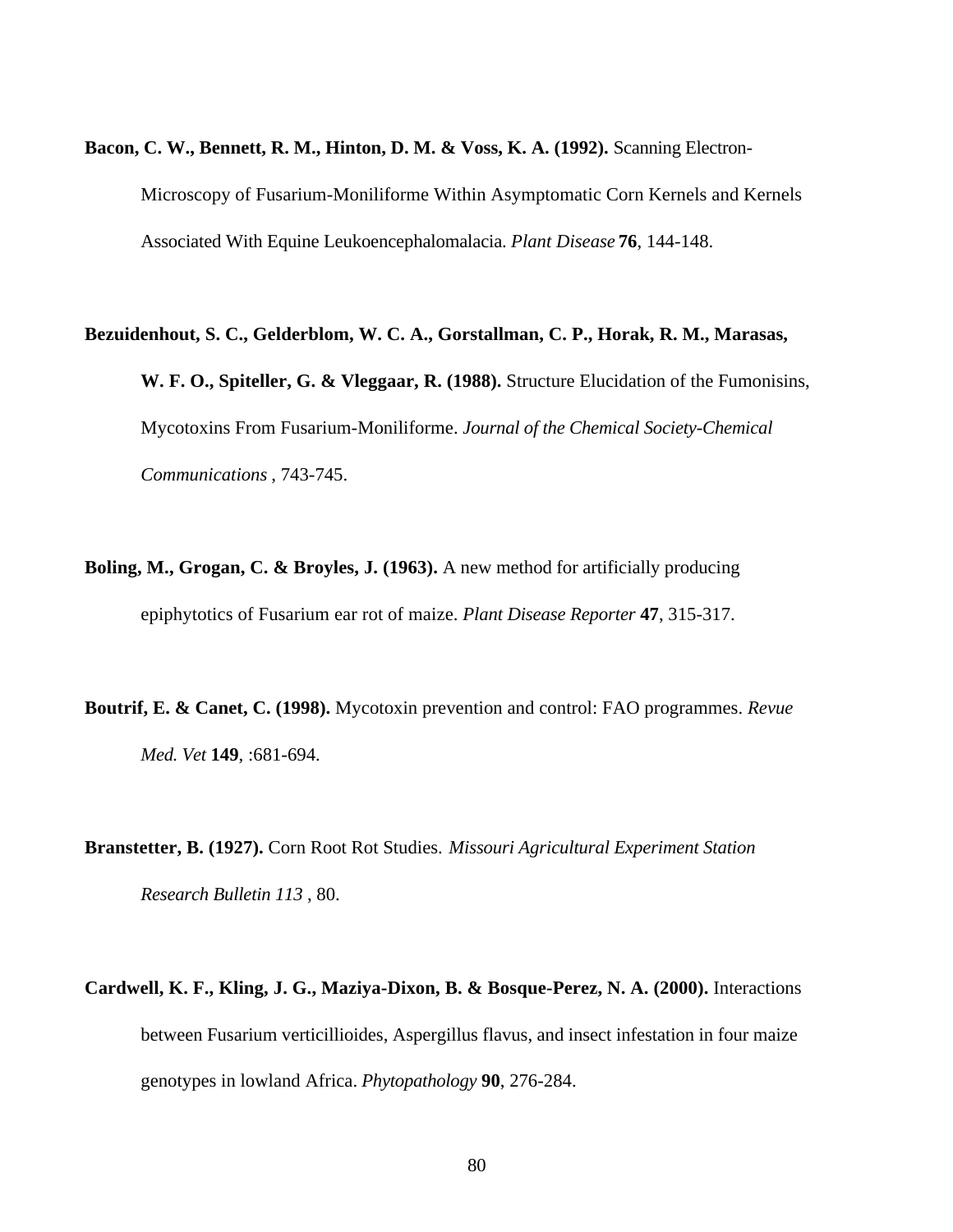**Bacon, C. W., Bennett, R. M., Hinton, D. M. & Voss, K. A. (1992).** Scanning Electron-Microscopy of Fusarium-Moniliforme Within Asymptomatic Corn Kernels and Kernels Associated With Equine Leukoencephalomalacia. *Plant Disease* **76**, 144-148.

**Bezuidenhout, S. C., Gelderblom, W. C. A., Gorstallman, C. P., Horak, R. M., Marasas, W. F. O., Spiteller, G. & Vleggaar, R. (1988).** Structure Elucidation of the Fumonisins, Mycotoxins From Fusarium-Moniliforme. *Journal of the Chemical Society-Chemical Communications* , 743-745.

**Boling, M., Grogan, C. & Broyles, J. (1963).** A new method for artificially producing epiphytotics of Fusarium ear rot of maize. *Plant Disease Reporter* **47**, 315-317.

**Boutrif, E. & Canet, C. (1998).** Mycotoxin prevention and control: FAO programmes. *Revue Med. Vet* **149**, :681-694.

**Branstetter, B. (1927).** Corn Root Rot Studies. *Missouri Agricultural Experiment Station Research Bulletin 113* , 80.

**Cardwell, K. F., Kling, J. G., Maziya-Dixon, B. & Bosque-Perez, N. A. (2000).** Interactions between Fusarium verticillioides, Aspergillus flavus, and insect infestation in four maize genotypes in lowland Africa. *Phytopathology* **90**, 276-284.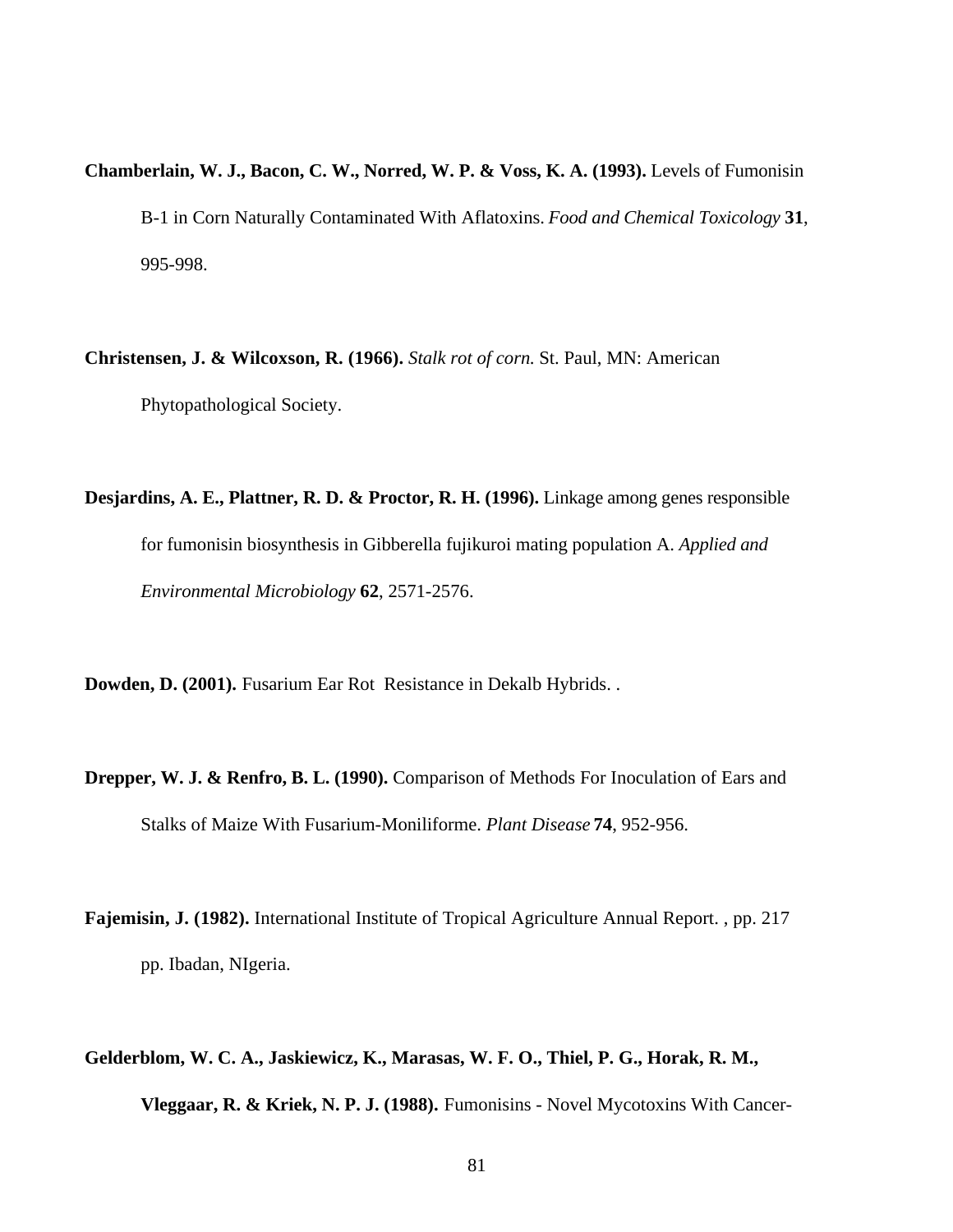**Chamberlain, W. J., Bacon, C. W., Norred, W. P. & Voss, K. A. (1993).** Levels of Fumonisin B-1 in Corn Naturally Contaminated With Aflatoxins. *Food and Chemical Toxicology* **31**, 995-998.

**Christensen, J. & Wilcoxson, R. (1966).** *Stalk rot of corn.* St. Paul, MN: American Phytopathological Society.

**Desjardins, A. E., Plattner, R. D. & Proctor, R. H. (1996).** Linkage among genes responsible for fumonisin biosynthesis in Gibberella fujikuroi mating population A. *Applied and Environmental Microbiology* **62**, 2571-2576.

**Dowden, D. (2001).** Fusarium Ear Rot  Resistance in Dekalb Hybrids. .

**Drepper, W. J. & Renfro, B. L. (1990).** Comparison of Methods For Inoculation of Ears and Stalks of Maize With Fusarium-Moniliforme. *Plant Disease* **74**, 952-956.

**Fajemisin, J. (1982).** International Institute of Tropical Agriculture Annual Report. , pp. 217 pp. Ibadan, NIgeria.

**Gelderblom, W. C. A., Jaskiewicz, K., Marasas, W. F. O., Thiel, P. G., Horak, R. M., Vleggaar, R. & Kriek, N. P. J. (1988).** Fumonisins - Novel Mycotoxins With Cancer-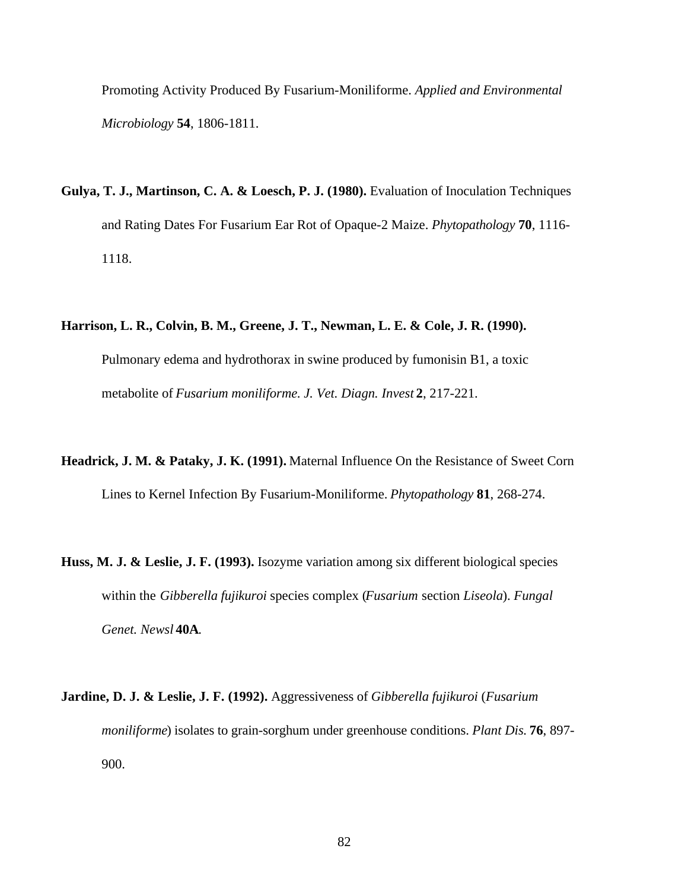Promoting Activity Produced By Fusarium-Moniliforme. *Applied and Environmental Microbiology* **54**, 1806-1811.

**Gulya, T. J., Martinson, C. A. & Loesch, P. J. (1980).** Evaluation of Inoculation Techniques and Rating Dates For Fusarium Ear Rot of Opaque-2 Maize. *Phytopathology* **70**, 1116-1118.

**Harrison, L. R., Colvin, B. M., Greene, J. T., Newman, L. E. & Cole, J. R. (1990).** Pulmonary edema and hydrothorax in swine produced by fumonisin B1, a toxic metabolite of *Fusarium moniliforme. J. Vet. Diagn. Invest* **2**, 217-221.

**Headrick, J. M. & Pataky, J. K. (1991).** Maternal Influence On the Resistance of Sweet Corn Lines to Kernel Infection By Fusarium-Moniliforme. *Phytopathology* **81**, 268-274.

**Huss, M. J. & Leslie, J. F. (1993).** Isozyme variation among six different biological species within the *Gibberella fujikuroi* species complex (*Fusarium* section *Liseola*). *Fungal Genet. Newsl* **40A**.

**Jardine, D. J. & Leslie, J. F. (1992).** Aggressiveness of *Gibberella fujikuroi* (*Fusarium moniliforme*) isolates to grain-sorghum under greenhouse conditions. *Plant Dis.* **76**, 897-900.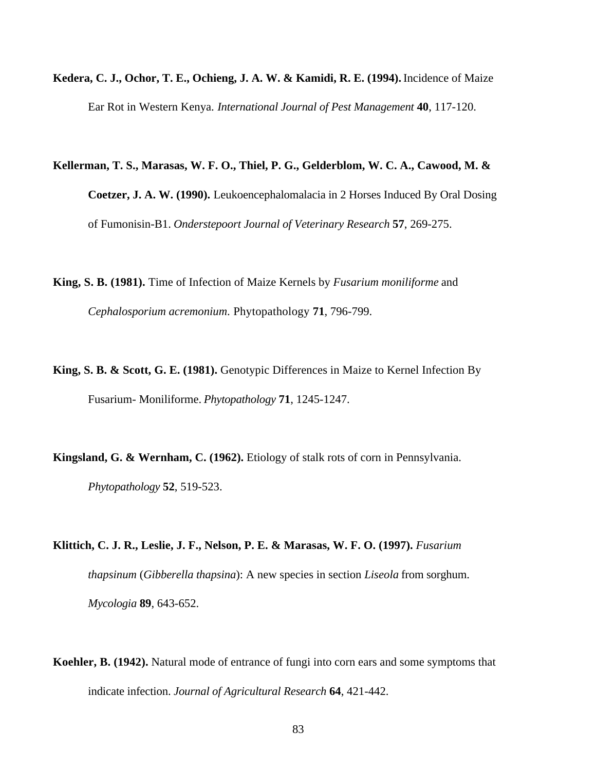**Kedera, C. J., Ochor, T. E., Ochieng, J. A. W. & Kamidi, R. E. (1994).** Incidence of Maize Ear Rot in Western Kenya. *International Journal of Pest Management* **40**, 117-120.

**Kellerman, T. S., Marasas, W. F. O., Thiel, P. G., Gelderblom, W. C. A., Cawood, M. & Coetzer, J. A. W. (1990).** Leukoencephalomalacia in 2 Horses Induced By Oral Dosing of Fumonisin-B1. *Onderstepoort Journal of Veterinary Research* **57**, 269-275.

**King, S. B. (1981).** Time of Infection of Maize Kernels by *Fusarium moniliforme* and *Cephalosporium acremonium*. Phytopathology **71**, 796-799.

**King, S. B. & Scott, G. E. (1981).** Genotypic Differences in Maize to Kernel Infection By Fusarium- Moniliforme. *Phytopathology* **71**, 1245-1247.

**Kingsland, G. & Wernham, C. (1962).** Etiology of stalk rots of corn in Pennsylvania. *Phytopathology* **52**, 519-523.

**Klittich, C. J. R., Leslie, J. F., Nelson, P. E. & Marasas, W. F. O. (1997).** *Fusarium thapsinum* (*Gibberella thapsina*): A new species in section *Liseola* from sorghum. *Mycologia* **89**, 643-652.

**Koehler, B. (1942).** Natural mode of entrance of fungi into corn ears and some symptoms that indicate infection. *Journal of Agricultural Research* **64**, 421-442.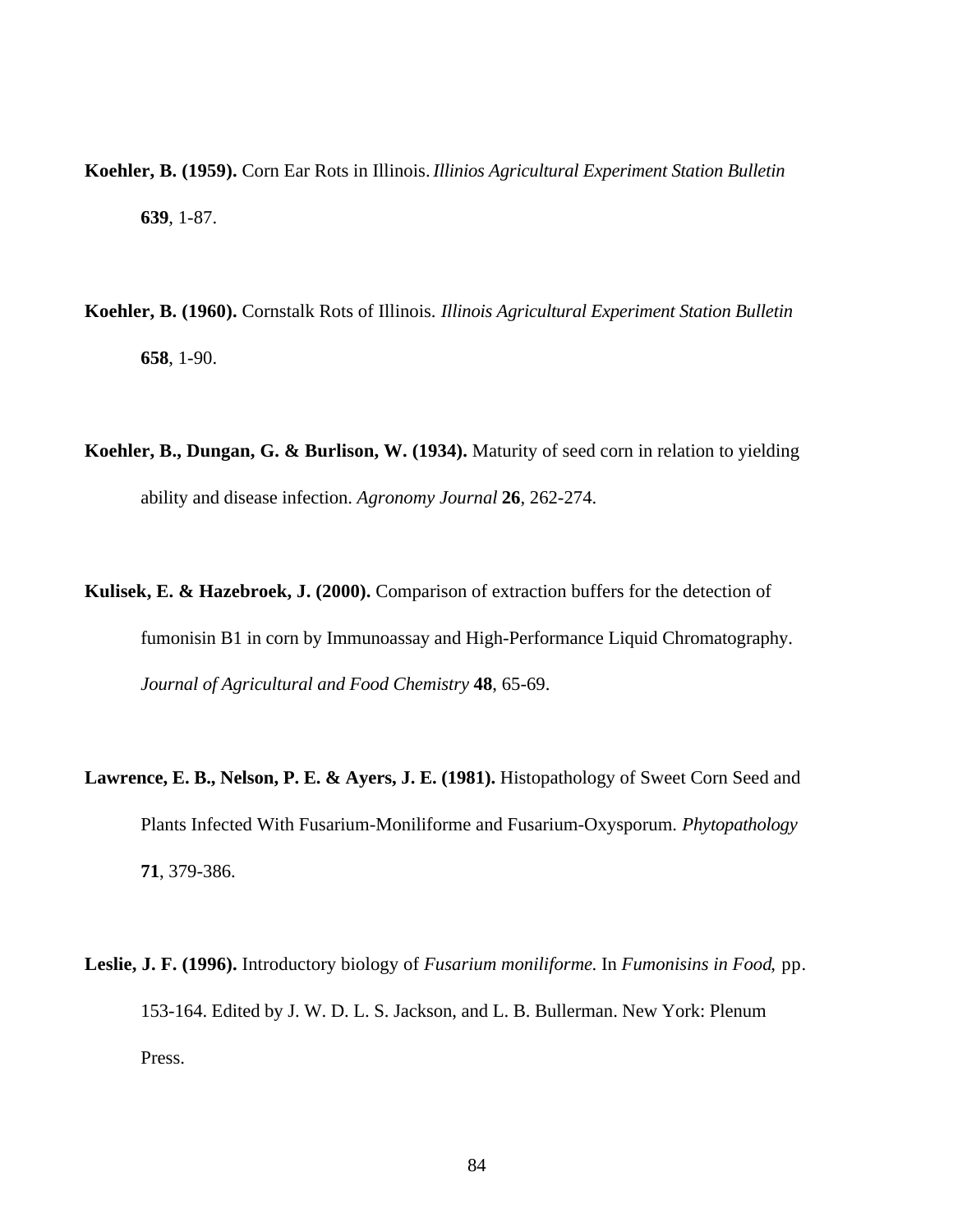**Koehler, B. (1959).** Corn Ear Rots in Illinois. *Illinios Agricultural Experiment Station Bulletin* **639**, 1-87.

**Koehler, B. (1960).** Cornstalk Rots of Illinois. *Illinois Agricultural Experiment Station Bulletin* **658**, 1-90.

**Koehler, B., Dungan, G. & Burlison, W. (1934).** Maturity of seed corn in relation to yielding ability and disease infection. *Agronomy Journal* **26**, 262-274.

**Kulisek, E. & Hazebroek, J. (2000).** Comparison of extraction buffers for the detection of fumonisin B1 in corn by Immunoassay and High-Performance Liquid Chromatography. *Journal of Agricultural and Food Chemistry* **48**, 65-69.

**Lawrence, E. B., Nelson, P. E. & Ayers, J. E. (1981).** Histopathology of Sweet Corn Seed and Plants Infected With Fusarium-Moniliforme and Fusarium-Oxysporum. *Phytopathology* **71**, 379-386.

**Leslie, J. F. (1996).** Introductory biology of *Fusarium moniliforme.* In *Fumonisins in Food,* pp. 153-164. Edited by J. W. D. L. S. Jackson, and L. B. Bullerman. New York: Plenum Press.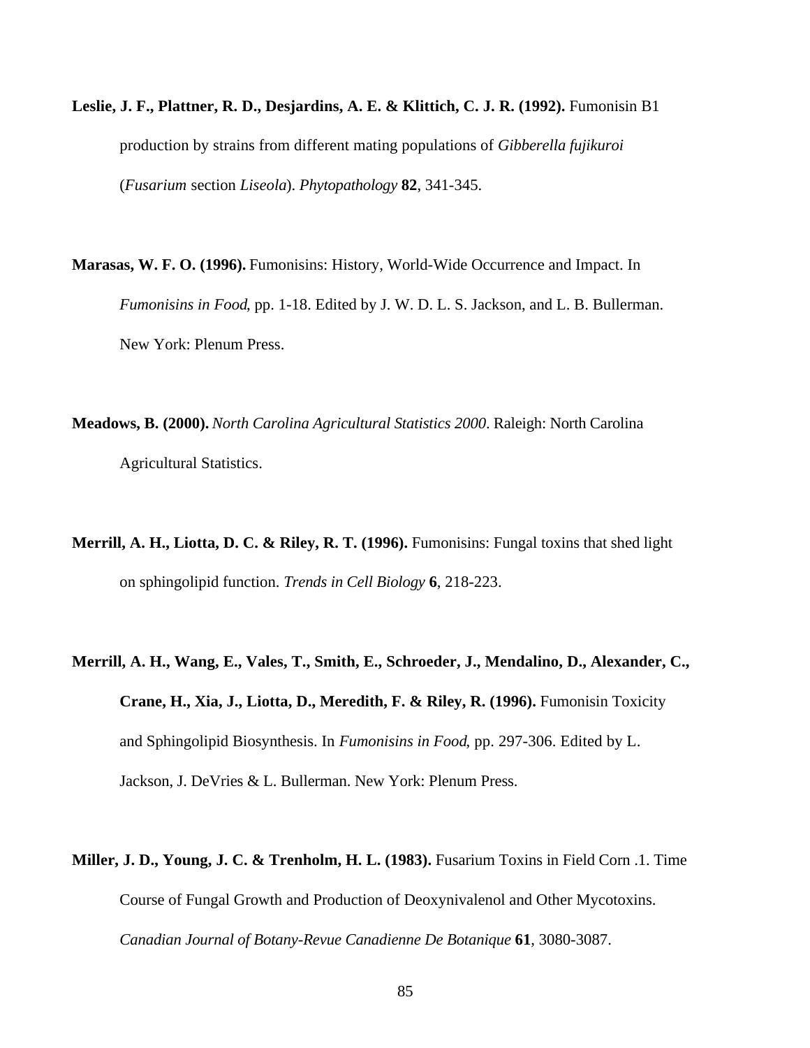**Leslie, J. F., Plattner, R. D., Desjardins, A. E. & Klittich, C. J. R. (1992).** Fumonisin B1 production by strains from different mating populations of *Gibberella fujikuroi* (*Fusarium* section *Liseola*). *Phytopathology* **82**, 341-345.

**Marasas, W. F. O. (1996).** Fumonisins: History, World-Wide Occurrence and Impact. In *Fumonisins in Food*, pp. 1-18. Edited by J. W. D. L. S. Jackson, and L. B. Bullerman. New York: Plenum Press.

**Meadows, B. (2000).** *North Carolina Agricultural Statistics 2000*. Raleigh: North Carolina Agricultural Statistics.

**Merrill, A. H., Liotta, D. C. & Riley, R. T. (1996).** Fumonisins: Fungal toxins that shed light on sphingolipid function. *Trends in Cell Biology* **6**, 218-223.

**Merrill, A. H., Wang, E., Vales, T., Smith, E., Schroeder, J., Mendalino, D., Alexander, C., Crane, H., Xia, J., Liotta, D., Meredith, F. & Riley, R. (1996).** Fumonisin Toxicity and Sphingolipid Biosynthesis. In *Fumonisins in Food*, pp. 297-306. Edited by L. Jackson, J. DeVries & L. Bullerman. New York: Plenum Press.

**Miller, J. D., Young, J. C. & Trenholm, H. L. (1983).** Fusarium Toxins in Field Corn .1. Time Course of Fungal Growth and Production of Deoxynivalenol and Other Mycotoxins. *Canadian Journal of Botany-Revue Canadienne De Botanique* **61**, 3080-3087.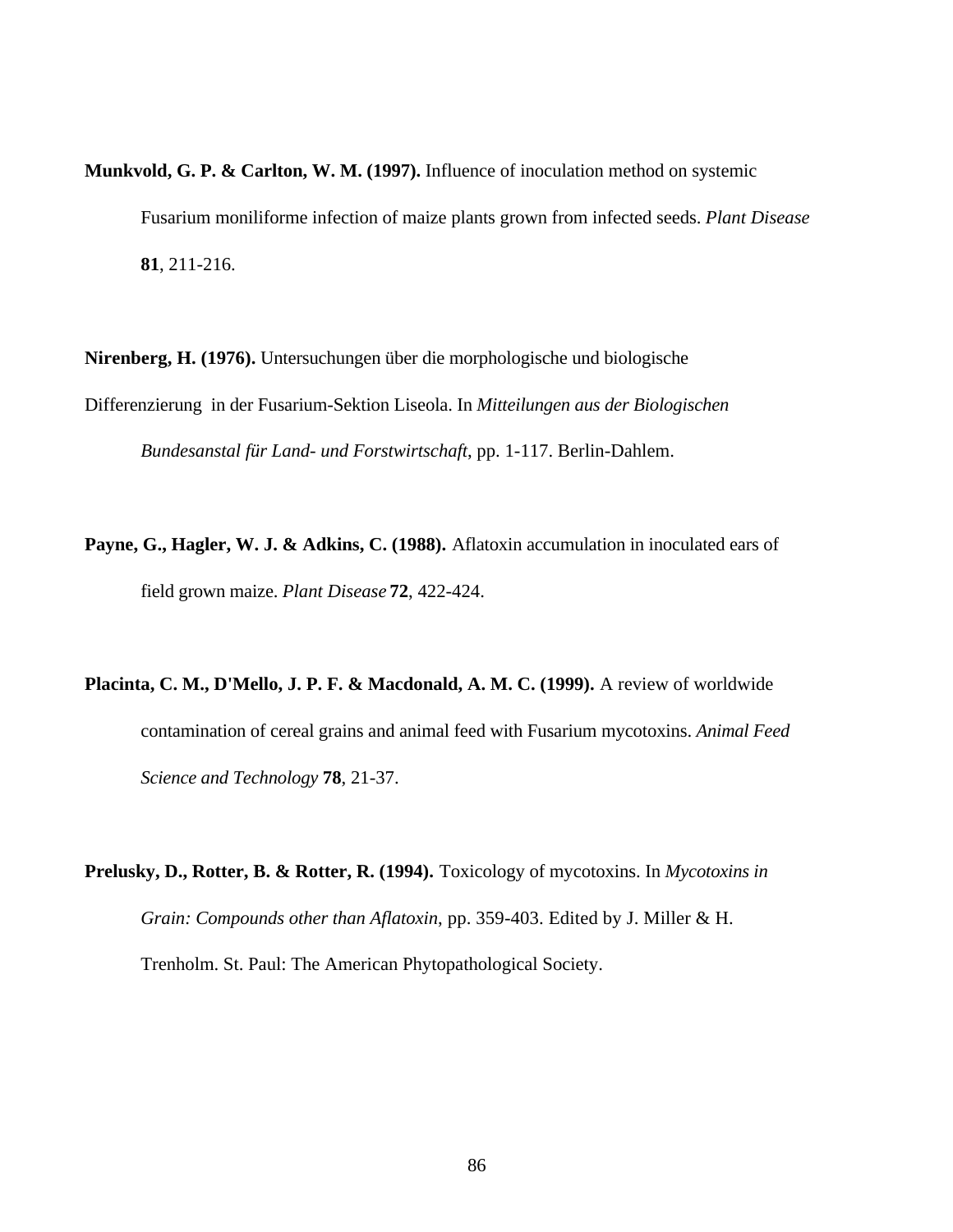**Munkvold, G. P. & Carlton, W. M. (1997).** Influence of inoculation method on systemic Fusarium moniliforme infection of maize plants grown from infected seeds. *Plant Disease* **81**, 211-216.

**Nirenberg, H. (1976).** Untersuchungen über die morphologische und biologische Differenzierung in der Fusarium-Sektion Liseola. In *Mitteilungen aus der Biologischen Bundesanstal für Land- und Forstwirtschaft*, pp. 1-117. Berlin-Dahlem.

**Payne, G., Hagler, W. J. & Adkins, C. (1988).** Aflatoxin accumulation in inoculated ears of field grown maize. *Plant Disease* **72**, 422-424.

**Placinta, C. M., D'Mello, J. P. F. & Macdonald, A. M. C. (1999).** A review of worldwide contamination of cereal grains and animal feed with Fusarium mycotoxins. *Animal Feed Science and Technology* **78**, 21-37.

**Prelusky, D., Rotter, B. & Rotter, R. (1994).** Toxicology of mycotoxins. In *Mycotoxins in Grain: Compounds other than Aflatoxin*, pp. 359-403. Edited by J. Miller & H. Trenholm. St. Paul: The American Phytopathological Society.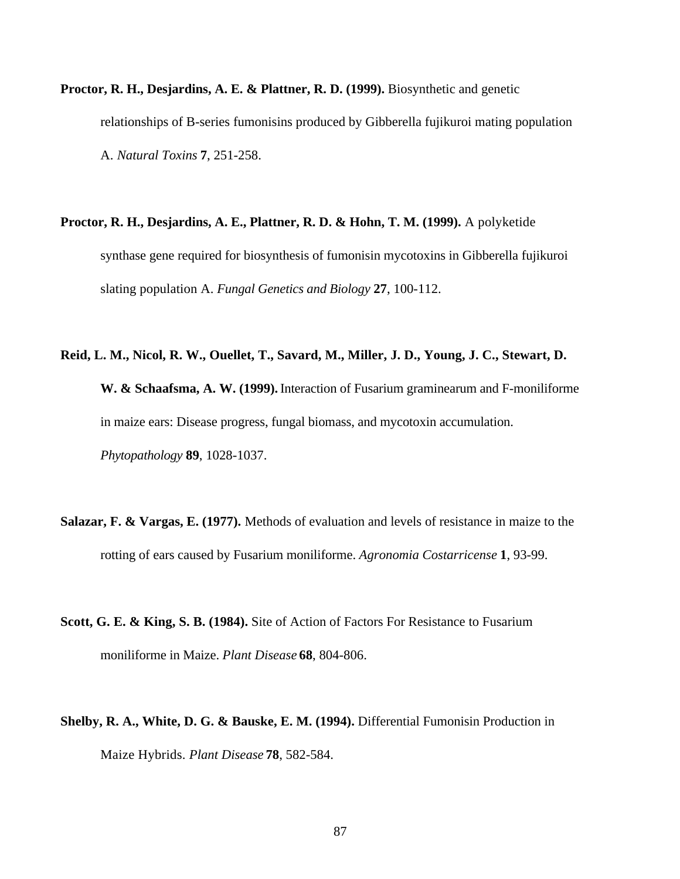**Proctor, R. H., Desjardins, A. E. & Plattner, R. D. (1999).** Biosynthetic and genetic relationships of B-series fumonisins produced by Gibberella fujikuroi mating population A. *Natural Toxins* **7**, 251-258.

**Proctor, R. H., Desjardins, A. E., Plattner, R. D. & Hohn, T. M. (1999).** A polyketide synthase gene required for biosynthesis of fumonisin mycotoxins in Gibberella fujikuroi slating population A. *Fungal Genetics and Biology* **27**, 100-112.

**Reid, L. M., Nicol, R. W., Ouellet, T., Savard, M., Miller, J. D., Young, J. C., Stewart, D. W. & Schaafsma, A. W. (1999).** Interaction of Fusarium graminearum and F-moniliforme in maize ears: Disease progress, fungal biomass, and mycotoxin accumulation. *Phytopathology* **89**, 1028-1037.

**Salazar, F. & Vargas, E. (1977).** Methods of evaluation and levels of resistance in maize to the rotting of ears caused by Fusarium moniliforme. *Agronomia Costarricense* **1**, 93-99.

**Scott, G. E. & King, S. B. (1984).** Site of Action of Factors For Resistance to Fusarium moniliforme in Maize. *Plant Disease* **68**, 804-806.

**Shelby, R. A., White, D. G. & Bauske, E. M. (1994).** Differential Fumonisin Production in Maize Hybrids. *Plant Disease* **78**, 582-584.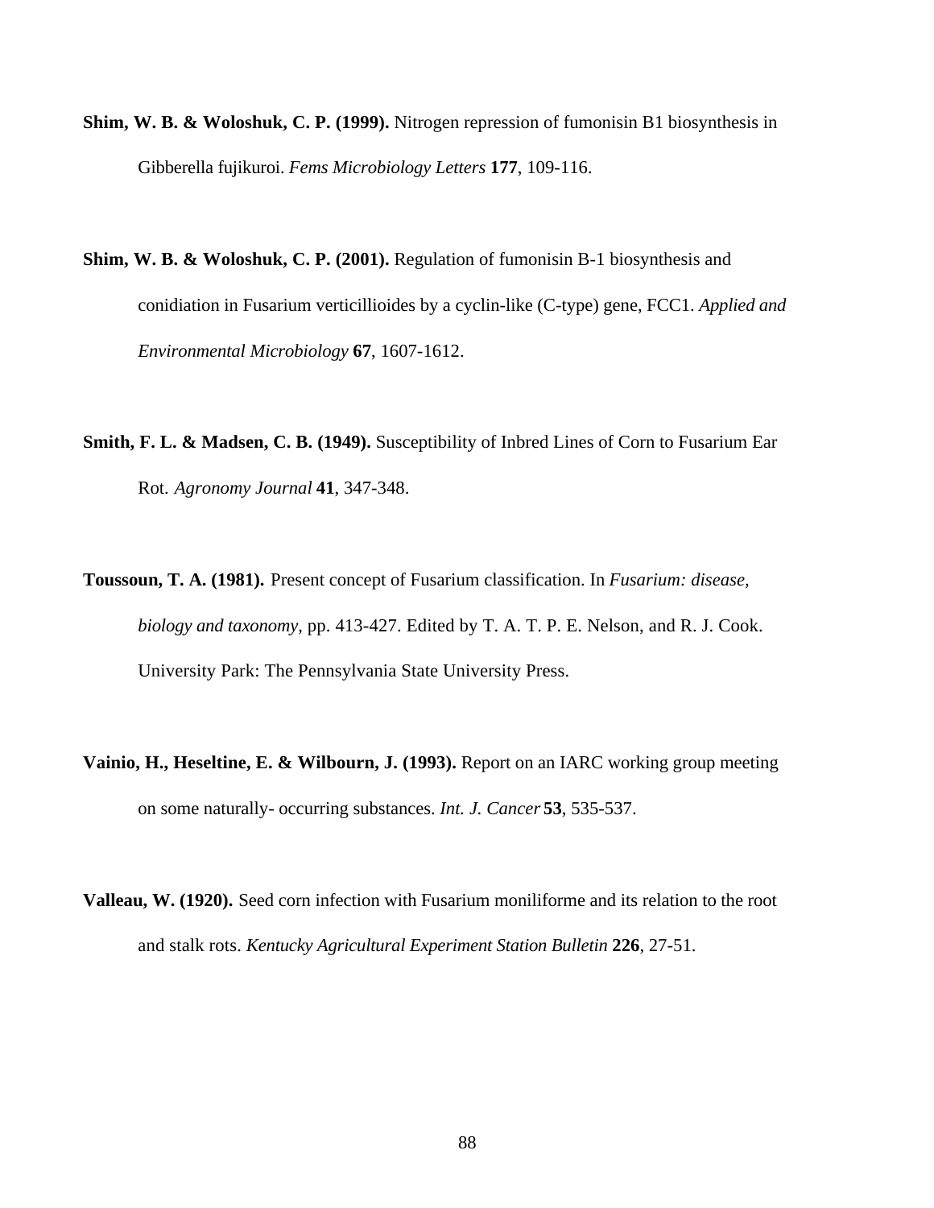**Shim, W. B. & Woloshuk, C. P. (1999).** Nitrogen repression of fumonisin B1 biosynthesis in Gibberella fujikuroi. *Fems Microbiology Letters* **177**, 109-116.

**Shim, W. B. & Woloshuk, C. P. (2001).** Regulation of fumonisin B-1 biosynthesis and conidiation in Fusarium verticillioides by a cyclin-like (C-type) gene, FCC1. *Applied and Environmental Microbiology* **67**, 1607-1612.

**Smith, F. L. & Madsen, C. B. (1949).** Susceptibility of Inbred Lines of Corn to Fusarium Ear Rot. *Agronomy Journal* **41**, 347-348.

**Toussoun, T. A. (1981).** Present concept of Fusarium classification. In *Fusarium: disease, biology and taxonomy*, pp. 413-427. Edited by T. A. T. P. E. Nelson, and R. J. Cook. University Park: The Pennsylvania State University Press.

**Vainio, H., Heseltine, E. & Wilbourn, J. (1993).** Report on an IARC working group meeting on some naturally- occurring substances. *Int. J. Cancer* **53**, 535-537.

**Valleau, W. (1920).** Seed corn infection with Fusarium moniliforme and its relation to the root and stalk rots. *Kentucky Agricultural Experiment Station Bulletin* **226**, 27-51.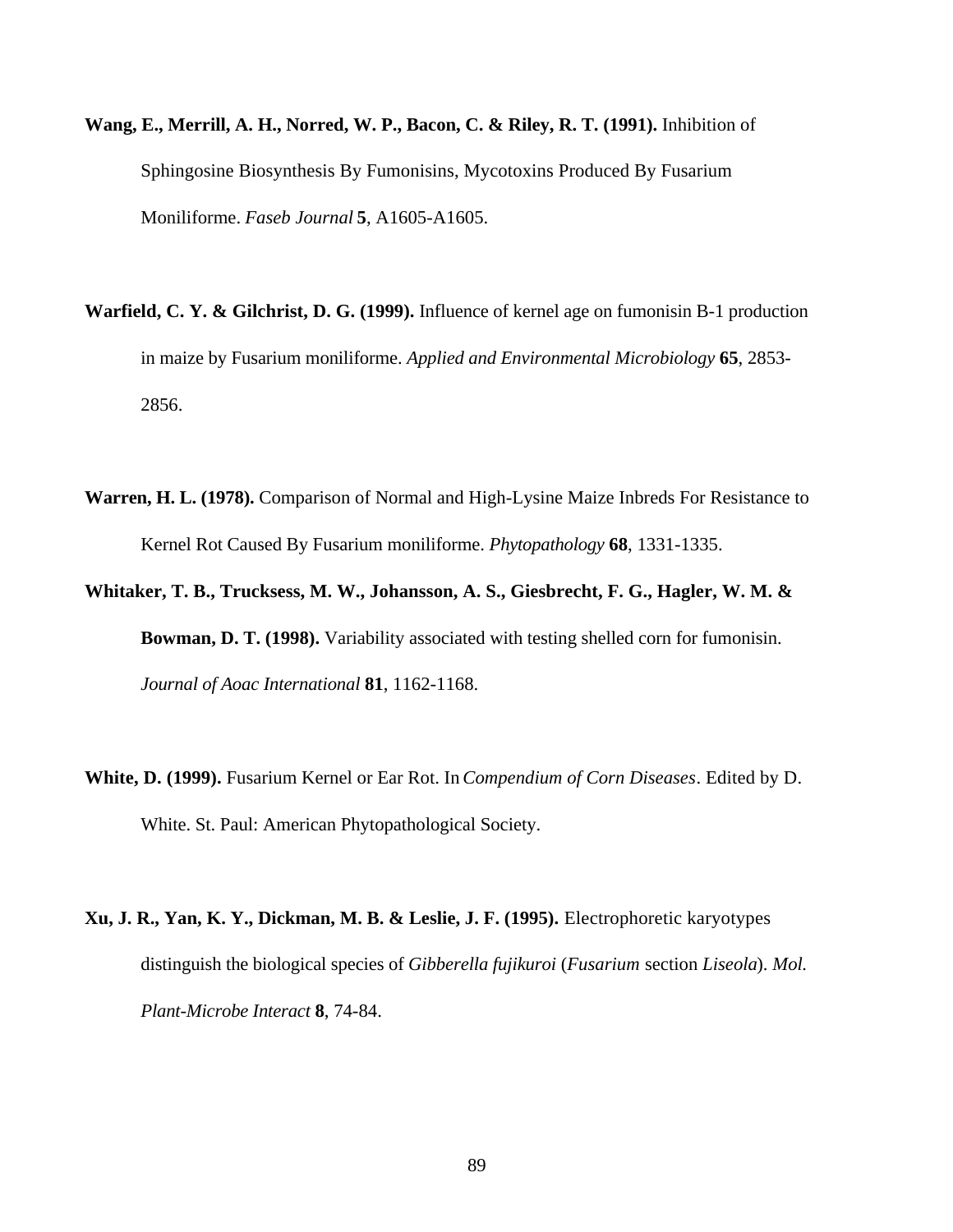**Wang, E., Merrill, A. H., Norred, W. P., Bacon, C. & Riley, R. T. (1991).** Inhibition of Sphingosine Biosynthesis By Fumonisins, Mycotoxins Produced By Fusarium Moniliforme. *Faseb Journal* **5**, A1605-A1605.

**Warfield, C. Y. & Gilchrist, D. G. (1999).** Influence of kernel age on fumonisin B-1 production in maize by Fusarium moniliforme. *Applied and Environmental Microbiology* **65**, 2853-2856.

**Warren, H. L. (1978).** Comparison of Normal and High-Lysine Maize Inbreds For Resistance to Kernel Rot Caused By Fusarium moniliforme. *Phytopathology* **68**, 1331-1335.

**Whitaker, T. B., Trucksess, M. W., Johansson, A. S., Giesbrecht, F. G., Hagler, W. M. & Bowman, D. T. (1998).** Variability associated with testing shelled corn for fumonisin. *Journal of Aoac International* **81**, 1162-1168.

**White, D. (1999).** Fusarium Kernel or Ear Rot. In *Compendium of Corn Diseases*. Edited by D. White. St. Paul: American Phytopathological Society.

**Xu, J. R., Yan, K. Y., Dickman, M. B. & Leslie, J. F. (1995).** Electrophoretic karyotypes distinguish the biological species of *Gibberella fujikuroi* (*Fusarium* section *Liseola*). *Mol. Plant-Microbe Interact* **8**, 74-84.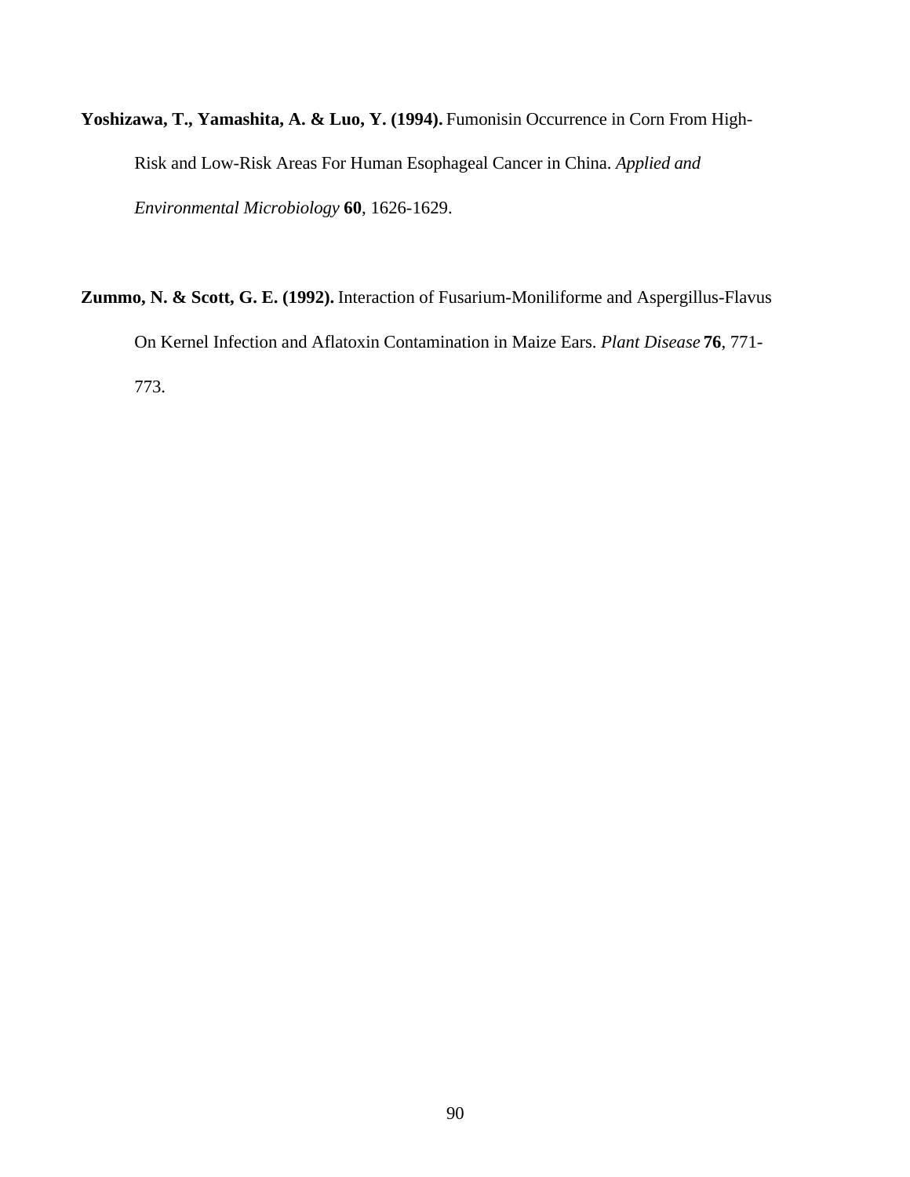**Yoshizawa, T., Yamashita, A. & Luo, Y. (1994).** Fumonisin Occurrence in Corn From High-Risk and Low-Risk Areas For Human Esophageal Cancer in China. *Applied and Environmental Microbiology* **60**, 1626-1629.

**Zummo, N. & Scott, G. E. (1992).** Interaction of Fusarium-Moniliforme and Aspergillus-Flavus On Kernel Infection and Aflatoxin Contamination in Maize Ears. *Plant Disease* **76**, 771-773.